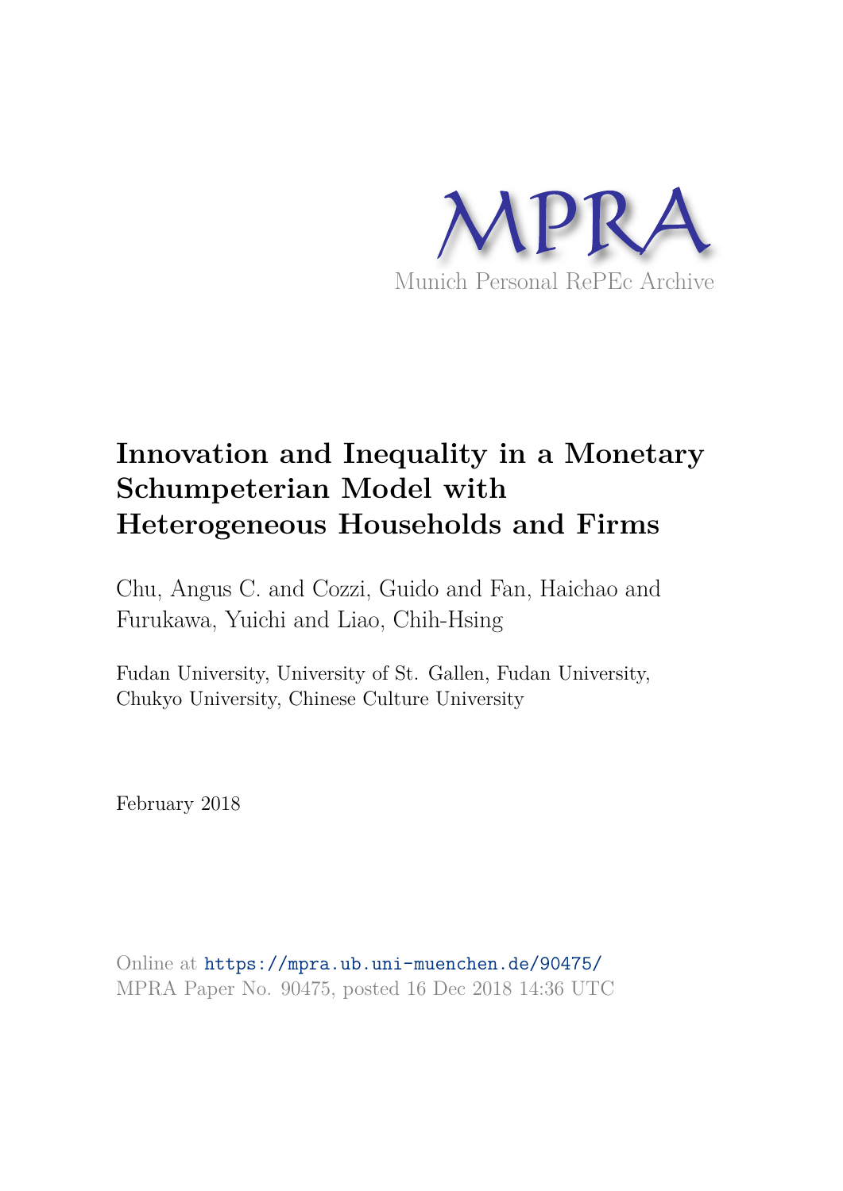MPRA

Munich Personal RePEc Archive

# Innovation and Inequality in a Monetary Schumpeterian Model with Heterogeneous Households and Firms

Chu, Angus C. and Cozzi, Guido and Fan, Haichao and Furukawa, Yuichi and Liao, Chih-Hsing

Fudan University, University of St. Gallen, Fudan University, Chukyo University, Chinese Culture University

February 2018

Online at https://mpra.ub.uni-muenchen.de/90475/
MPRA Paper No. 90475, posted 16 Dec 2018 14:36 UTC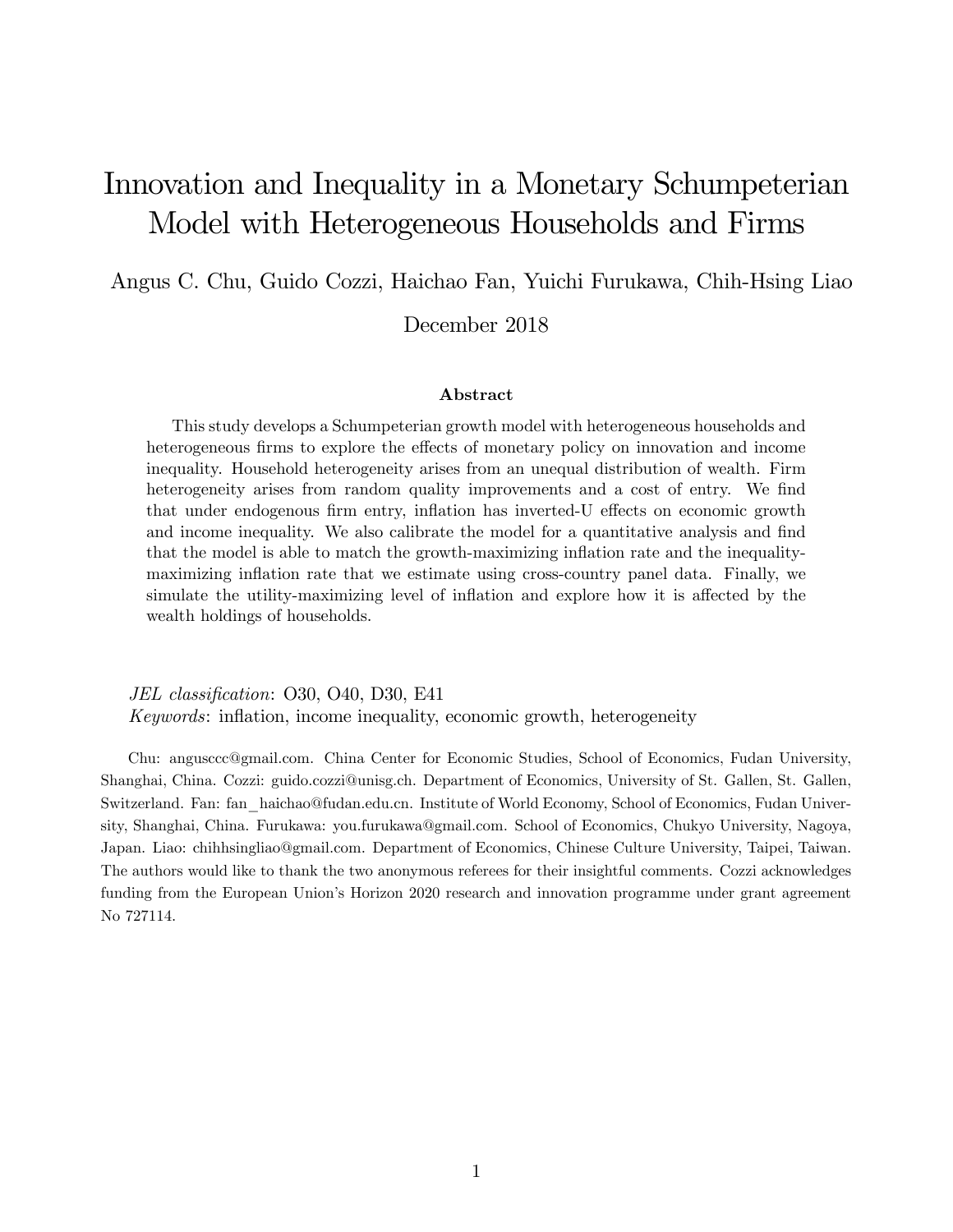# Innovation and Inequality in a Monetary Schumpeterian Model with Heterogeneous Households and Firms

Angus C. Chu, Guido Cozzi, Haichao Fan, Yuichi Furukawa, Chih-Hsing Liao

December 2018

### Abstract

This study develops a Schumpeterian growth model with heterogeneous households and heterogeneous firms to explore the effects of monetary policy on innovation and income inequality. Household heterogeneity arises from an unequal distribution of wealth. Firm heterogeneity arises from random quality improvements and a cost of entry. We find that under endogenous firm entry, inflation has inverted-U effects on economic growth and income inequality. We also calibrate the model for a quantitative analysis and find that the model is able to match the growth-maximizing inflation rate and the inequality-maximizing inflation rate that we estimate using cross-country panel data. Finally, we simulate the utility-maximizing level of inflation and explore how it is affected by the wealth holdings of households.

*JEL classification*: O30, O40, D30, E41

*Keywords*: inflation, income inequality, economic growth, heterogeneity

Chu: anguscccc@gmail.com. China Center for Economic Studies, School of Economics, Fudan University, Shanghai, China. Cozzi: guido.cozzi@unisg.ch. Department of Economics, University of St. Gallen, St. Gallen, Switzerland. Fan: fan_haichao@fudan.edu.cn. Institute of World Economy, School of Economics, Fudan University, Shanghai, China. Furukawa: you.furukawa@gmail.com. School of Economics, Chukyo University, Nagoya, Japan. Liao: chihhsingliao@gmail.com. Department of Economics, Chinese Culture University, Taipei, Taiwan. The authors would like to thank the two anonymous referees for their insightful comments. Cozzi acknowledges funding from the European Union's Horizon 2020 research and innovation programme under grant agreement No 727114.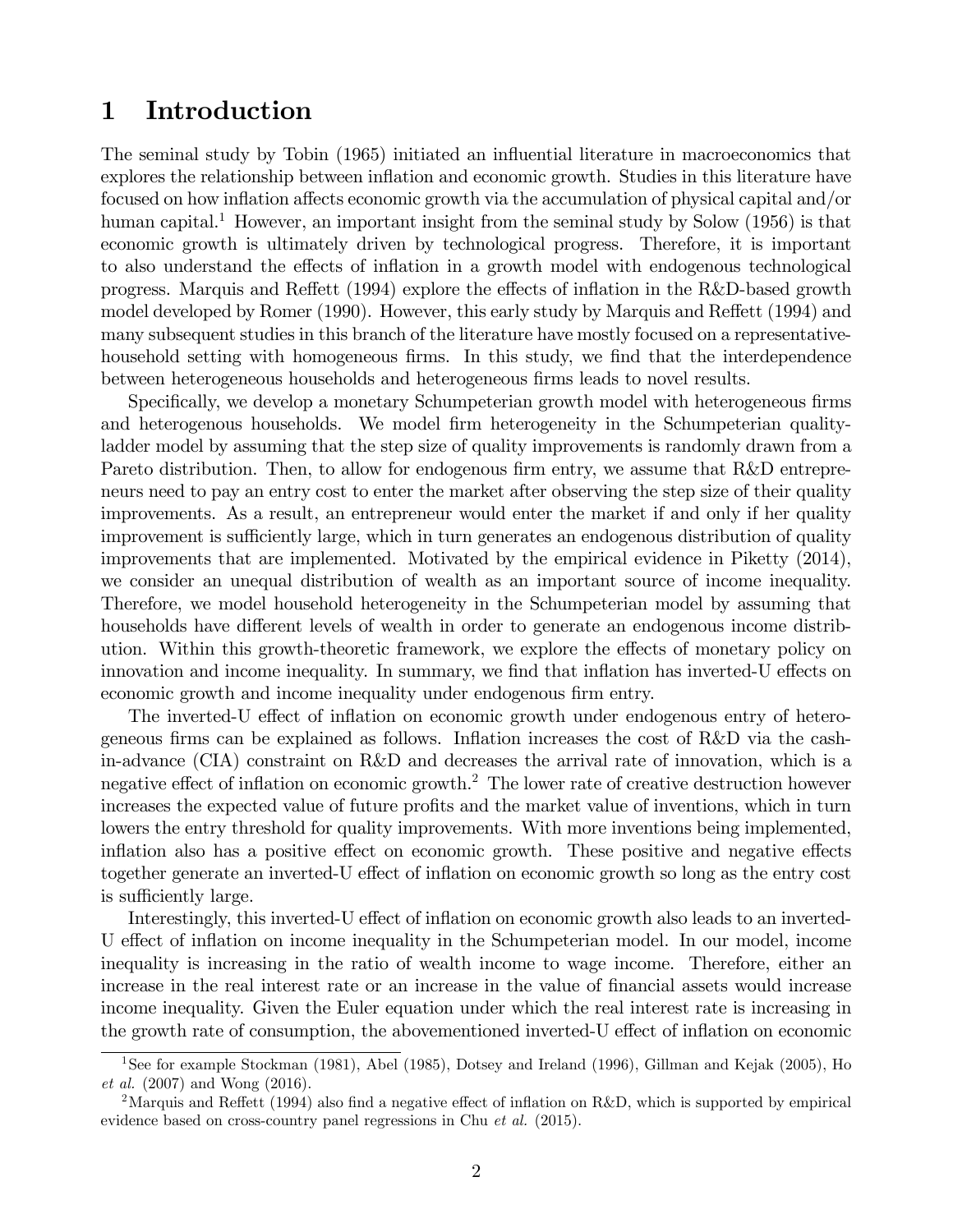# 1 Introduction

The seminal study by Tobin (1965) initiated an influential literature in macroeconomics that explores the relationship between inflation and economic growth. Studies in this literature have focused on how inflation affects economic growth via the accumulation of physical capital and/or human capital.[1] However, an important insight from the seminal study by Solow (1956) is that economic growth is ultimately driven by technological progress. Therefore, it is important to also understand the effects of inflation in a growth model with endogenous technological progress. Marquis and Reffett (1994) explore the effects of inflation in the R&D-based growth model developed by Romer (1990). However, this early study by Marquis and Reffett (1994) and many subsequent studies in this branch of the literature have mostly focused on a representative-household setting with homogeneous firms. In this study, we find that the interdependence between heterogeneous households and heterogeneous firms leads to novel results.

Specifically, we develop a monetary Schumpeterian growth model with heterogeneous firms and heterogenous households. We model firm heterogeneity in the Schumpeterian quality-ladder model by assuming that the step size of quality improvements is randomly drawn from a Pareto distribution. Then, to allow for endogenous firm entry, we assume that R&D entrepreneurs need to pay an entry cost to enter the market after observing the step size of their quality improvements. As a result, an entrepreneur would enter the market if and only if her quality improvement is sufficiently large, which in turn generates an endogenous distribution of quality improvements that are implemented. Motivated by the empirical evidence in Piketty (2014), we consider an unequal distribution of wealth as an important source of income inequality. Therefore, we model household heterogeneity in the Schumpeterian model by assuming that households have different levels of wealth in order to generate an endogenous income distribution. Within this growth-theoretic framework, we explore the effects of monetary policy on innovation and income inequality. In summary, we find that inflation has inverted-U effects on economic growth and income inequality under endogenous firm entry.

The inverted-U effect of inflation on economic growth under endogenous entry of heterogeneous firms can be explained as follows. Inflation increases the cost of R&D via the cash-in-advance (CIA) constraint on R&D and decreases the arrival rate of innovation, which is a negative effect of inflation on economic growth.[2] The lower rate of creative destruction however increases the expected value of future profits and the market value of inventions, which in turn lowers the entry threshold for quality improvements. With more inventions being implemented, inflation also has a positive effect on economic growth. These positive and negative effects together generate an inverted-U effect of inflation on economic growth so long as the entry cost is sufficiently large.

Interestingly, this inverted-U effect of inflation on economic growth also leads to an inverted-U effect of inflation on income inequality in the Schumpeterian model. In our model, income inequality is increasing in the ratio of wealth income to wage income. Therefore, either an increase in the real interest rate or an increase in the value of financial assets would increase income inequality. Given the Euler equation under which the real interest rate is increasing in the growth rate of consumption, the abovementioned inverted-U effect of inflation on economic

[1] See for example Stockman (1981), Abel (1985), Dotsey and Ireland (1996), Gillman and Kejak (2005), Ho *et al.* (2007) and Wong (2016).

[2] Marquis and Reffett (1994) also find a negative effect of inflation on R&D, which is supported by empirical evidence based on cross-country panel regressions in Chu *et al.* (2015).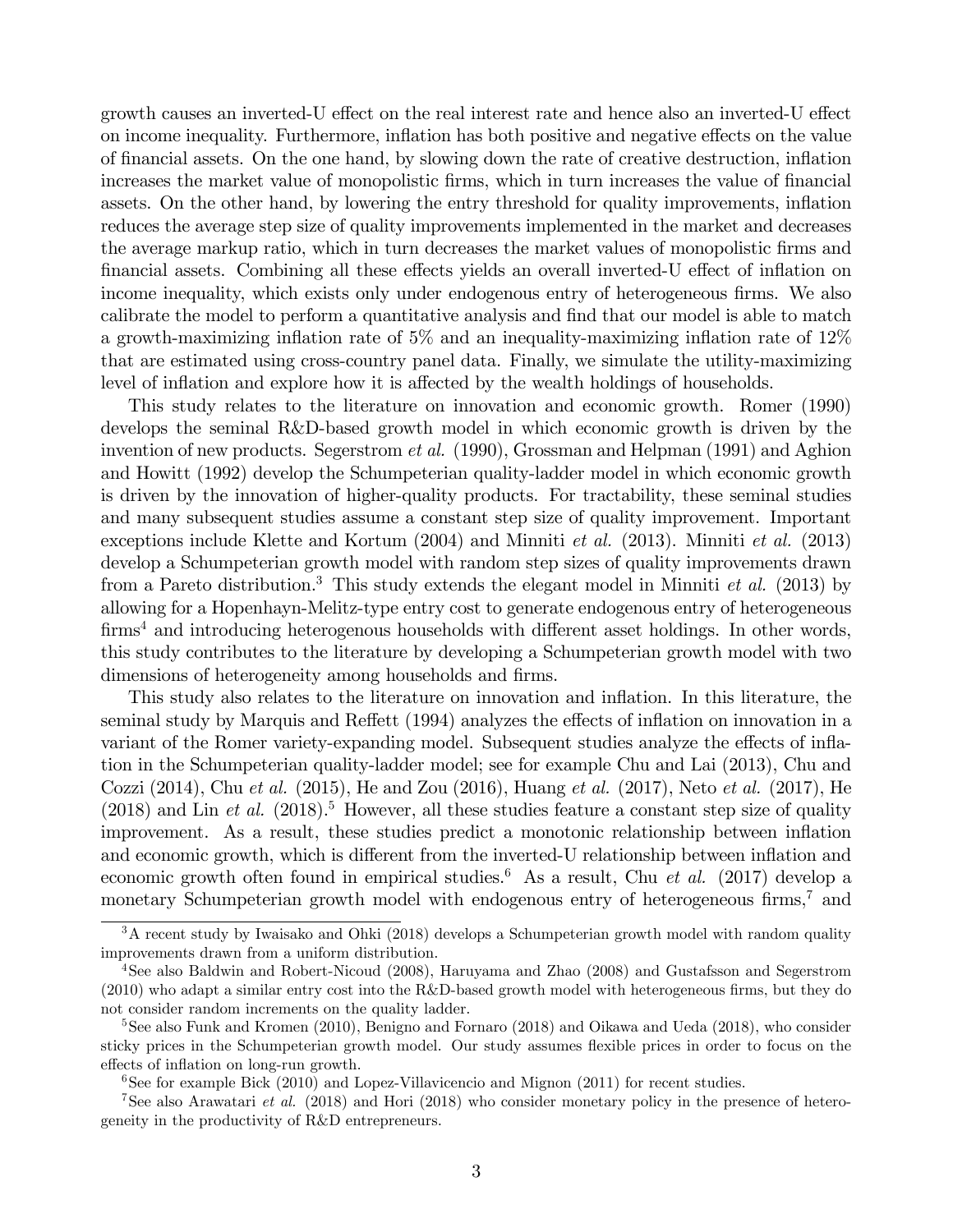growth causes an inverted-U effect on the real interest rate and hence also an inverted-U effect on income inequality. Furthermore, inflation has both positive and negative effects on the value of financial assets. On the one hand, by slowing down the rate of creative destruction, inflation increases the market value of monopolistic firms, which in turn increases the value of financial assets. On the other hand, by lowering the entry threshold for quality improvements, inflation reduces the average step size of quality improvements implemented in the market and decreases the average markup ratio, which in turn decreases the market values of monopolistic firms and financial assets. Combining all these effects yields an overall inverted-U effect of inflation on income inequality, which exists only under endogenous entry of heterogeneous firms. We also calibrate the model to perform a quantitative analysis and find that our model is able to match a growth-maximizing inflation rate of 5% and an inequality-maximizing inflation rate of 12% that are estimated using cross-country panel data. Finally, we simulate the utility-maximizing level of inflation and explore how it is affected by the wealth holdings of households.

This study relates to the literature on innovation and economic growth. Romer (1990) develops the seminal R&D-based growth model in which economic growth is driven by the invention of new products. Segerstrom *et al.* (1990), Grossman and Helpman (1991) and Aghion and Howitt (1992) develop the Schumpeterian quality-ladder model in which economic growth is driven by the innovation of higher-quality products. For tractability, these seminal studies and many subsequent studies assume a constant step size of quality improvement. Important exceptions include Klette and Kortum (2004) and Minniti *et al.* (2013). Minniti *et al.* (2013) develop a Schumpeterian growth model with random step sizes of quality improvements drawn from a Pareto distribution.[3] This study extends the elegant model in Minniti *et al.* (2013) by allowing for a Hopenhayn-Melitz-type entry cost to generate endogenous entry of heterogeneous firms[4] and introducing heterogenous households with different asset holdings. In other words, this study contributes to the literature by developing a Schumpeterian growth model with two dimensions of heterogeneity among households and firms.

This study also relates to the literature on innovation and inflation. In this literature, the seminal study by Marquis and Reffett (1994) analyzes the effects of inflation on innovation in a variant of the Romer variety-expanding model. Subsequent studies analyze the effects of inflation in the Schumpeterian quality-ladder model; see for example Chu and Lai (2013), Chu and Cozzi (2014), Chu *et al.* (2015), He and Zou (2016), Huang *et al.* (2017), Neto *et al.* (2017), He (2018) and Lin *et al.* (2018).[5] However, all these studies feature a constant step size of quality improvement. As a result, these studies predict a monotonic relationship between inflation and economic growth, which is different from the inverted-U relationship between inflation and economic growth often found in empirical studies.[6] As a result, Chu *et al.* (2017) develop a monetary Schumpeterian growth model with endogenous entry of heterogeneous firms,[7] and

[3] A recent study by Iwaisako and Ohki (2018) develops a Schumpeterian growth model with random quality improvements drawn from a uniform distribution.

[4] See also Baldwin and Robert-Nicoud (2008), Haruyama and Zhao (2008) and Gustafsson and Segerstrom (2010) who adapt a similar entry cost into the R&D-based growth model with heterogeneous firms, but they do not consider random increments on the quality ladder.

[5] See also Funk and Kromen (2010), Benigno and Fornaro (2018) and Oikawa and Ueda (2018), who consider sticky prices in the Schumpeterian growth model. Our study assumes flexible prices in order to focus on the effects of inflation on long-run growth.

[6] See for example Bick (2010) and Lopez-Villavicencio and Mignon (2011) for recent studies.

[7] See also Arawatari *et al.* (2018) and Hori (2018) who consider monetary policy in the presence of heterogeneity in the productivity of R&D entrepreneurs.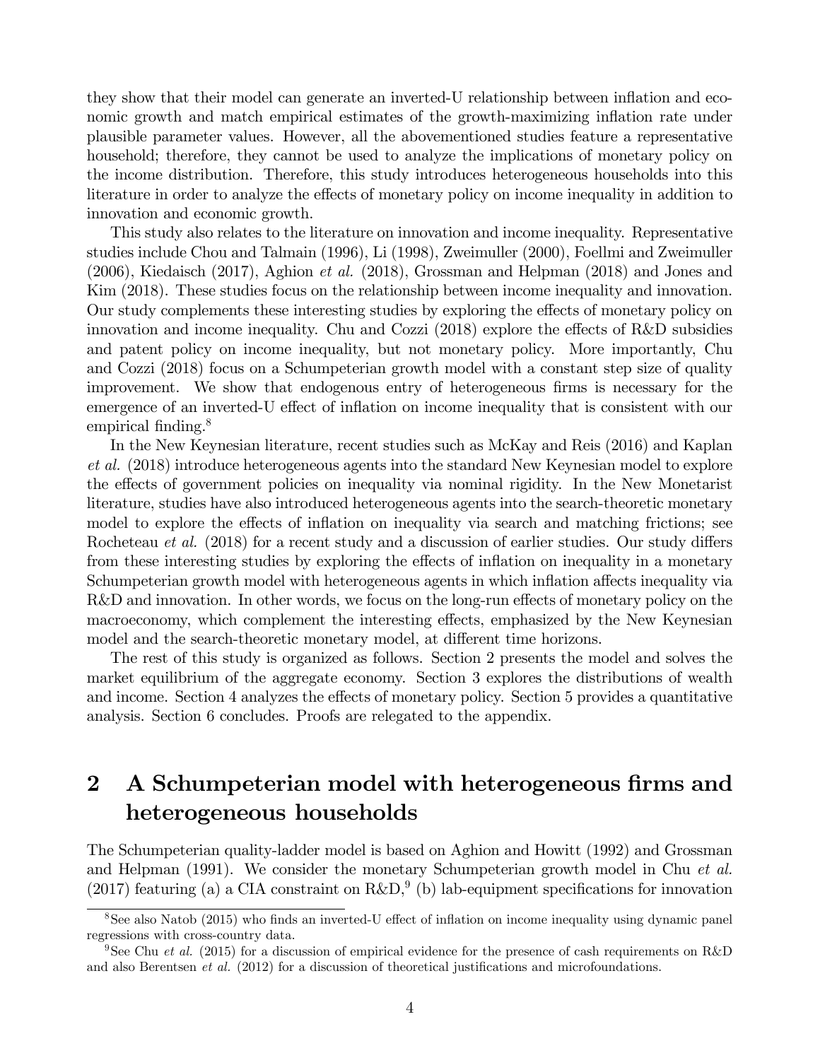they show that their model can generate an inverted-U relationship between inflation and economic growth and match empirical estimates of the growth-maximizing inflation rate under plausible parameter values. However, all the abovementioned studies feature a representative household; therefore, they cannot be used to analyze the implications of monetary policy on the income distribution. Therefore, this study introduces heterogeneous households into this literature in order to analyze the effects of monetary policy on income inequality in addition to innovation and economic growth.

This study also relates to the literature on innovation and income inequality. Representative studies include Chou and Talmain (1996), Li (1998), Zweimuller (2000), Foellmi and Zweimuller (2006), Kiedaisch (2017), Aghion *et al.* (2018), Grossman and Helpman (2018) and Jones and Kim (2018). These studies focus on the relationship between income inequality and innovation. Our study complements these interesting studies by exploring the effects of monetary policy on innovation and income inequality. Chu and Cozzi (2018) explore the effects of R&D subsidies and patent policy on income inequality, but not monetary policy. More importantly, Chu and Cozzi (2018) focus on a Schumpeterian growth model with a constant step size of quality improvement. We show that endogenous entry of heterogeneous firms is necessary for the emergence of an inverted-U effect of inflation on income inequality that is consistent with our empirical finding.[8]

In the New Keynesian literature, recent studies such as McKay and Reis (2016) and Kaplan *et al.* (2018) introduce heterogeneous agents into the standard New Keynesian model to explore the effects of government policies on inequality via nominal rigidity. In the New Monetarist literature, studies have also introduced heterogeneous agents into the search-theoretic monetary model to explore the effects of inflation on inequality via search and matching frictions; see Rocheteau *et al.* (2018) for a recent study and a discussion of earlier studies. Our study differs from these interesting studies by exploring the effects of inflation on inequality in a monetary Schumpeterian growth model with heterogeneous agents in which inflation affects inequality via R&D and innovation. In other words, we focus on the long-run effects of monetary policy on the macroeconomy, which complement the interesting effects, emphasized by the New Keynesian model and the search-theoretic monetary model, at different time horizons.

The rest of this study is organized as follows. Section 2 presents the model and solves the market equilibrium of the aggregate economy. Section 3 explores the distributions of wealth and income. Section 4 analyzes the effects of monetary policy. Section 5 provides a quantitative analysis. Section 6 concludes. Proofs are relegated to the appendix.

## 2 A Schumpeterian model with heterogeneous firms and heterogeneous households

The Schumpeterian quality-ladder model is based on Aghion and Howitt (1992) and Grossman and Helpman (1991). We consider the monetary Schumpeterian growth model in Chu *et al.* (2017) featuring (a) a CIA constraint on R&D,[9] (b) lab-equipment specifications for innovation

[8] See also Natob (2015) who finds an inverted-U effect of inflation on income inequality using dynamic panel regressions with cross-country data.

[9] See Chu *et al.* (2015) for a discussion of empirical evidence for the presence of cash requirements on R&D and also Berentsen *et al.* (2012) for a discussion of theoretical justifications and microfoundations.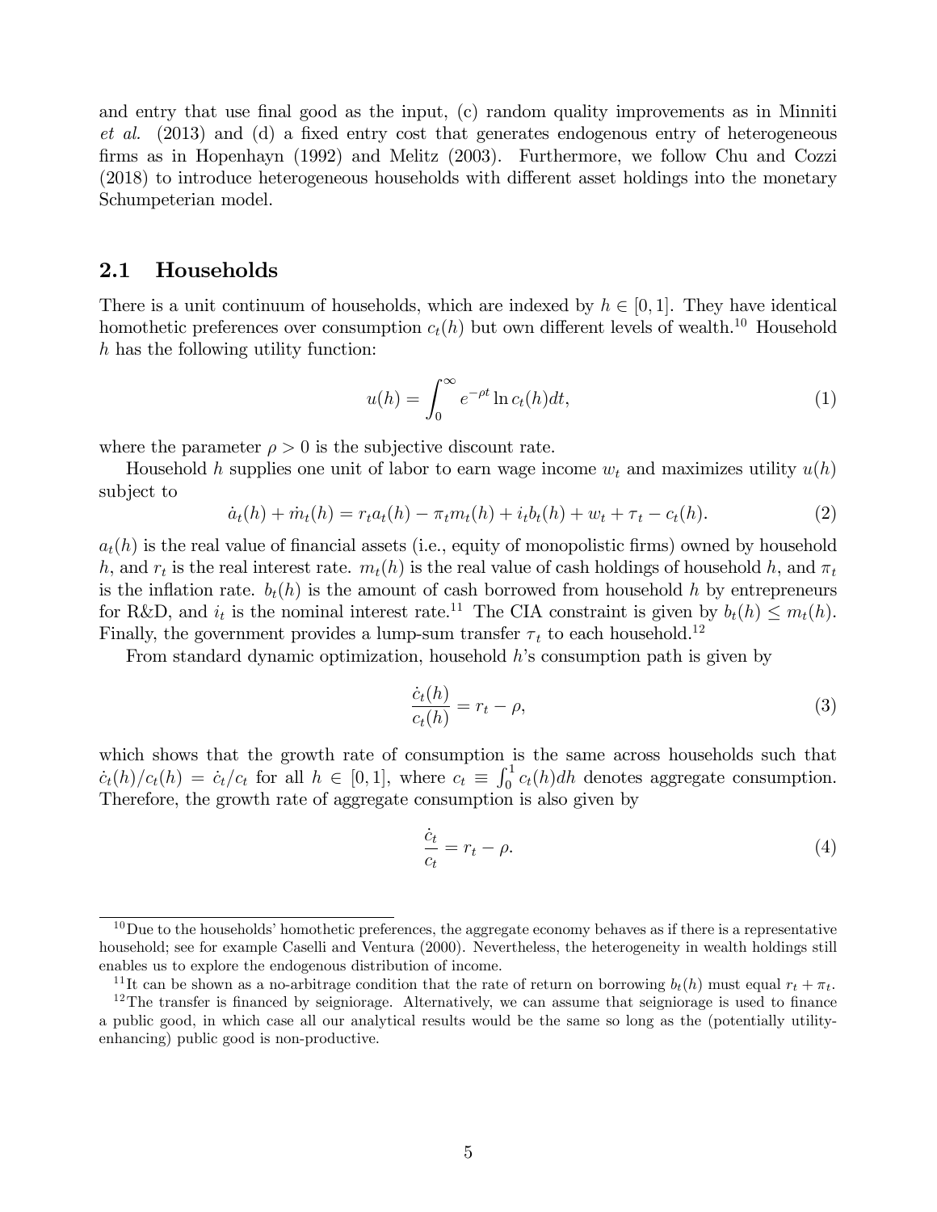and entry that use final good as the input, (c) random quality improvements as in Minniti *et al.* (2013) and (d) a fixed entry cost that generates endogenous entry of heterogeneous firms as in Hopenhayn (1992) and Melitz (2003). Furthermore, we follow Chu and Cozzi (2018) to introduce heterogeneous households with different asset holdings into the monetary Schumpeterian model.

## 2.1 Households

There is a unit continuum of households, which are indexed by $h \in [0, 1]$. They have identical homothetic preferences over consumption $c_t(h)$ but own different levels of wealth.[10] Household $h$ has the following utility function:

$$u(h) = \int_0^\infty e^{-\rho t} \ln c_t(h) dt, \tag{1}$$

where the parameter $\rho > 0$ is the subjective discount rate.

Household $h$ supplies one unit of labor to earn wage income $w_t$ and maximizes utility $u(h)$ subject to

$$\dot{a}_t(h) + \dot{m}_t(h) = r_t a_t(h) - \pi_t m_t(h) + i_t b_t(h) + w_t + \tau_t - c_t(h). \tag{2}$$

$a_t(h)$ is the real value of financial assets (i.e., equity of monopolistic firms) owned by household $h$, and $r_t$ is the real interest rate. $m_t(h)$ is the real value of cash holdings of household $h$, and $\pi_t$ is the inflation rate. $b_t(h)$ is the amount of cash borrowed from household $h$ by entrepreneurs for R&D, and $i_t$ is the nominal interest rate.[11] The CIA constraint is given by $b_t(h) \leq m_t(h)$. Finally, the government provides a lump-sum transfer $\tau_t$ to each household.[12]

From standard dynamic optimization, household $h$'s consumption path is given by

$$\frac{\dot{c}_t(h)}{c_t(h)} = r_t - \rho, \tag{3}$$

which shows that the growth rate of consumption is the same across households such that $\dot{c}_t(h)/c_t(h) = \dot{c}_t/c_t$ for all $h \in [0, 1]$, where $c_t \equiv \int_0^1 c_t(h)dh$ denotes aggregate consumption. Therefore, the growth rate of aggregate consumption is also given by

$$\frac{\dot{c}_t}{c_t} = r_t - \rho. \tag{4}$$

[10] Due to the households' homothetic preferences, the aggregate economy behaves as if there is a representative household; see for example Caselli and Ventura (2000). Nevertheless, the heterogeneity in wealth holdings still enables us to explore the endogenous distribution of income.

[11] It can be shown as a no-arbitrage condition that the rate of return on borrowing $b_t(h)$ must equal $r_t + \pi_t$.

[12] The transfer is financed by seigniorage. Alternatively, we can assume that seigniorage is used to finance a public good, in which case all our analytical results would be the same so long as the (potentially utility-enhancing) public good is non-productive.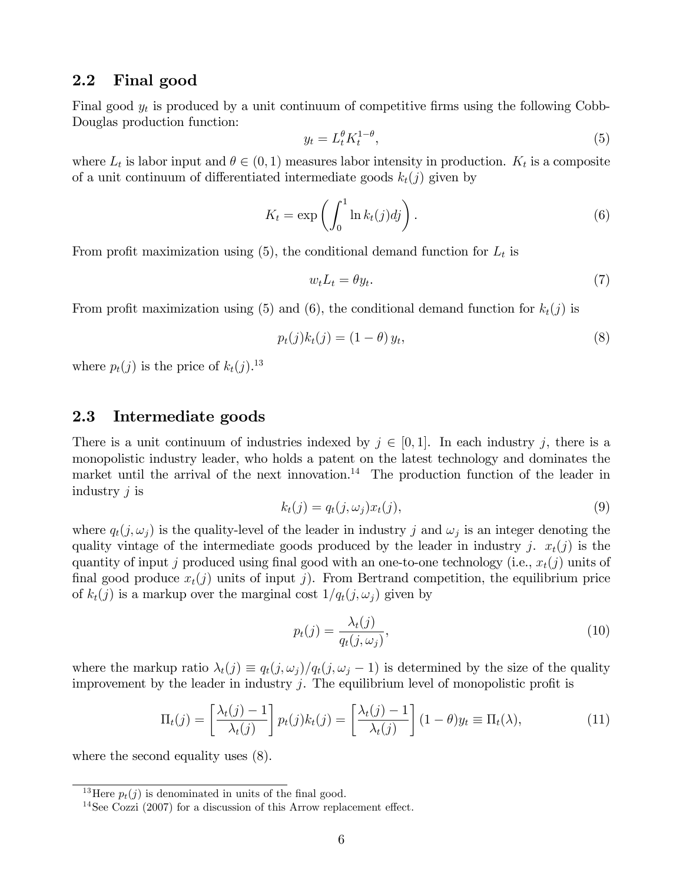## 2.2 Final good

Final good $y_t$ is produced by a unit continuum of competitive firms using the following Cobb-Douglas production function:

$$y_t = L_t^{\theta} K_t^{1-\theta}, \tag{5}$$

where $L_t$ is labor input and $\theta \in (0, 1)$ measures labor intensity in production. $K_t$ is a composite of a unit continuum of differentiated intermediate goods $k_t(j)$ given by

$$K_t = \exp\left(\int_0^1 \ln k_t(j) dj\right). \tag{6}$$

From profit maximization using (5), the conditional demand function for $L_t$ is

$$w_t L_t = \theta y_t. \tag{7}$$

From profit maximization using (5) and (6), the conditional demand function for $k_t(j)$ is

$$p_t(j) k_t(j) = (1-\theta) y_t, \tag{8}$$

where $p_t(j)$ is the price of $k_t(j)$.[13]

## 2.3 Intermediate goods

There is a unit continuum of industries indexed by $j \in [0, 1]$. In each industry $j$, there is a monopolistic industry leader, who holds a patent on the latest technology and dominates the market until the arrival of the next innovation.[14] The production function of the leader in industry $j$ is

$$k_t(j) = q_t(j, \omega_j) x_t(j), \tag{9}$$

where $q_t(j, \omega_j)$ is the quality-level of the leader in industry $j$ and $\omega_j$ is an integer denoting the quality vintage of the intermediate goods produced by the leader in industry $j$. $x_t(j)$ is the quantity of input $j$ produced using final good with an one-to-one technology (i.e., $x_t(j)$ units of final good produce $x_t(j)$ units of input $j$). From Bertrand competition, the equilibrium price of $k_t(j)$ is a markup over the marginal cost $1/q_t(j, \omega_j)$ given by

$$p_t(j) = \frac{\lambda_t(j)}{q_t(j, \omega_j)}, \tag{10}$$

where the markup ratio $\lambda_t(j) \equiv q_t(j, \omega_j)/q_t(j, \omega_j - 1)$ is determined by the size of the quality improvement by the leader in industry $j$. The equilibrium level of monopolistic profit is

$$\Pi_t(j) = \left[\frac{\lambda_t(j) - 1}{\lambda_t(j)}\right] p_t(j) k_t(j) = \left[\frac{\lambda_t(j) - 1}{\lambda_t(j)}\right] (1-\theta) y_t \equiv \Pi_t(\lambda), \tag{11}$$

where the second equality uses (8).

[13] Here $p_t(j)$ is denominated in units of the final good.

[14] See Cozzi (2007) for a discussion of this Arrow replacement effect.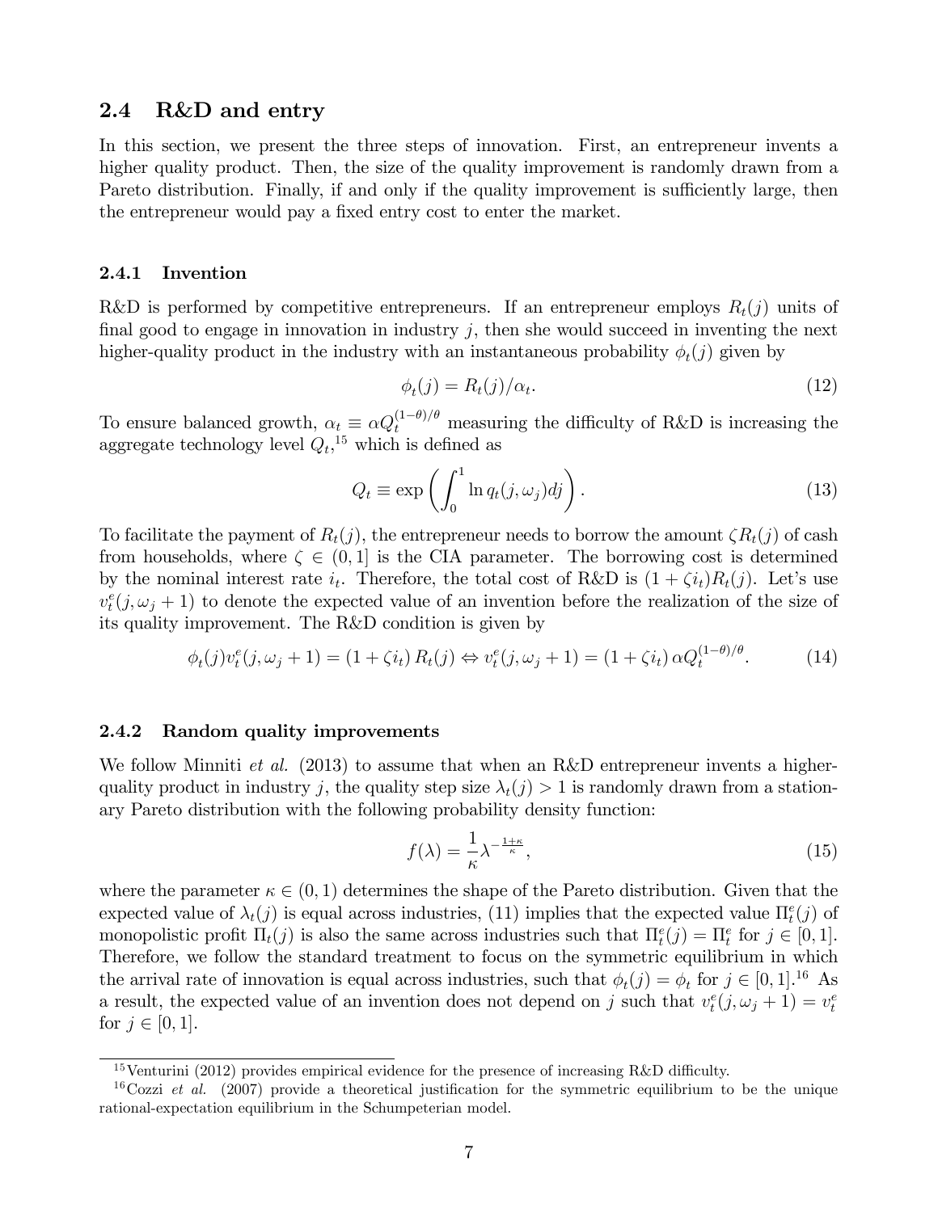## 2.4 R&D and entry

In this section, we present the three steps of innovation. First, an entrepreneur invents a higher quality product. Then, the size of the quality improvement is randomly drawn from a Pareto distribution. Finally, if and only if the quality improvement is sufficiently large, then the entrepreneur would pay a fixed entry cost to enter the market.

### 2.4.1 Invention

R&D is performed by competitive entrepreneurs. If an entrepreneur employs $R_t(j)$ units of final good to engage in innovation in industry $j$, then she would succeed in inventing the next higher-quality product in the industry with an instantaneous probability $\phi_t(j)$ given by

$$\phi_t(j) = R_t(j)/\alpha_t. \tag{12}$$

To ensure balanced growth, $\alpha_t \equiv \alpha Q_t^{(1-\theta)/\theta}$ measuring the difficulty of R&D is increasing the aggregate technology level $Q_t$,[15] which is defined as

$$Q_t \equiv \exp\left(\int_0^1 \ln q_t(j, \omega_j) dj\right). \tag{13}$$

To facilitate the payment of $R_t(j)$, the entrepreneur needs to borrow the amount $\zeta R_t(j)$ of cash from households, where $\zeta \in (0, 1]$ is the CIA parameter. The borrowing cost is determined by the nominal interest rate $i_t$. Therefore, the total cost of R&D is $(1 + \zeta i_t)R_t(j)$. Let's use $v_t^e(j, \omega_j + 1)$ to denote the expected value of an invention before the realization of the size of its quality improvement. The R&D condition is given by

$$\phi_t(j) v_t^e(j, \omega_j + 1) = (1 + \zeta i_t) R_t(j) \Leftrightarrow v_t^e(j, \omega_j + 1) = (1 + \zeta i_t) \alpha Q_t^{(1-\theta)/\theta}. \tag{14}$$

### 2.4.2 Random quality improvements

We follow Minniti *et al.* (2013) to assume that when an R&D entrepreneur invents a higher-quality product in industry $j$, the quality step size $\lambda_t(j) > 1$ is randomly drawn from a stationary Pareto distribution with the following probability density function:

$$f(\lambda) = \frac{1}{\kappa} \lambda^{-\frac{1+\kappa}{\kappa}}, \tag{15}$$

where the parameter $\kappa \in (0, 1)$ determines the shape of the Pareto distribution. Given that the expected value of $\lambda_t(j)$ is equal across industries, (11) implies that the expected value $\Pi_t^e(j)$ of monopolistic profit $\Pi_t(j)$ is also the same across industries such that $\Pi_t^e(j) = \Pi_t^e$ for $j \in [0, 1]$. Therefore, we follow the standard treatment to focus on the symmetric equilibrium in which the arrival rate of innovation is equal across industries, such that $\phi_t(j) = \phi_t$ for $j \in [0, 1]$.[16] As a result, the expected value of an invention does not depend on $j$ such that $v_t^e(j, \omega_j + 1) = v_t^e$ for $j \in [0, 1]$.

[15] Venturini (2012) provides empirical evidence for the presence of increasing R&D difficulty.

[16] Cozzi *et al.* (2007) provide a theoretical justification for the symmetric equilibrium to be the unique rational-expectation equilibrium in the Schumpeterian model.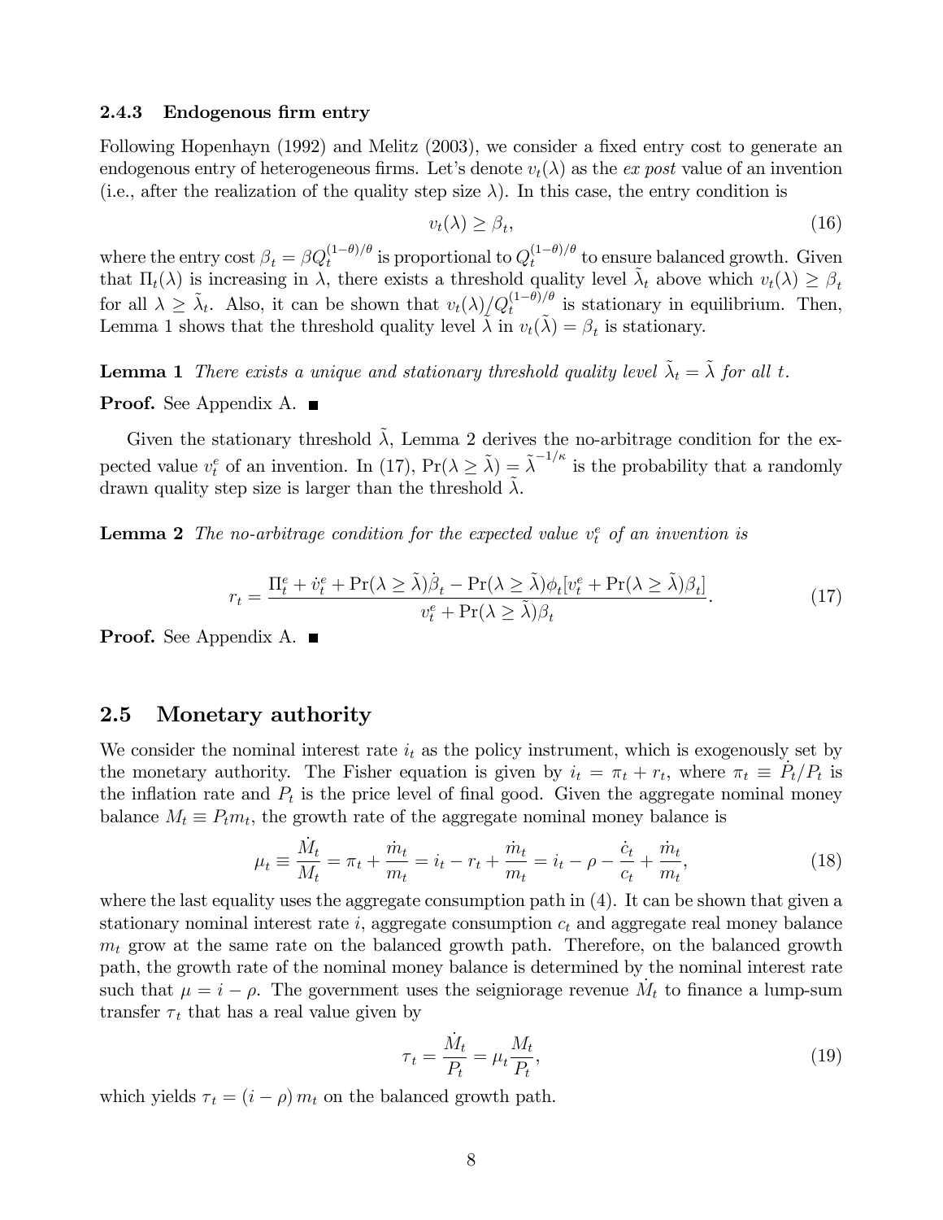#### 2.4.3 Endogenous firm entry

Following Hopenhayn (1992) and Melitz (2003), we consider a fixed entry cost to generate an endogenous entry of heterogeneous firms. Let's denote $v_t(\lambda)$ as the *ex post* value of an invention (i.e., after the realization of the quality step size $\lambda$). In this case, the entry condition is

$$v_t(\lambda) \geq \beta_t, \tag{16}$$

where the entry cost $\beta_t = \beta Q_t^{(1-\theta)/\theta}$ is proportional to $Q_t^{(1-\theta)/\theta}$ to ensure balanced growth. Given that $\Pi_t(\lambda)$ is increasing in $\lambda$, there exists a threshold quality level $\tilde{\lambda}_t$ above which $v_t(\lambda) \geq \beta_t$ for all $\lambda \geq \tilde{\lambda}_t$. Also, it can be shown that $v_t(\lambda)/Q_t^{(1-\theta)/\theta}$ is stationary in equilibrium. Then, Lemma 1 shows that the threshold quality level $\tilde{\lambda}$ in $v_t(\tilde{\lambda}) = \beta_t$ is stationary.

**Lemma 1** *There exists a unique and stationary threshold quality level $\tilde{\lambda}_t = \tilde{\lambda}$ for all $t$.*

**Proof.** See Appendix A. ■

Given the stationary threshold $\tilde{\lambda}$, Lemma 2 derives the no-arbitrage condition for the expected value $v_t^e$ of an invention. In (17), $\Pr(\lambda \geq \tilde{\lambda}) = \tilde{\lambda}^{-1/\kappa}$ is the probability that a randomly drawn quality step size is larger than the threshold $\tilde{\lambda}$.

**Lemma 2** *The no-arbitrage condition for the expected value $v_t^e$ of an invention is*

$$r_t = \frac{\Pi_t^e + \dot{v}_t^e + \Pr(\lambda \geq \tilde{\lambda})\dot{\beta}_t - \Pr(\lambda \geq \tilde{\lambda})\phi_t[v_t^e + \Pr(\lambda \geq \tilde{\lambda})\beta_t]}{v_t^e + \Pr(\lambda \geq \tilde{\lambda})\beta_t}. \tag{17}$$

**Proof.** See Appendix A. ■

## 2.5 Monetary authority

We consider the nominal interest rate $i_t$ as the policy instrument, which is exogenously set by the monetary authority. The Fisher equation is given by $i_t = \pi_t + r_t$, where $\pi_t \equiv \dot{P}_t/P_t$ is the inflation rate and $P_t$ is the price level of final good. Given the aggregate nominal money balance $M_t \equiv P_t m_t$, the growth rate of the aggregate nominal money balance is

$$\mu_t \equiv \frac{\dot{M}_t}{M_t} = \pi_t + \frac{\dot{m}_t}{m_t} = i_t - r_t + \frac{\dot{m}_t}{m_t} = i_t - \rho - \frac{\dot{c}_t}{c_t} + \frac{\dot{m}_t}{m_t}, \tag{18}$$

where the last equality uses the aggregate consumption path in (4). It can be shown that given a stationary nominal interest rate $i$, aggregate consumption $c_t$ and aggregate real money balance $m_t$ grow at the same rate on the balanced growth path. Therefore, on the balanced growth path, the growth rate of the nominal money balance is determined by the nominal interest rate such that $\mu = i - \rho$. The government uses the seigniorage revenue $\dot{M}_t$ to finance a lump-sum transfer $\tau_t$ that has a real value given by

$$\tau_t = \frac{\dot{M}_t}{P_t} = \mu_t \frac{M_t}{P_t}, \tag{19}$$

which yields $\tau_t = (i - \rho)\, m_t$ on the balanced growth path.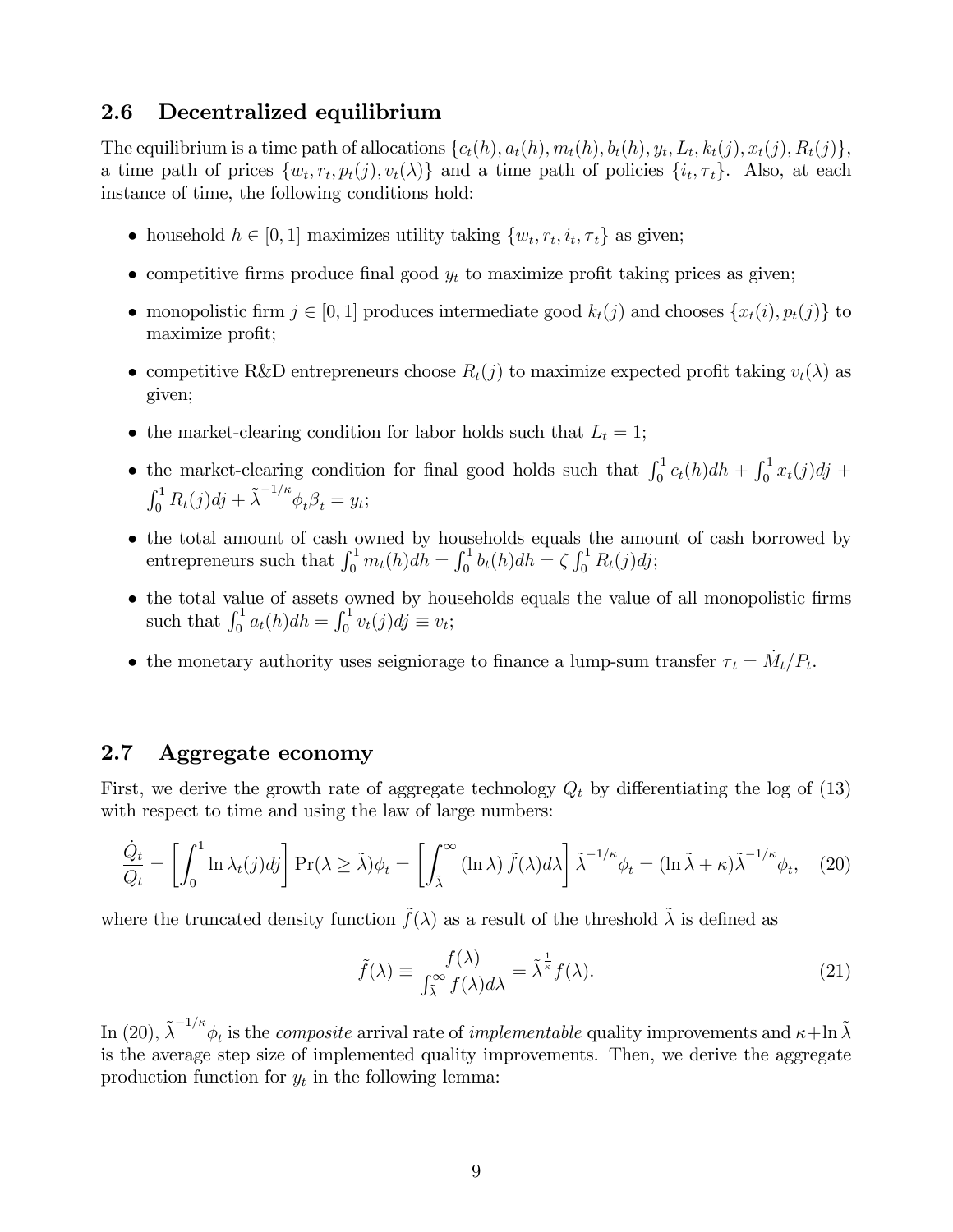## 2.6 Decentralized equilibrium

The equilibrium is a time path of allocations $\{c_t(h), a_t(h), m_t(h), b_t(h), y_t, L_t, k_t(j), x_t(j), R_t(j)\}$, a time path of prices $\{w_t, r_t, p_t(j), v_t(\lambda)\}$ and a time path of policies $\{i_t, \tau_t\}$. Also, at each instance of time, the following conditions hold:

- household $h \in [0, 1]$ maximizes utility taking $\{w_t, r_t, i_t, \tau_t\}$ as given;
- competitive firms produce final good $y_t$ to maximize profit taking prices as given;
- monopolistic firm $j \in [0, 1]$ produces intermediate good $k_t(j)$ and chooses $\{x_t(i), p_t(j)\}$ to maximize profit;
- competitive R&D entrepreneurs choose $R_t(j)$ to maximize expected profit taking $v_t(\lambda)$ as given;
- the market-clearing condition for labor holds such that $L_t = 1$;
- the market-clearing condition for final good holds such that $\int_0^1 c_t(h)dh + \int_0^1 x_t(j)dj + \int_0^1 R_t(j)dj + \tilde{\lambda}^{-1/\kappa}\phi_t\beta_t = y_t$;
- the total amount of cash owned by households equals the amount of cash borrowed by entrepreneurs such that $\int_0^1 m_t(h)dh = \int_0^1 b_t(h)dh = \zeta \int_0^1 R_t(j)dj$;
- the total value of assets owned by households equals the value of all monopolistic firms such that $\int_0^1 a_t(h)dh = \int_0^1 v_t(j)dj \equiv v_t$;
- the monetary authority uses seigniorage to finance a lump-sum transfer $\tau_t = \dot{M}_t/P_t$.

## 2.7 Aggregate economy

First, we derive the growth rate of aggregate technology $Q_t$ by differentiating the log of (13) with respect to time and using the law of large numbers:

$$\frac{\dot{Q}_t}{Q_t} = \left[\int_0^1 \ln \lambda_t(j)dj\right] \Pr(\lambda \geq \tilde{\lambda})\phi_t = \left[\int_{\tilde{\lambda}}^{\infty} (\ln \lambda)\, \tilde{f}(\lambda)d\lambda\right] \tilde{\lambda}^{-1/\kappa}\phi_t = (\ln \tilde{\lambda} + \kappa)\tilde{\lambda}^{-1/\kappa}\phi_t, \quad (20)$$

where the truncated density function $\tilde{f}(\lambda)$ as a result of the threshold $\tilde{\lambda}$ is defined as

$$\tilde{f}(\lambda) \equiv \frac{f(\lambda)}{\int_{\tilde{\lambda}}^{\infty} f(\lambda)d\lambda} = \tilde{\lambda}^{\frac{1}{\kappa}} f(\lambda). \quad (21)$$

In (20), $\tilde{\lambda}^{-1/\kappa}\phi_t$ is the *composite* arrival rate of *implementable* quality improvements and $\kappa + \ln \tilde{\lambda}$ is the average step size of implemented quality improvements. Then, we derive the aggregate production function for $y_t$ in the following lemma: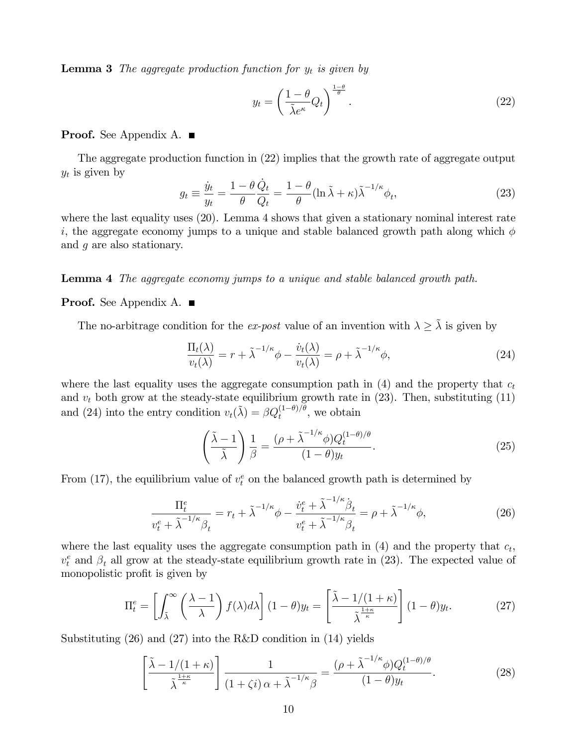**Lemma 3** *The aggregate production function for $y_t$ is given by*

$$y_t = \left(\frac{1-\theta}{\tilde{\lambda}e^{\kappa}}Q_t\right)^{\frac{1-\theta}{\theta}}. \tag{22}$$

**Proof.** See Appendix A. ∎

The aggregate production function in (22) implies that the growth rate of aggregate output $y_t$ is given by

$$g_t \equiv \frac{\dot{y}_t}{y_t} = \frac{1-\theta}{\theta}\frac{\dot{Q}_t}{Q_t} = \frac{1-\theta}{\theta}(\ln\tilde{\lambda}+\kappa)\tilde{\lambda}^{-1/\kappa}\phi_t, \tag{23}$$

where the last equality uses (20). Lemma 4 shows that given a stationary nominal interest rate $i$, the aggregate economy jumps to a unique and stable balanced growth path along which $\phi$ and $g$ are also stationary.

**Lemma 4** *The aggregate economy jumps to a unique and stable balanced growth path.*

**Proof.** See Appendix A. ∎

The no-arbitrage condition for the *ex-post* value of an invention with $\lambda \geq \tilde{\lambda}$ is given by

$$\frac{\Pi_t(\lambda)}{v_t(\lambda)} = r + \tilde{\lambda}^{-1/\kappa}\phi - \frac{\dot{v}_t(\lambda)}{v_t(\lambda)} = \rho + \tilde{\lambda}^{-1/\kappa}\phi, \tag{24}$$

where the last equality uses the aggregate consumption path in (4) and the property that $c_t$ and $v_t$ both grow at the steady-state equilibrium growth rate in (23). Then, substituting (11) and (24) into the entry condition $v_t(\tilde{\lambda}) = \beta Q_t^{(1-\theta)/\theta}$, we obtain

$$\left(\frac{\tilde{\lambda}-1}{\tilde{\lambda}}\right)\frac{1}{\beta} = \frac{(\rho+\tilde{\lambda}^{-1/\kappa}\phi)Q_t^{(1-\theta)/\theta}}{(1-\theta)y_t}. \tag{25}$$

From (17), the equilibrium value of $v_t^e$ on the balanced growth path is determined by

$$\frac{\Pi_t^e}{v_t^e + \tilde{\lambda}^{-1/\kappa}\beta_t} = r_t + \tilde{\lambda}^{-1/\kappa}\phi - \frac{\dot{v}_t^e + \tilde{\lambda}^{-1/\kappa}\dot{\beta}_t}{v_t^e + \tilde{\lambda}^{-1/\kappa}\beta_t} = \rho + \tilde{\lambda}^{-1/\kappa}\phi, \tag{26}$$

where the last equality uses the aggregate consumption path in (4) and the property that $c_t$, $v_t^e$ and $\beta_t$ all grow at the steady-state equilibrium growth rate in (23). The expected value of monopolistic profit is given by

$$\Pi_t^e = \left[\int_{\tilde{\lambda}}^{\infty}\left(\frac{\lambda-1}{\lambda}\right)f(\lambda)d\lambda\right](1-\theta)y_t = \left[\frac{\tilde{\lambda}-1/(1+\kappa)}{\tilde{\lambda}^{\frac{1+\kappa}{\kappa}}}\right](1-\theta)y_t. \tag{27}$$

Substituting (26) and (27) into the R&D condition in (14) yields

$$\left[\frac{\tilde{\lambda}-1/(1+\kappa)}{\tilde{\lambda}^{\frac{1+\kappa}{\kappa}}}\right]\frac{1}{(1+\zeta i)\alpha + \tilde{\lambda}^{-1/\kappa}\beta} = \frac{(\rho+\tilde{\lambda}^{-1/\kappa}\phi)Q_t^{(1-\theta)/\theta}}{(1-\theta)y_t}. \tag{28}$$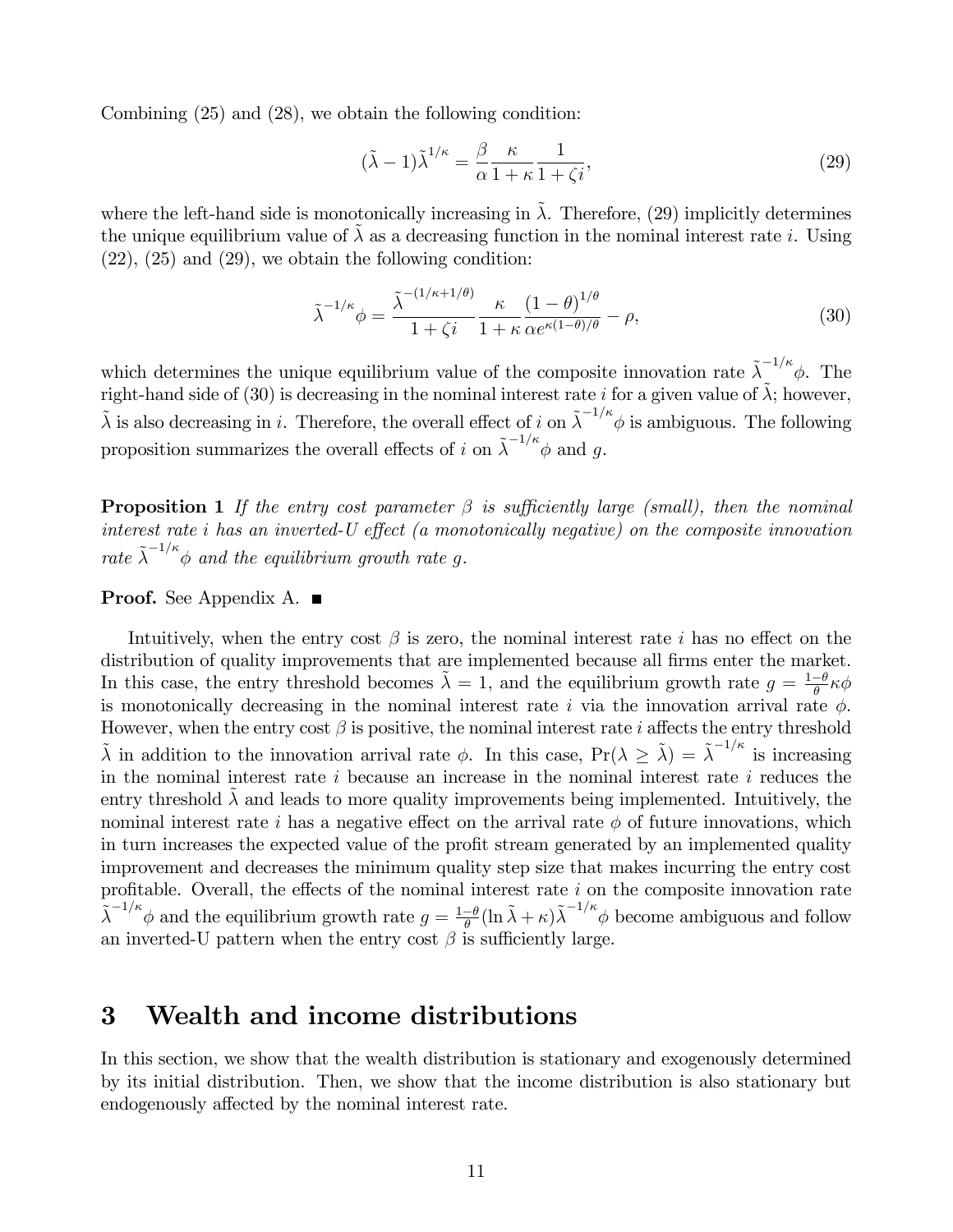Combining (25) and (28), we obtain the following condition:

$$(\tilde{\lambda} - 1)\tilde{\lambda}^{1/\kappa} = \frac{\beta}{\alpha}\frac{\kappa}{1+\kappa}\frac{1}{1+\zeta i}, \tag{29}$$

where the left-hand side is monotonically increasing in $\tilde{\lambda}$. Therefore, (29) implicitly determines the unique equilibrium value of $\tilde{\lambda}$ as a decreasing function in the nominal interest rate $i$. Using (22), (25) and (29), we obtain the following condition:

$$\tilde{\lambda}^{-1/\kappa}\phi = \frac{\tilde{\lambda}^{-(1/\kappa+1/\theta)}}{1+\zeta i}\frac{\kappa}{1+\kappa}\frac{(1-\theta)^{1/\theta}}{\alpha e^{\kappa(1-\theta)/\theta}} - \rho, \tag{30}$$

which determines the unique equilibrium value of the composite innovation rate $\tilde{\lambda}^{-1/\kappa}\phi$. The right-hand side of (30) is decreasing in the nominal interest rate $i$ for a given value of $\tilde{\lambda}$; however, $\tilde{\lambda}$ is also decreasing in $i$. Therefore, the overall effect of $i$ on $\tilde{\lambda}^{-1/\kappa}\phi$ is ambiguous. The following proposition summarizes the overall effects of $i$ on $\tilde{\lambda}^{-1/\kappa}\phi$ and $g$.

**Proposition 1** *If the entry cost parameter $\beta$ is sufficiently large (small), then the nominal interest rate $i$ has an inverted-U effect (a monotonically negative) on the composite innovation rate $\tilde{\lambda}^{-1/\kappa}\phi$ and the equilibrium growth rate $g$.*

**Proof.** See Appendix A. ■

Intuitively, when the entry cost $\beta$ is zero, the nominal interest rate $i$ has no effect on the distribution of quality improvements that are implemented because all firms enter the market. In this case, the entry threshold becomes $\tilde{\lambda} = 1$, and the equilibrium growth rate $g = \frac{1-\theta}{\theta}\kappa\phi$ is monotonically decreasing in the nominal interest rate $i$ via the innovation arrival rate $\phi$. However, when the entry cost $\beta$ is positive, the nominal interest rate $i$ affects the entry threshold $\tilde{\lambda}$ in addition to the innovation arrival rate $\phi$. In this case, $\Pr(\lambda \geq \tilde{\lambda}) = \tilde{\lambda}^{-1/\kappa}$ is increasing in the nominal interest rate $i$ because an increase in the nominal interest rate $i$ reduces the entry threshold $\tilde{\lambda}$ and leads to more quality improvements being implemented. Intuitively, the nominal interest rate $i$ has a negative effect on the arrival rate $\phi$ of future innovations, which in turn increases the expected value of the profit stream generated by an implemented quality improvement and decreases the minimum quality step size that makes incurring the entry cost profitable. Overall, the effects of the nominal interest rate $i$ on the composite innovation rate $\tilde{\lambda}^{-1/\kappa}\phi$ and the equilibrium growth rate $g = \frac{1-\theta}{\theta}(\ln\tilde{\lambda} + \kappa)\tilde{\lambda}^{-1/\kappa}\phi$ become ambiguous and follow an inverted-U pattern when the entry cost $\beta$ is sufficiently large.

# 3 Wealth and income distributions

In this section, we show that the wealth distribution is stationary and exogenously determined by its initial distribution. Then, we show that the income distribution is also stationary but endogenously affected by the nominal interest rate.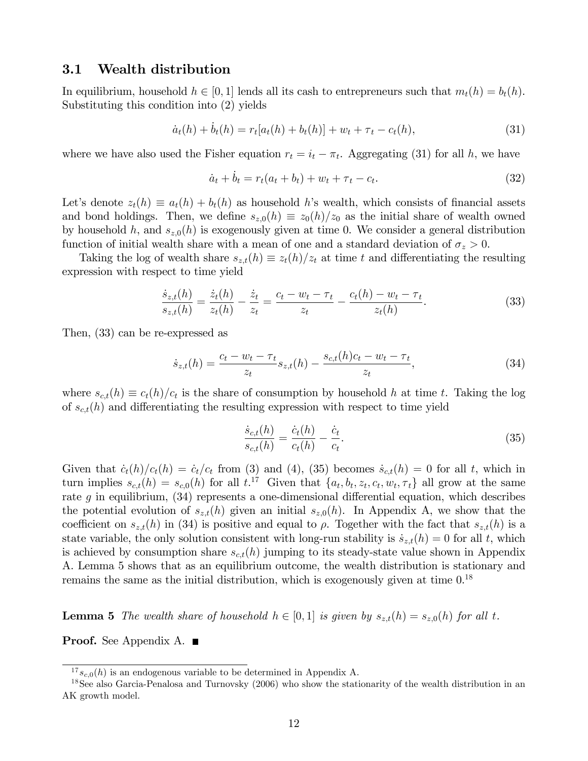### 3.1 Wealth distribution

In equilibrium, household $h \in [0,1]$ lends all its cash to entrepreneurs such that $m_t(h) = b_t(h)$. Substituting this condition into (2) yields

$$\dot{a}_t(h) + \dot{b}_t(h) = r_t[a_t(h) + b_t(h)] + w_t + \tau_t - c_t(h), \tag{31}$$

where we have also used the Fisher equation $r_t = i_t - \pi_t$. Aggregating (31) for all $h$, we have

$$\dot{a}_t + \dot{b}_t = r_t(a_t + b_t) + w_t + \tau_t - c_t. \tag{32}$$

Let's denote $z_t(h) \equiv a_t(h) + b_t(h)$ as household $h$'s wealth, which consists of financial assets and bond holdings. Then, we define $s_{z,0}(h) \equiv z_0(h)/z_0$ as the initial share of wealth owned by household $h$, and $s_{z,0}(h)$ is exogenously given at time 0. We consider a general distribution function of initial wealth share with a mean of one and a standard deviation of $\sigma_z > 0$.

Taking the log of wealth share $s_{z,t}(h) \equiv z_t(h)/z_t$ at time $t$ and differentiating the resulting expression with respect to time yield

$$\frac{\dot{s}_{z,t}(h)}{s_{z,t}(h)} = \frac{\dot{z}_t(h)}{z_t(h)} - \frac{\dot{z}_t}{z_t} = \frac{c_t - w_t - \tau_t}{z_t} - \frac{c_t(h) - w_t - \tau_t}{z_t(h)}. \tag{33}$$

Then, (33) can be re-expressed as

$$\dot{s}_{z,t}(h) = \frac{c_t - w_t - \tau_t}{z_t} s_{z,t}(h) - \frac{s_{c,t}(h)c_t - w_t - \tau_t}{z_t}, \tag{34}$$

where $s_{c,t}(h) \equiv c_t(h)/c_t$ is the share of consumption by household $h$ at time $t$. Taking the log of $s_{c,t}(h)$ and differentiating the resulting expression with respect to time yield

$$\frac{\dot{s}_{c,t}(h)}{s_{c,t}(h)} = \frac{\dot{c}_t(h)}{c_t(h)} - \frac{\dot{c}_t}{c_t}. \tag{35}$$

Given that $\dot{c}_t(h)/c_t(h) = \dot{c}_t/c_t$ from (3) and (4), (35) becomes $\dot{s}_{c,t}(h) = 0$ for all $t$, which in turn implies $s_{c,t}(h) = s_{c,0}(h)$ for all $t$.[17] Given that $\{a_t, b_t, z_t, c_t, w_t, \tau_t\}$ all grow at the same rate $g$ in equilibrium, (34) represents a one-dimensional differential equation, which describes the potential evolution of $s_{z,t}(h)$ given an initial $s_{z,0}(h)$. In Appendix A, we show that the coefficient on $s_{z,t}(h)$ in (34) is positive and equal to $\rho$. Together with the fact that $s_{z,t}(h)$ is a state variable, the only solution consistent with long-run stability is $\dot{s}_{z,t}(h) = 0$ for all $t$, which is achieved by consumption share $s_{c,t}(h)$ jumping to its steady-state value shown in Appendix A. Lemma 5 shows that as an equilibrium outcome, the wealth distribution is stationary and remains the same as the initial distribution, which is exogenously given at time 0.[18]

**Lemma 5** *The wealth share of household $h \in [0,1]$ is given by $s_{z,t}(h) = s_{z,0}(h)$ for all $t$.*

**Proof.** See Appendix A. ■

---

[17] $s_{c,0}(h)$ is an endogenous variable to be determined in Appendix A.

[18] See also Garcia-Penalosa and Turnovsky (2006) who show the stationarity of the wealth distribution in an AK growth model.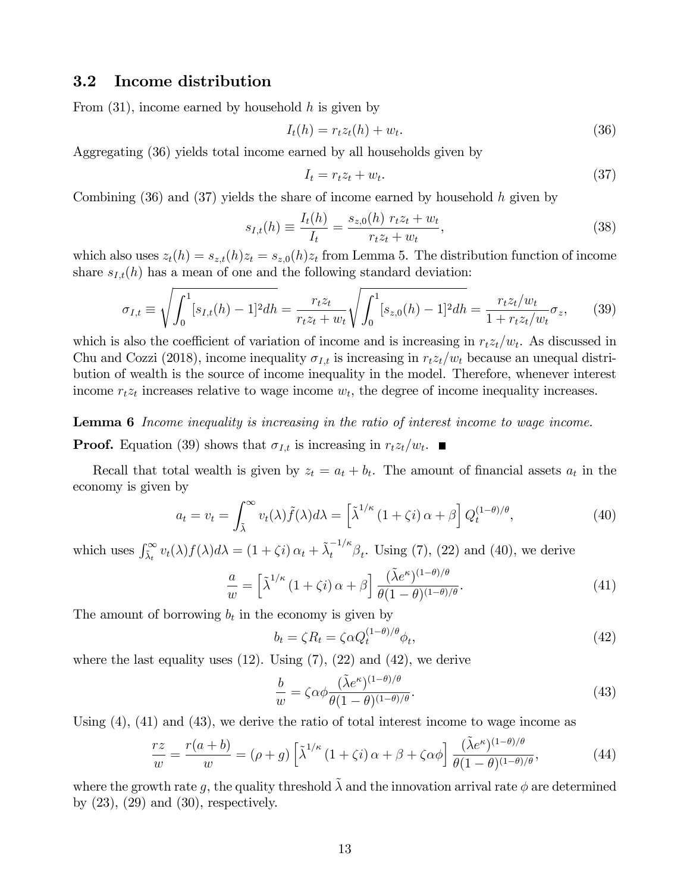### 3.2 Income distribution

From (31), income earned by household $h$ is given by

$$I_t(h) = r_t z_t(h) + w_t. \tag{36}$$

Aggregating (36) yields total income earned by all households given by

$$I_t = r_t z_t + w_t. \tag{37}$$

Combining (36) and (37) yields the share of income earned by household $h$ given by

$$s_{I,t}(h) \equiv \frac{I_t(h)}{I_t} = \frac{s_{z,0}(h)\ r_t z_t + w_t}{r_t z_t + w_t}, \tag{38}$$

which also uses $z_t(h) = s_{z,t}(h) z_t = s_{z,0}(h) z_t$ from Lemma 5. The distribution function of income share $s_{I,t}(h)$ has a mean of one and the following standard deviation:

$$\sigma_{I,t} \equiv \sqrt{\int_0^1 [s_{I,t}(h) - 1]^2 dh} = \frac{r_t z_t}{r_t z_t + w_t} \sqrt{\int_0^1 [s_{z,0}(h) - 1]^2 dh} = \frac{r_t z_t / w_t}{1 + r_t z_t / w_t} \sigma_z, \tag{39}$$

which is also the coefficient of variation of income and is increasing in $r_t z_t / w_t$. As discussed in Chu and Cozzi (2018), income inequality $\sigma_{I,t}$ is increasing in $r_t z_t / w_t$ because an unequal distribution of wealth is the source of income inequality in the model. Therefore, whenever interest income $r_t z_t$ increases relative to wage income $w_t$, the degree of income inequality increases.

**Lemma 6** *Income inequality is increasing in the ratio of interest income to wage income.*

**Proof.** Equation (39) shows that $\sigma_{I,t}$ is increasing in $r_t z_t / w_t$. ■

Recall that total wealth is given by $z_t = a_t + b_t$. The amount of financial assets $a_t$ in the economy is given by

$$a_t = v_t = \int_{\tilde{\lambda}}^{\infty} v_t(\lambda) \tilde{f}(\lambda) d\lambda = \left[\tilde{\lambda}^{1/\kappa} (1 + \zeta i)\, \alpha + \beta\right] Q_t^{(1-\theta)/\theta}, \tag{40}$$

which uses $\int_{\tilde{\lambda}_t}^{\infty} v_t(\lambda) f(\lambda) d\lambda = (1 + \zeta i)\, \alpha_t + \tilde{\lambda}_t^{-1/\kappa} \beta_t$. Using (7), (22) and (40), we derive

$$\frac{a}{w} = \left[\tilde{\lambda}^{1/\kappa} (1 + \zeta i)\, \alpha + \beta\right] \frac{(\tilde{\lambda} e^{\kappa})^{(1-\theta)/\theta}}{\theta (1-\theta)^{(1-\theta)/\theta}}. \tag{41}$$

The amount of borrowing $b_t$ in the economy is given by

$$b_t = \zeta R_t = \zeta \alpha Q_t^{(1-\theta)/\theta} \phi_t, \tag{42}$$

where the last equality uses (12). Using (7), (22) and (42), we derive

$$\frac{b}{w} = \zeta \alpha \phi \frac{(\tilde{\lambda} e^{\kappa})^{(1-\theta)/\theta}}{\theta (1-\theta)^{(1-\theta)/\theta}}. \tag{43}$$

Using (4), (41) and (43), we derive the ratio of total interest income to wage income as

$$\frac{rz}{w} = \frac{r(a+b)}{w} = (\rho + g) \left[\tilde{\lambda}^{1/\kappa} (1 + \zeta i)\, \alpha + \beta + \zeta \alpha \phi\right] \frac{(\tilde{\lambda} e^{\kappa})^{(1-\theta)/\theta}}{\theta (1-\theta)^{(1-\theta)/\theta}}, \tag{44}$$

where the growth rate $g$, the quality threshold $\tilde{\lambda}$ and the innovation arrival rate $\phi$ are determined by (23), (29) and (30), respectively.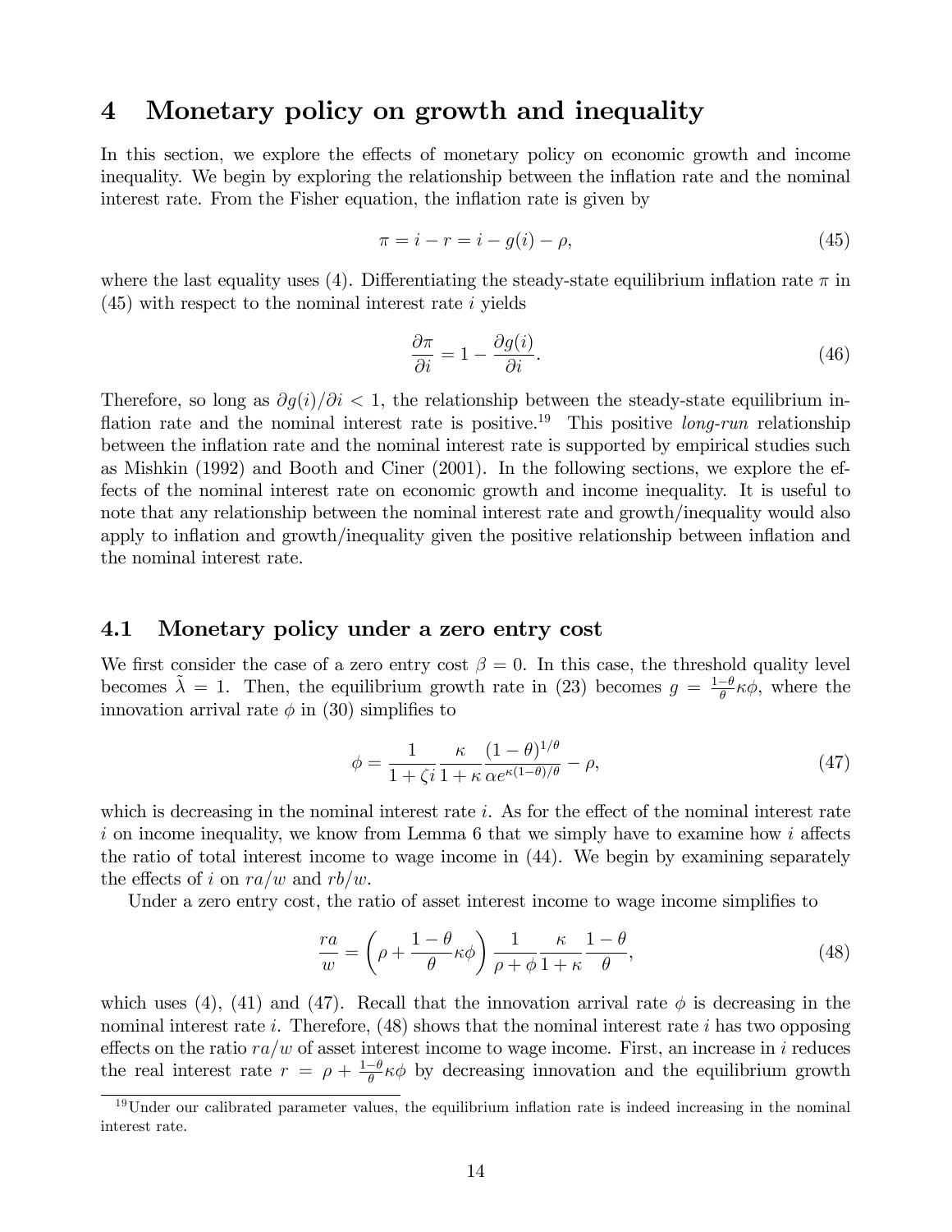# 4 Monetary policy on growth and inequality

In this section, we explore the effects of monetary policy on economic growth and income inequality. We begin by exploring the relationship between the inflation rate and the nominal interest rate. From the Fisher equation, the inflation rate is given by

$$\pi = i - r = i - g(i) - \rho, \tag{45}$$

where the last equality uses (4). Differentiating the steady-state equilibrium inflation rate $\pi$ in (45) with respect to the nominal interest rate $i$ yields

$$\frac{\partial \pi}{\partial i} = 1 - \frac{\partial g(i)}{\partial i}. \tag{46}$$

Therefore, so long as $\partial g(i)/\partial i < 1$, the relationship between the steady-state equilibrium inflation rate and the nominal interest rate is positive.[19] This positive *long-run* relationship between the inflation rate and the nominal interest rate is supported by empirical studies such as Mishkin (1992) and Booth and Ciner (2001). In the following sections, we explore the effects of the nominal interest rate on economic growth and income inequality. It is useful to note that any relationship between the nominal interest rate and growth/inequality would also apply to inflation and growth/inequality given the positive relationship between inflation and the nominal interest rate.

## 4.1 Monetary policy under a zero entry cost

We first consider the case of a zero entry cost $\beta = 0$. In this case, the threshold quality level becomes $\tilde{\lambda} = 1$. Then, the equilibrium growth rate in (23) becomes $g = \frac{1-\theta}{\theta}\kappa\phi$, where the innovation arrival rate $\phi$ in (30) simplifies to

$$\phi = \frac{1}{1+\zeta i}\frac{\kappa}{1+\kappa}\frac{(1-\theta)^{1/\theta}}{\alpha e^{\kappa(1-\theta)/\theta}} - \rho, \tag{47}$$

which is decreasing in the nominal interest rate $i$. As for the effect of the nominal interest rate $i$ on income inequality, we know from Lemma 6 that we simply have to examine how $i$ affects the ratio of total interest income to wage income in (44). We begin by examining separately the effects of $i$ on $ra/w$ and $rb/w$.

Under a zero entry cost, the ratio of asset interest income to wage income simplifies to

$$\frac{ra}{w} = \left(\rho + \frac{1-\theta}{\theta}\kappa\phi\right)\frac{1}{\rho+\phi}\frac{\kappa}{1+\kappa}\frac{1-\theta}{\theta}, \tag{48}$$

which uses (4), (41) and (47). Recall that the innovation arrival rate $\phi$ is decreasing in the nominal interest rate $i$. Therefore, (48) shows that the nominal interest rate $i$ has two opposing effects on the ratio $ra/w$ of asset interest income to wage income. First, an increase in $i$ reduces the real interest rate $r = \rho + \frac{1-\theta}{\theta}\kappa\phi$ by decreasing innovation and the equilibrium growth

[19] Under our calibrated parameter values, the equilibrium inflation rate is indeed increasing in the nominal interest rate.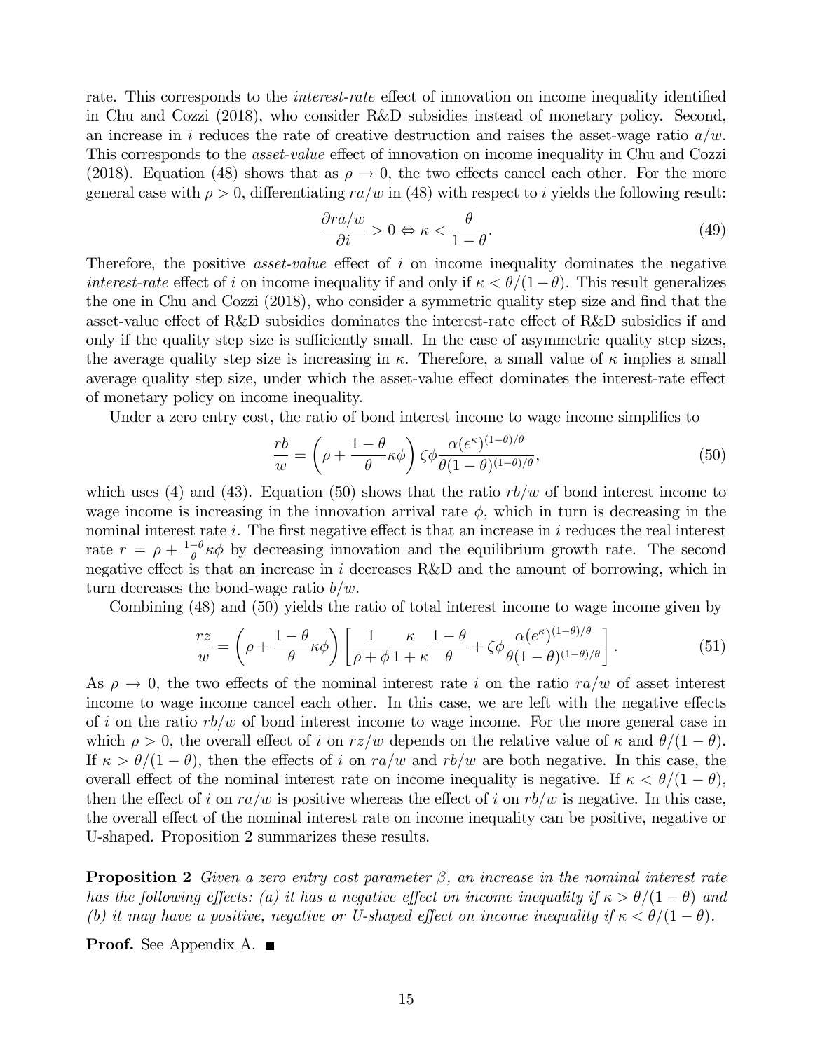rate. This corresponds to the *interest-rate* effect of innovation on income inequality identified in Chu and Cozzi (2018), who consider R&D subsidies instead of monetary policy. Second, an increase in $i$ reduces the rate of creative destruction and raises the asset-wage ratio $a/w$. This corresponds to the *asset-value* effect of innovation on income inequality in Chu and Cozzi (2018). Equation (48) shows that as $\rho \to 0$, the two effects cancel each other. For the more general case with $\rho > 0$, differentiating $ra/w$ in (48) with respect to $i$ yields the following result:

$$\frac{\partial ra/w}{\partial i} > 0 \Leftrightarrow \kappa < \frac{\theta}{1-\theta}. \tag{49}$$

Therefore, the positive *asset-value* effect of $i$ on income inequality dominates the negative *interest-rate* effect of $i$ on income inequality if and only if $\kappa < \theta/(1-\theta)$. This result generalizes the one in Chu and Cozzi (2018), who consider a symmetric quality step size and find that the asset-value effect of R&D subsidies dominates the interest-rate effect of R&D subsidies if and only if the quality step size is sufficiently small. In the case of asymmetric quality step sizes, the average quality step size is increasing in $\kappa$. Therefore, a small value of $\kappa$ implies a small average quality step size, under which the asset-value effect dominates the interest-rate effect of monetary policy on income inequality.

Under a zero entry cost, the ratio of bond interest income to wage income simplifies to

$$\frac{rb}{w} = \left(\rho + \frac{1-\theta}{\theta}\kappa\phi\right)\zeta\phi\frac{\alpha(e^{\kappa})^{(1-\theta)/\theta}}{\theta(1-\theta)^{(1-\theta)/\theta}}, \tag{50}$$

which uses (4) and (43). Equation (50) shows that the ratio $rb/w$ of bond interest income to wage income is increasing in the innovation arrival rate $\phi$, which in turn is decreasing in the nominal interest rate $i$. The first negative effect is that an increase in $i$ reduces the real interest rate $r = \rho + \frac{1-\theta}{\theta}\kappa\phi$ by decreasing innovation and the equilibrium growth rate. The second negative effect is that an increase in $i$ decreases R&D and the amount of borrowing, which in turn decreases the bond-wage ratio $b/w$.

Combining (48) and (50) yields the ratio of total interest income to wage income given by

$$\frac{rz}{w} = \left(\rho + \frac{1-\theta}{\theta}\kappa\phi\right)\left[\frac{1}{\rho+\phi}\frac{\kappa}{1+\kappa}\frac{1-\theta}{\theta} + \zeta\phi\frac{\alpha(e^{\kappa})^{(1-\theta)/\theta}}{\theta(1-\theta)^{(1-\theta)/\theta}}\right]. \tag{51}$$

As $\rho \to 0$, the two effects of the nominal interest rate $i$ on the ratio $ra/w$ of asset interest income to wage income cancel each other. In this case, we are left with the negative effects of $i$ on the ratio $rb/w$ of bond interest income to wage income. For the more general case in which $\rho > 0$, the overall effect of $i$ on $rz/w$ depends on the relative value of $\kappa$ and $\theta/(1-\theta)$. If $\kappa > \theta/(1-\theta)$, then the effects of $i$ on $ra/w$ and $rb/w$ are both negative. In this case, the overall effect of the nominal interest rate on income inequality is negative. If $\kappa < \theta/(1-\theta)$, then the effect of $i$ on $ra/w$ is positive whereas the effect of $i$ on $rb/w$ is negative. In this case, the overall effect of the nominal interest rate on income inequality can be positive, negative or U-shaped. Proposition 2 summarizes these results.

**Proposition 2** *Given a zero entry cost parameter $\beta$, an increase in the nominal interest rate has the following effects: (a) it has a negative effect on income inequality if $\kappa > \theta/(1-\theta)$ and (b) it may have a positive, negative or U-shaped effect on income inequality if $\kappa < \theta/(1-\theta)$.*

**Proof.** See Appendix A. ■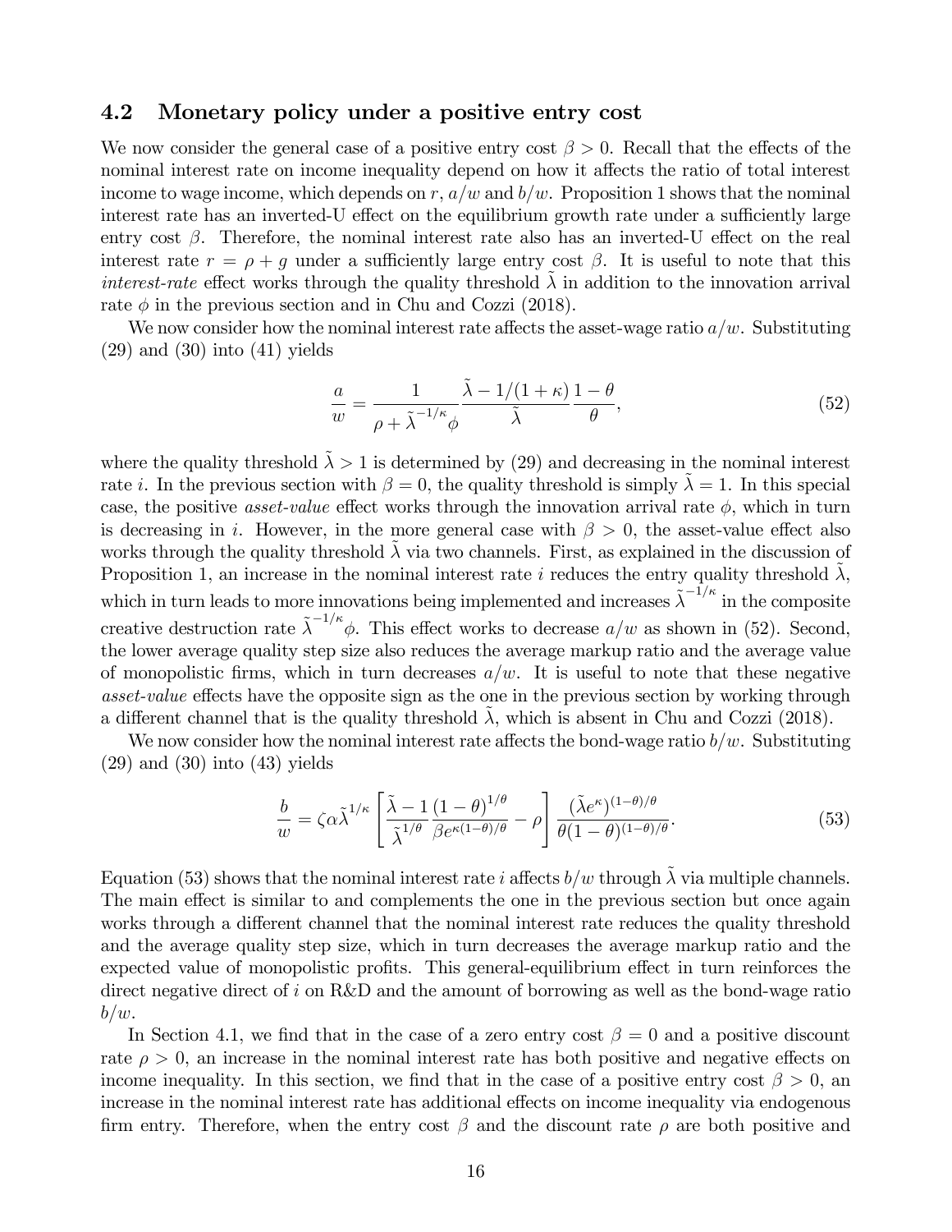### 4.2 Monetary policy under a positive entry cost

We now consider the general case of a positive entry cost $\beta > 0$. Recall that the effects of the nominal interest rate on income inequality depend on how it affects the ratio of total interest income to wage income, which depends on $r$, $a/w$ and $b/w$. Proposition 1 shows that the nominal interest rate has an inverted-U effect on the equilibrium growth rate under a sufficiently large entry cost $\beta$. Therefore, the nominal interest rate also has an inverted-U effect on the real interest rate $r = \rho + g$ under a sufficiently large entry cost $\beta$. It is useful to note that this *interest-rate* effect works through the quality threshold $\tilde{\lambda}$ in addition to the innovation arrival rate $\phi$ in the previous section and in Chu and Cozzi (2018).

We now consider how the nominal interest rate affects the asset-wage ratio $a/w$. Substituting (29) and (30) into (41) yields

$$\frac{a}{w} = \frac{1}{\rho + \tilde{\lambda}^{-1/\kappa}\phi} \frac{\tilde{\lambda} - 1/(1+\kappa)}{\tilde{\lambda}} \frac{1-\theta}{\theta}, \tag{52}$$

where the quality threshold $\tilde{\lambda} > 1$ is determined by (29) and decreasing in the nominal interest rate $i$. In the previous section with $\beta = 0$, the quality threshold is simply $\tilde{\lambda} = 1$. In this special case, the positive *asset-value* effect works through the innovation arrival rate $\phi$, which in turn is decreasing in $i$. However, in the more general case with $\beta > 0$, the asset-value effect also works through the quality threshold $\tilde{\lambda}$ via two channels. First, as explained in the discussion of Proposition 1, an increase in the nominal interest rate $i$ reduces the entry quality threshold $\tilde{\lambda}$, which in turn leads to more innovations being implemented and increases $\tilde{\lambda}^{-1/\kappa}$ in the composite creative destruction rate $\tilde{\lambda}^{-1/\kappa}\phi$. This effect works to decrease $a/w$ as shown in (52). Second, the lower average quality step size also reduces the average markup ratio and the average value of monopolistic firms, which in turn decreases $a/w$. It is useful to note that these negative *asset-value* effects have the opposite sign as the one in the previous section by working through a different channel that is the quality threshold $\tilde{\lambda}$, which is absent in Chu and Cozzi (2018).

We now consider how the nominal interest rate affects the bond-wage ratio $b/w$. Substituting (29) and (30) into (43) yields

$$\frac{b}{w} = \zeta\alpha\tilde{\lambda}^{1/\kappa}\left[\frac{\tilde{\lambda} - 1}{\tilde{\lambda}^{1/\theta}} \frac{(1-\theta)^{1/\theta}}{\beta e^{\kappa(1-\theta)/\theta}} - \rho\right] \frac{(\tilde{\lambda}e^{\kappa})^{(1-\theta)/\theta}}{\theta(1-\theta)^{(1-\theta)/\theta}}. \tag{53}$$

Equation (53) shows that the nominal interest rate $i$ affects $b/w$ through $\tilde{\lambda}$ via multiple channels. The main effect is similar to and complements the one in the previous section but once again works through a different channel that the nominal interest rate reduces the quality threshold and the average quality step size, which in turn decreases the average markup ratio and the expected value of monopolistic profits. This general-equilibrium effect in turn reinforces the direct negative direct of $i$ on R&D and the amount of borrowing as well as the bond-wage ratio $b/w$.

In Section 4.1, we find that in the case of a zero entry cost $\beta = 0$ and a positive discount rate $\rho > 0$, an increase in the nominal interest rate has both positive and negative effects on income inequality. In this section, we find that in the case of a positive entry cost $\beta > 0$, an increase in the nominal interest rate has additional effects on income inequality via endogenous firm entry. Therefore, when the entry cost $\beta$ and the discount rate $\rho$ are both positive and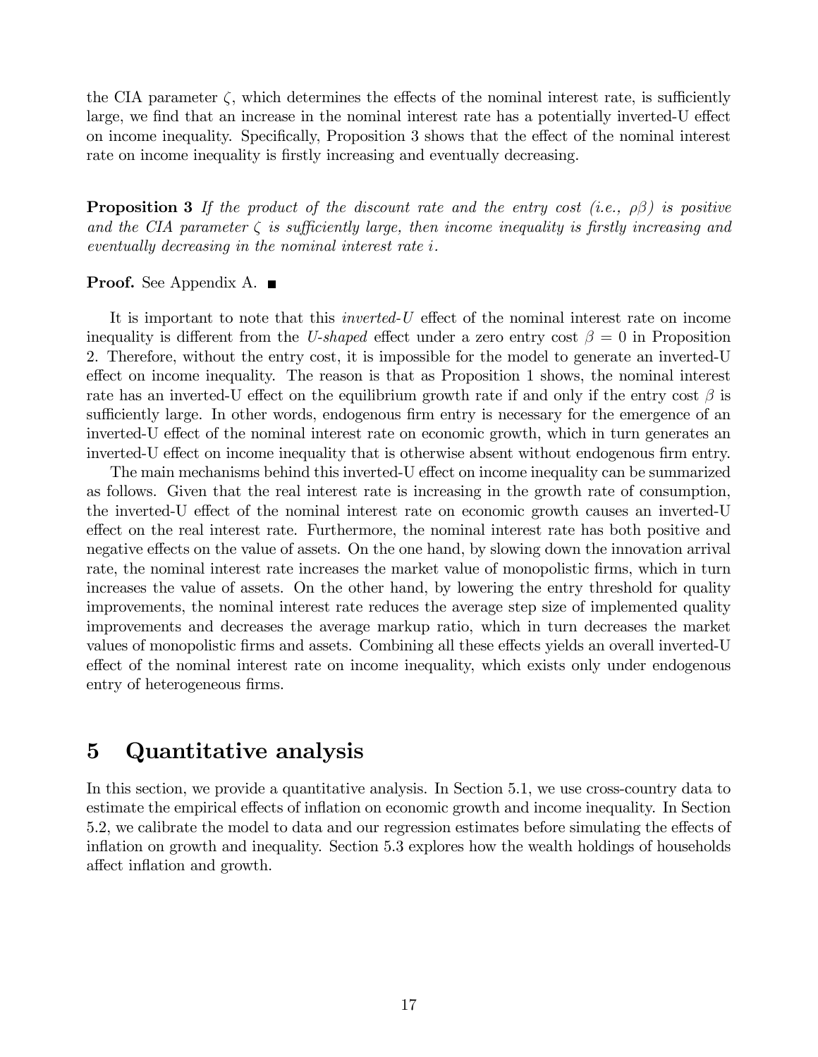the CIA parameter $\zeta$, which determines the effects of the nominal interest rate, is sufficiently large, we find that an increase in the nominal interest rate has a potentially inverted-U effect on income inequality. Specifically, Proposition 3 shows that the effect of the nominal interest rate on income inequality is firstly increasing and eventually decreasing.

**Proposition 3** *If the product of the discount rate and the entry cost (i.e., $\rho\beta$) is positive and the CIA parameter $\zeta$ is sufficiently large, then income inequality is firstly increasing and eventually decreasing in the nominal interest rate $i$.*

**Proof.** See Appendix A. ■

It is important to note that this *inverted-U* effect of the nominal interest rate on income inequality is different from the *U-shaped* effect under a zero entry cost $\beta = 0$ in Proposition 2. Therefore, without the entry cost, it is impossible for the model to generate an inverted-U effect on income inequality. The reason is that as Proposition 1 shows, the nominal interest rate has an inverted-U effect on the equilibrium growth rate if and only if the entry cost $\beta$ is sufficiently large. In other words, endogenous firm entry is necessary for the emergence of an inverted-U effect of the nominal interest rate on economic growth, which in turn generates an inverted-U effect on income inequality that is otherwise absent without endogenous firm entry.

The main mechanisms behind this inverted-U effect on income inequality can be summarized as follows. Given that the real interest rate is increasing in the growth rate of consumption, the inverted-U effect of the nominal interest rate on economic growth causes an inverted-U effect on the real interest rate. Furthermore, the nominal interest rate has both positive and negative effects on the value of assets. On the one hand, by slowing down the innovation arrival rate, the nominal interest rate increases the market value of monopolistic firms, which in turn increases the value of assets. On the other hand, by lowering the entry threshold for quality improvements, the nominal interest rate reduces the average step size of implemented quality improvements and decreases the average markup ratio, which in turn decreases the market values of monopolistic firms and assets. Combining all these effects yields an overall inverted-U effect of the nominal interest rate on income inequality, which exists only under endogenous entry of heterogeneous firms.

# 5 Quantitative analysis

In this section, we provide a quantitative analysis. In Section 5.1, we use cross-country data to estimate the empirical effects of inflation on economic growth and income inequality. In Section 5.2, we calibrate the model to data and our regression estimates before simulating the effects of inflation on growth and inequality. Section 5.3 explores how the wealth holdings of households affect inflation and growth.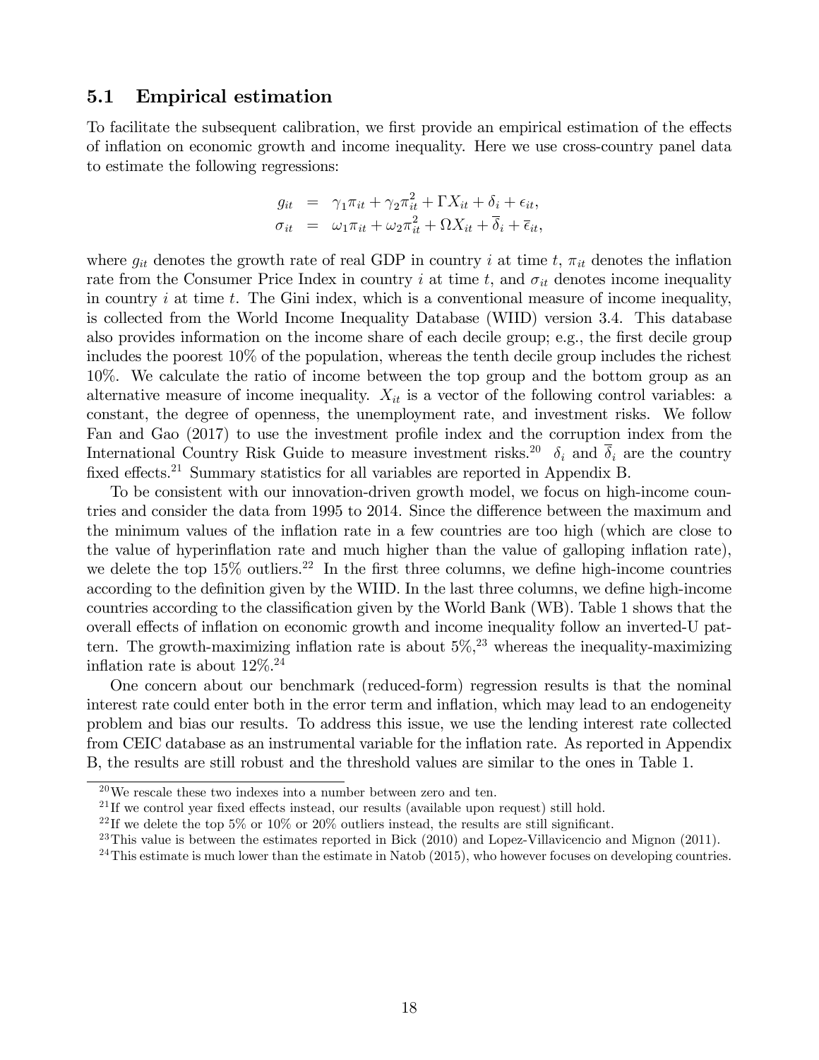### 5.1 Empirical estimation

To facilitate the subsequent calibration, we first provide an empirical estimation of the effects of inflation on economic growth and income inequality. Here we use cross-country panel data to estimate the following regressions:

$$
\begin{aligned}
g_{it} &= \gamma_1 \pi_{it} + \gamma_2 \pi_{it}^2 + \Gamma X_{it} + \delta_i + \epsilon_{it}, \\
\sigma_{it} &= \omega_1 \pi_{it} + \omega_2 \pi_{it}^2 + \Omega X_{it} + \overline{\delta}_i + \overline{\epsilon}_{it},
\end{aligned}
$$

where $g_{it}$ denotes the growth rate of real GDP in country $i$ at time $t$, $\pi_{it}$ denotes the inflation rate from the Consumer Price Index in country $i$ at time $t$, and $\sigma_{it}$ denotes income inequality in country $i$ at time $t$. The Gini index, which is a conventional measure of income inequality, is collected from the World Income Inequality Database (WIID) version 3.4. This database also provides information on the income share of each decile group; e.g., the first decile group includes the poorest 10% of the population, whereas the tenth decile group includes the richest 10%. We calculate the ratio of income between the top group and the bottom group as an alternative measure of income inequality. $X_{it}$ is a vector of the following control variables: a constant, the degree of openness, the unemployment rate, and investment risks. We follow Fan and Gao (2017) to use the investment profile index and the corruption index from the International Country Risk Guide to measure investment risks.[20] $\delta_i$ and $\overline{\delta}_i$ are the country fixed effects.[21] Summary statistics for all variables are reported in Appendix B.

To be consistent with our innovation-driven growth model, we focus on high-income countries and consider the data from 1995 to 2014. Since the difference between the maximum and the minimum values of the inflation rate in a few countries are too high (which are close to the value of hyperinflation rate and much higher than the value of galloping inflation rate), we delete the top 15% outliers.[22] In the first three columns, we define high-income countries according to the definition given by the WIID. In the last three columns, we define high-income countries according to the classification given by the World Bank (WB). Table 1 shows that the overall effects of inflation on economic growth and income inequality follow an inverted-U pattern. The growth-maximizing inflation rate is about 5%,[23] whereas the inequality-maximizing inflation rate is about 12%.[24]

One concern about our benchmark (reduced-form) regression results is that the nominal interest rate could enter both in the error term and inflation, which may lead to an endogeneity problem and bias our results. To address this issue, we use the lending interest rate collected from CEIC database as an instrumental variable for the inflation rate. As reported in Appendix B, the results are still robust and the threshold values are similar to the ones in Table 1.

[20] We rescale these two indexes into a number between zero and ten.

[21] If we control year fixed effects instead, our results (available upon request) still hold.

[22] If we delete the top 5% or 10% or 20% outliers instead, the results are still significant.

[23] This value is between the estimates reported in Bick (2010) and Lopez-Villavicencio and Mignon (2011).

[24] This estimate is much lower than the estimate in Natob (2015), who however focuses on developing countries.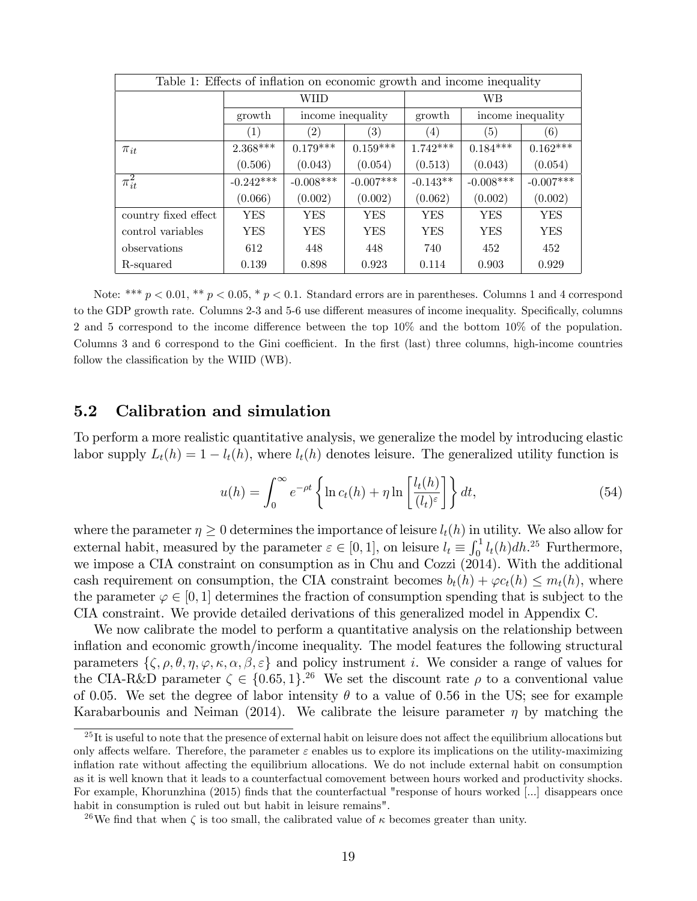Table 1: Effects of inflation on economic growth and income inequality

| | WIID | | | WB | | |
|---|---|---|---|---|---|---|
| | growth | income inequality | | growth | income inequality | |
| | (1) | (2) | (3) | (4) | (5) | (6) |
| $\pi_{it}$ | 2.368*** | 0.179*** | 0.159*** | 1.742*** | 0.184*** | 0.162*** |
| | (0.506) | (0.043) | (0.054) | (0.513) | (0.043) | (0.054) |
| $\pi_{it}^2$ | -0.242*** | -0.008*** | -0.007*** | -0.143** | -0.008*** | -0.007*** |
| | (0.066) | (0.002) | (0.002) | (0.062) | (0.002) | (0.002) |
| country fixed effect | YES | YES | YES | YES | YES | YES |
| control variables | YES | YES | YES | YES | YES | YES |
| observations | 612 | 448 | 448 | 740 | 452 | 452 |
| R-squared | 0.139 | 0.898 | 0.923 | 0.114 | 0.903 | 0.929 |

Note: *** $p < 0.01$, ** $p < 0.05$, * $p < 0.1$. Standard errors are in parentheses. Columns 1 and 4 correspond to the GDP growth rate. Columns 2-3 and 5-6 use different measures of income inequality. Specifically, columns 2 and 5 correspond to the income difference between the top 10% and the bottom 10% of the population. Columns 3 and 6 correspond to the Gini coefficient. In the first (last) three columns, high-income countries follow the classification by the WIID (WB).

## 5.2 Calibration and simulation

To perform a more realistic quantitative analysis, we generalize the model by introducing elastic labor supply $L_t(h) = 1 - l_t(h)$, where $l_t(h)$ denotes leisure. The generalized utility function is

$$u(h) = \int_0^\infty e^{-\rho t} \left\{ \ln c_t(h) + \eta \ln \left[ \frac{l_t(h)}{(l_t)^\varepsilon} \right] \right\} dt, \tag{54}$$

where the parameter $\eta \geq 0$ determines the importance of leisure $l_t(h)$ in utility. We also allow for external habit, measured by the parameter $\varepsilon \in [0, 1]$, on leisure $l_t \equiv \int_0^1 l_t(h)dh$.[25] Furthermore, we impose a CIA constraint on consumption as in Chu and Cozzi (2014). With the additional cash requirement on consumption, the CIA constraint becomes $b_t(h) + \varphi c_t(h) \leq m_t(h)$, where the parameter $\varphi \in [0, 1]$ determines the fraction of consumption spending that is subject to the CIA constraint. We provide detailed derivations of this generalized model in Appendix C.

We now calibrate the model to perform a quantitative analysis on the relationship between inflation and economic growth/income inequality. The model features the following structural parameters $\{\zeta, \rho, \theta, \eta, \varphi, \kappa, \alpha, \beta, \varepsilon\}$ and policy instrument $i$. We consider a range of values for the CIA-R&D parameter $\zeta \in \{0.65, 1\}$.[26] We set the discount rate $\rho$ to a conventional value of 0.05. We set the degree of labor intensity $\theta$ to a value of 0.56 in the US; see for example Karabarbounis and Neiman (2014). We calibrate the leisure parameter $\eta$ by matching the

[25] It is useful to note that the presence of external habit on leisure does not affect the equilibrium allocations but only affects welfare. Therefore, the parameter $\varepsilon$ enables us to explore its implications on the utility-maximizing inflation rate without affecting the equilibrium allocations. We do not include external habit on consumption as it is well known that it leads to a counterfactual comovement between hours worked and productivity shocks. For example, Khorunzhina (2015) finds that the counterfactual "response of hours worked [...] disappears once habit in consumption is ruled out but habit in leisure remains".

[26] We find that when $\zeta$ is too small, the calibrated value of $\kappa$ becomes greater than unity.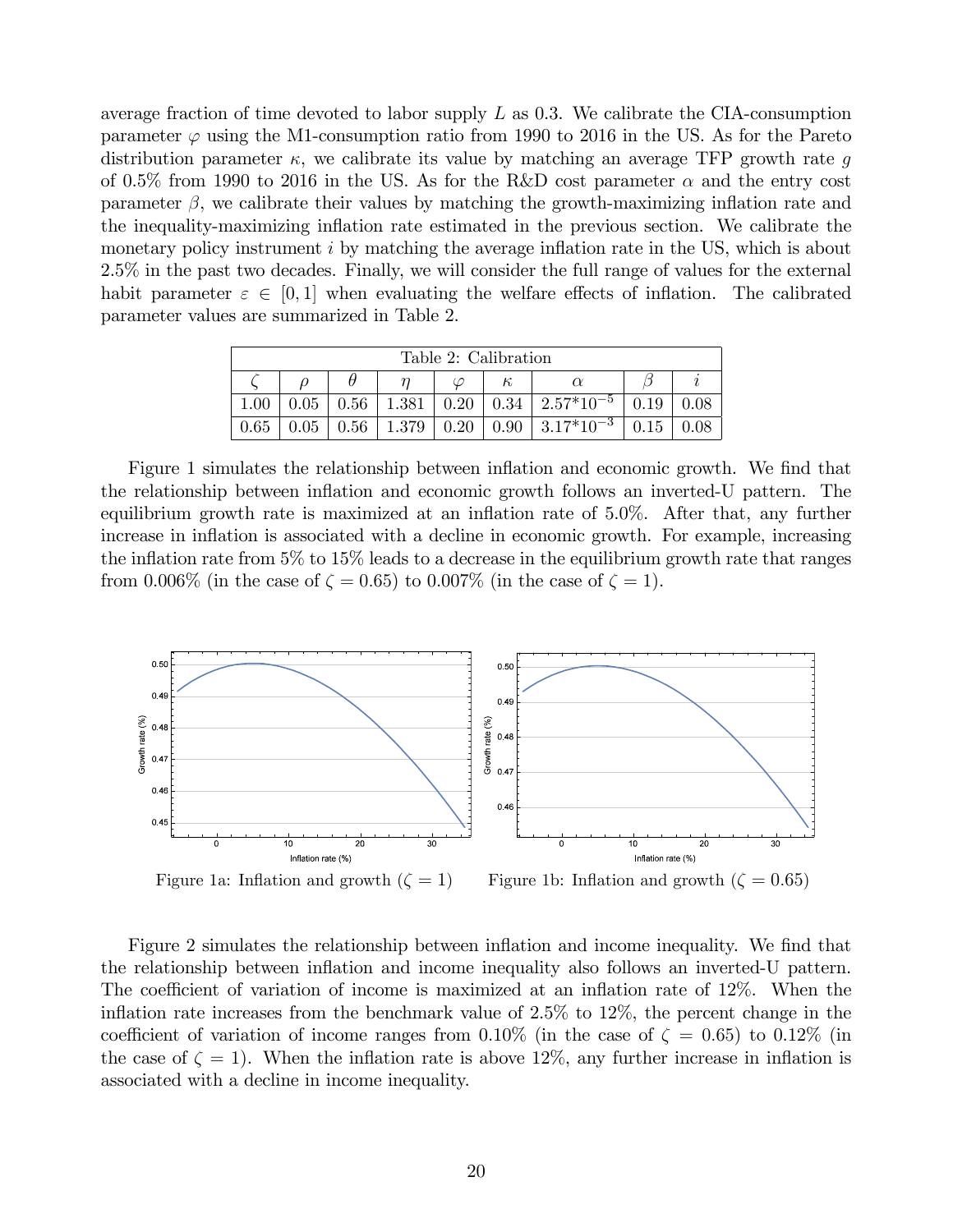average fraction of time devoted to labor supply $L$ as 0.3. We calibrate the CIA-consumption parameter $\varphi$ using the M1-consumption ratio from 1990 to 2016 in the US. As for the Pareto distribution parameter $\kappa$, we calibrate its value by matching an average TFP growth rate $g$ of 0.5% from 1990 to 2016 in the US. As for the R&D cost parameter $\alpha$ and the entry cost parameter $\beta$, we calibrate their values by matching the growth-maximizing inflation rate and the inequality-maximizing inflation rate estimated in the previous section. We calibrate the monetary policy instrument $i$ by matching the average inflation rate in the US, which is about 2.5% in the past two decades. Finally, we will consider the full range of values for the external habit parameter $\varepsilon \in [0, 1]$ when evaluating the welfare effects of inflation. The calibrated parameter values are summarized in Table 2.

Table 2: Calibration

| $\zeta$ | $\rho$ | $\theta$ | $\eta$ | $\varphi$ | $\kappa$ | $\alpha$ | $\beta$ | $i$ |
|---|---|---|---|---|---|---|---|---|
| 1.00 | 0.05 | 0.56 | 1.381 | 0.20 | 0.34 | $2.57 * 10^{-5}$ | 0.19 | 0.08 |
| 0.65 | 0.05 | 0.56 | 1.379 | 0.20 | 0.90 | $3.17 * 10^{-3}$ | 0.15 | 0.08 |

Figure 1 simulates the relationship between inflation and economic growth. We find that the relationship between inflation and economic growth follows an inverted-U pattern. The equilibrium growth rate is maximized at an inflation rate of 5.0%. After that, any further increase in inflation is associated with a decline in economic growth. For example, increasing the inflation rate from 5% to 15% leads to a decrease in the equilibrium growth rate that ranges from 0.006% (in the case of $\zeta = 0.65$) to 0.007% (in the case of $\zeta = 1$).

Figure 1a: Inflation and growth ($\zeta = 1$)

Figure 1b: Inflation and growth ($\zeta = 0.65$)

Figure 2 simulates the relationship between inflation and income inequality. We find that the relationship between inflation and income inequality also follows an inverted-U pattern. The coefficient of variation of income is maximized at an inflation rate of 12%. When the inflation rate increases from the benchmark value of 2.5% to 12%, the percent change in the coefficient of variation of income ranges from 0.10% (in the case of $\zeta = 0.65$) to 0.12% (in the case of $\zeta = 1$). When the inflation rate is above 12%, any further increase in inflation is associated with a decline in income inequality.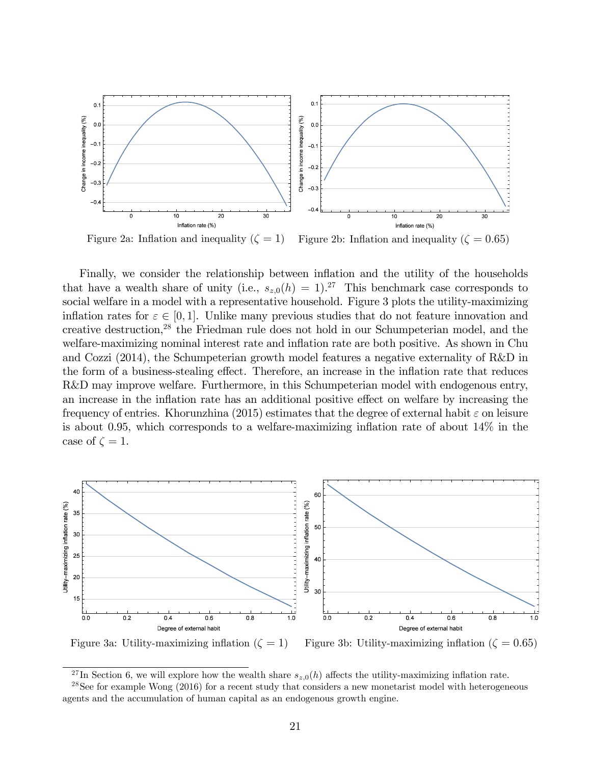Figure 2a: Inflation and inequality ($\zeta = 1$)

Figure 2b: Inflation and inequality ($\zeta = 0.65$)

Finally, we consider the relationship between inflation and the utility of the households that have a wealth share of unity (i.e., $s_{z,0}(h) = 1$).[27] This benchmark case corresponds to social welfare in a model with a representative household. Figure 3 plots the utility-maximizing inflation rates for $\varepsilon \in [0, 1]$. Unlike many previous studies that do not feature innovation and creative destruction,[28] the Friedman rule does not hold in our Schumpeterian model, and the welfare-maximizing nominal interest rate and inflation rate are both positive. As shown in Chu and Cozzi (2014), the Schumpeterian growth model features a negative externality of R&D in the form of a business-stealing effect. Therefore, an increase in the inflation rate that reduces R&D may improve welfare. Furthermore, in this Schumpeterian model with endogenous entry, an increase in the inflation rate has an additional positive effect on welfare by increasing the frequency of entries. Khorunzhina (2015) estimates that the degree of external habit $\varepsilon$ on leisure is about 0.95, which corresponds to a welfare-maximizing inflation rate of about 14% in the case of $\zeta = 1$.

Figure 3a: Utility-maximizing inflation ($\zeta = 1$)

Figure 3b: Utility-maximizing inflation ($\zeta = 0.65$)

[27] In Section 6, we will explore how the wealth share $s_{z,0}(h)$ affects the utility-maximizing inflation rate.

[28] See for example Wong (2016) for a recent study that considers a new monetarist model with heterogeneous agents and the accumulation of human capital as an endogenous growth engine.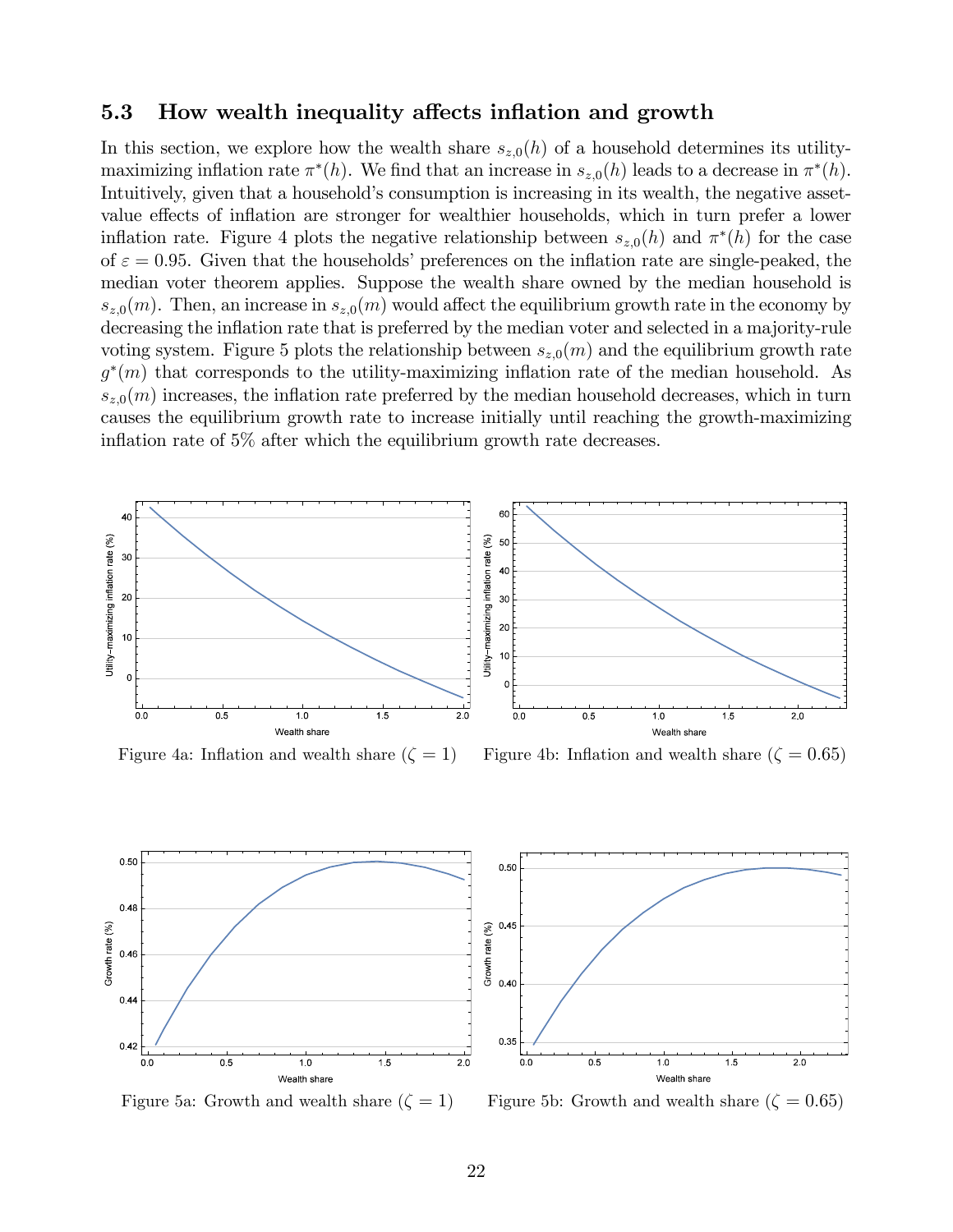### 5.3 How wealth inequality affects inflation and growth

In this section, we explore how the wealth share $s_{z,0}(h)$ of a household determines its utility-maximizing inflation rate $\pi^*(h)$. We find that an increase in $s_{z,0}(h)$ leads to a decrease in $\pi^*(h)$. Intuitively, given that a household's consumption is increasing in its wealth, the negative asset-value effects of inflation are stronger for wealthier households, which in turn prefer a lower inflation rate. Figure 4 plots the negative relationship between $s_{z,0}(h)$ and $\pi^*(h)$ for the case of $\varepsilon = 0.95$. Given that the households' preferences on the inflation rate are single-peaked, the median voter theorem applies. Suppose the wealth share owned by the median household is $s_{z,0}(m)$. Then, an increase in $s_{z,0}(m)$ would affect the equilibrium growth rate in the economy by decreasing the inflation rate that is preferred by the median voter and selected in a majority-rule voting system. Figure 5 plots the relationship between $s_{z,0}(m)$ and the equilibrium growth rate $g^*(m)$ that corresponds to the utility-maximizing inflation rate of the median household. As $s_{z,0}(m)$ increases, the inflation rate preferred by the median household decreases, which in turn causes the equilibrium growth rate to increase initially until reaching the growth-maximizing inflation rate of 5% after which the equilibrium growth rate decreases.

Figure 4a: Inflation and wealth share ($\zeta = 1$)

Figure 4b: Inflation and wealth share ($\zeta = 0.65$)

Figure 5a: Growth and wealth share ($\zeta = 1$)

Figure 5b: Growth and wealth share ($\zeta = 0.65$)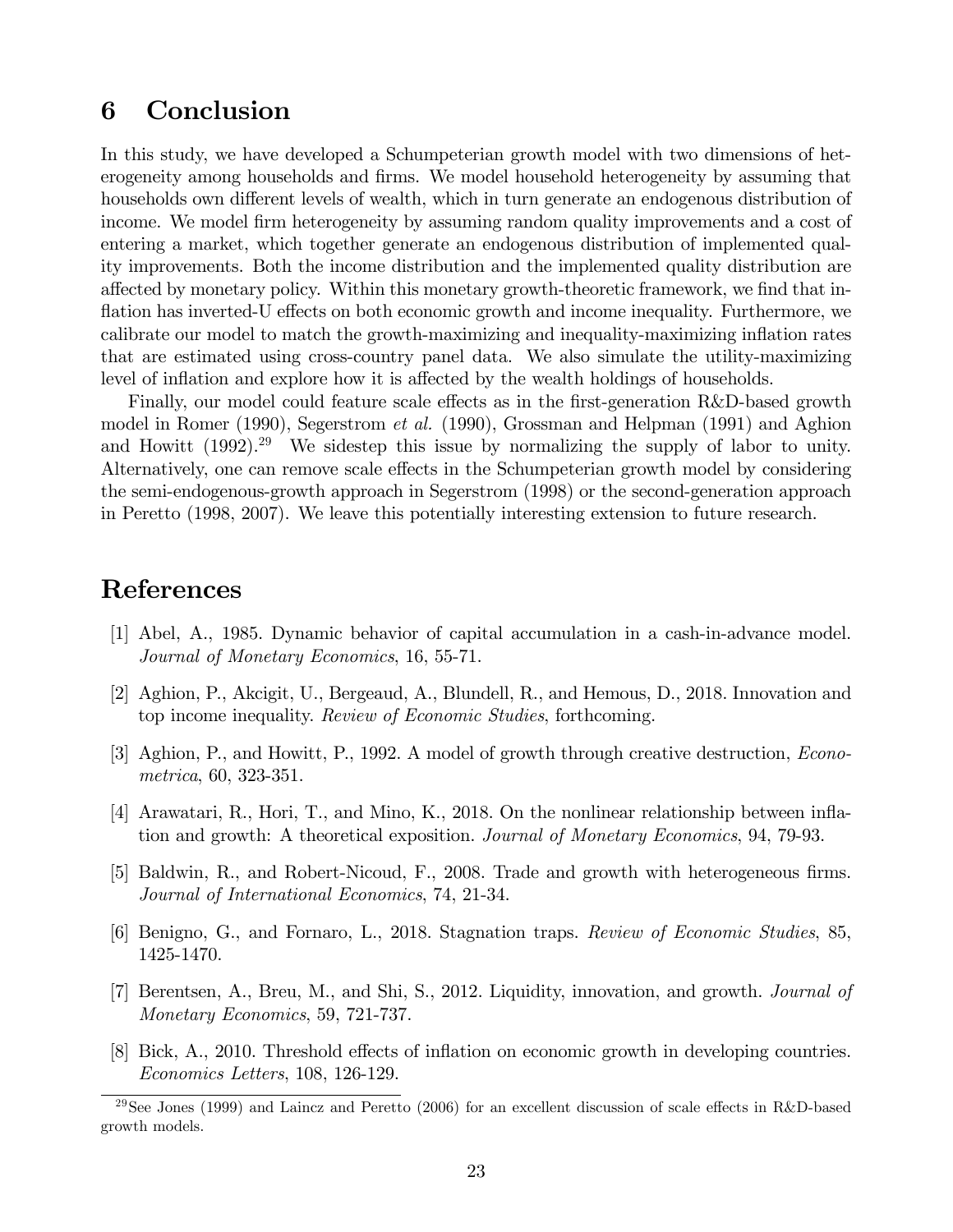# 6 Conclusion

In this study, we have developed a Schumpeterian growth model with two dimensions of heterogeneity among households and firms. We model household heterogeneity by assuming that households own different levels of wealth, which in turn generate an endogenous distribution of income. We model firm heterogeneity by assuming random quality improvements and a cost of entering a market, which together generate an endogenous distribution of implemented quality improvements. Both the income distribution and the implemented quality distribution are affected by monetary policy. Within this monetary growth-theoretic framework, we find that inflation has inverted-U effects on both economic growth and income inequality. Furthermore, we calibrate our model to match the growth-maximizing and inequality-maximizing inflation rates that are estimated using cross-country panel data. We also simulate the utility-maximizing level of inflation and explore how it is affected by the wealth holdings of households.

Finally, our model could feature scale effects as in the first-generation R&D-based growth model in Romer (1990), Segerstrom *et al.* (1990), Grossman and Helpman (1991) and Aghion and Howitt (1992).[29] We sidestep this issue by normalizing the supply of labor to unity. Alternatively, one can remove scale effects in the Schumpeterian growth model by considering the semi-endogenous-growth approach in Segerstrom (1998) or the second-generation approach in Peretto (1998, 2007). We leave this potentially interesting extension to future research.

# References

[1] Abel, A., 1985. Dynamic behavior of capital accumulation in a cash-in-advance model. *Journal of Monetary Economics*, 16, 55-71.

[2] Aghion, P., Akcigit, U., Bergeaud, A., Blundell, R., and Hemous, D., 2018. Innovation and top income inequality. *Review of Economic Studies*, forthcoming.

[3] Aghion, P., and Howitt, P., 1992. A model of growth through creative destruction, *Econometrica*, 60, 323-351.

[4] Arawatari, R., Hori, T., and Mino, K., 2018. On the nonlinear relationship between inflation and growth: A theoretical exposition. *Journal of Monetary Economics*, 94, 79-93.

[5] Baldwin, R., and Robert-Nicoud, F., 2008. Trade and growth with heterogeneous firms. *Journal of International Economics*, 74, 21-34.

[6] Benigno, G., and Fornaro, L., 2018. Stagnation traps. *Review of Economic Studies*, 85, 1425-1470.

[7] Berentsen, A., Breu, M., and Shi, S., 2012. Liquidity, innovation, and growth. *Journal of Monetary Economics*, 59, 721-737.

[8] Bick, A., 2010. Threshold effects of inflation on economic growth in developing countries. *Economics Letters*, 108, 126-129.

[29] See Jones (1999) and Laincz and Peretto (2006) for an excellent discussion of scale effects in R&D-based growth models.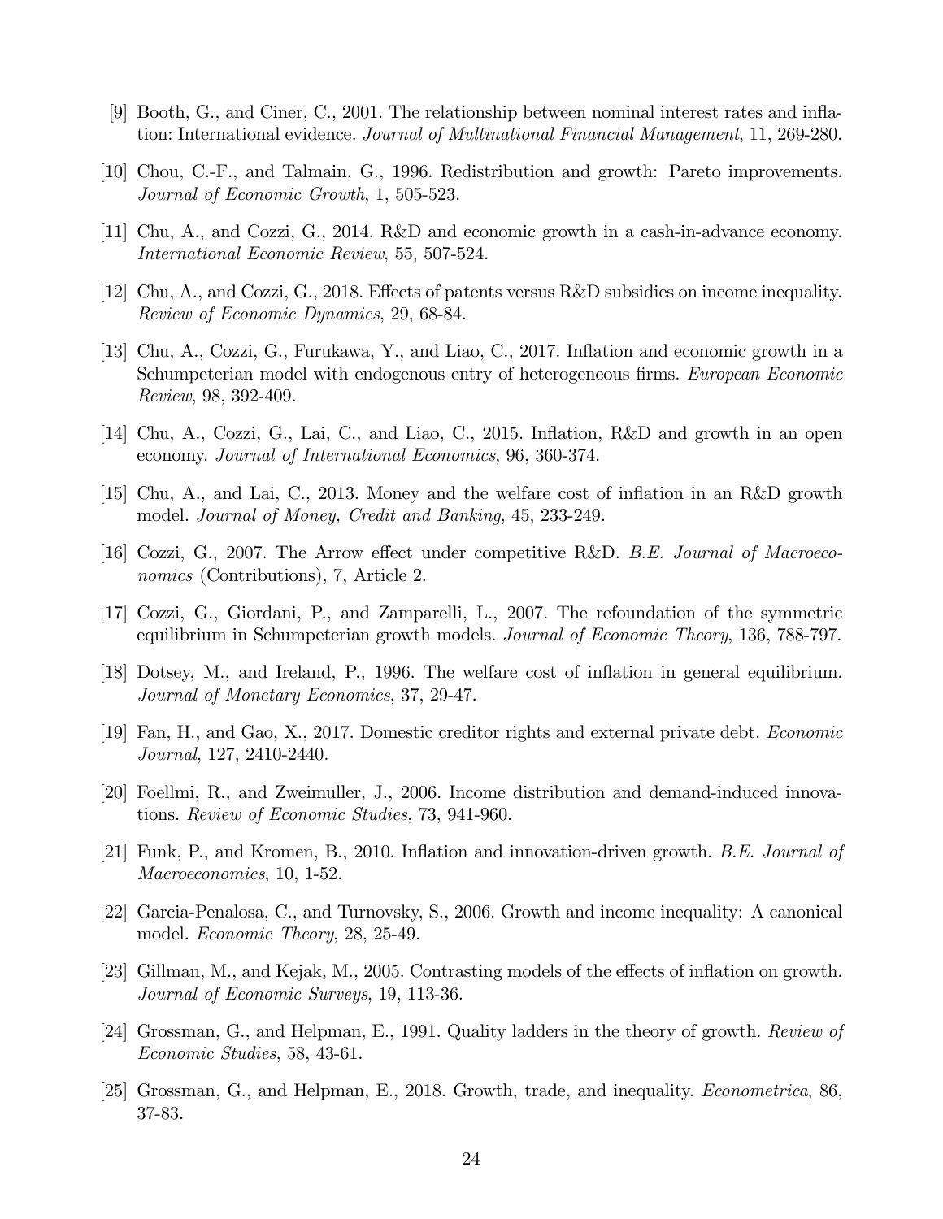[9] Booth, G., and Ciner, C., 2001. The relationship between nominal interest rates and inflation: International evidence. *Journal of Multinational Financial Management*, 11, 269-280.

[10] Chou, C.-F., and Talmain, G., 1996. Redistribution and growth: Pareto improvements. *Journal of Economic Growth*, 1, 505-523.

[11] Chu, A., and Cozzi, G., 2014. R&D and economic growth in a cash-in-advance economy. *International Economic Review*, 55, 507-524.

[12] Chu, A., and Cozzi, G., 2018. Effects of patents versus R&D subsidies on income inequality. *Review of Economic Dynamics*, 29, 68-84.

[13] Chu, A., Cozzi, G., Furukawa, Y., and Liao, C., 2017. Inflation and economic growth in a Schumpeterian model with endogenous entry of heterogeneous firms. *European Economic Review*, 98, 392-409.

[14] Chu, A., Cozzi, G., Lai, C., and Liao, C., 2015. Inflation, R&D and growth in an open economy. *Journal of International Economics*, 96, 360-374.

[15] Chu, A., and Lai, C., 2013. Money and the welfare cost of inflation in an R&D growth model. *Journal of Money, Credit and Banking*, 45, 233-249.

[16] Cozzi, G., 2007. The Arrow effect under competitive R&D. *B.E. Journal of Macroeconomics* (Contributions), 7, Article 2.

[17] Cozzi, G., Giordani, P., and Zamparelli, L., 2007. The refoundation of the symmetric equilibrium in Schumpeterian growth models. *Journal of Economic Theory*, 136, 788-797.

[18] Dotsey, M., and Ireland, P., 1996. The welfare cost of inflation in general equilibrium. *Journal of Monetary Economics*, 37, 29-47.

[19] Fan, H., and Gao, X., 2017. Domestic creditor rights and external private debt. *Economic Journal*, 127, 2410-2440.

[20] Foellmi, R., and Zweimuller, J., 2006. Income distribution and demand-induced innovations. *Review of Economic Studies*, 73, 941-960.

[21] Funk, P., and Kromen, B., 2010. Inflation and innovation-driven growth. *B.E. Journal of Macroeconomics*, 10, 1-52.

[22] Garcia-Penalosa, C., and Turnovsky, S., 2006. Growth and income inequality: A canonical model. *Economic Theory*, 28, 25-49.

[23] Gillman, M., and Kejak, M., 2005. Contrasting models of the effects of inflation on growth. *Journal of Economic Surveys*, 19, 113-36.

[24] Grossman, G., and Helpman, E., 1991. Quality ladders in the theory of growth. *Review of Economic Studies*, 58, 43-61.

[25] Grossman, G., and Helpman, E., 2018. Growth, trade, and inequality. *Econometrica*, 86, 37-83.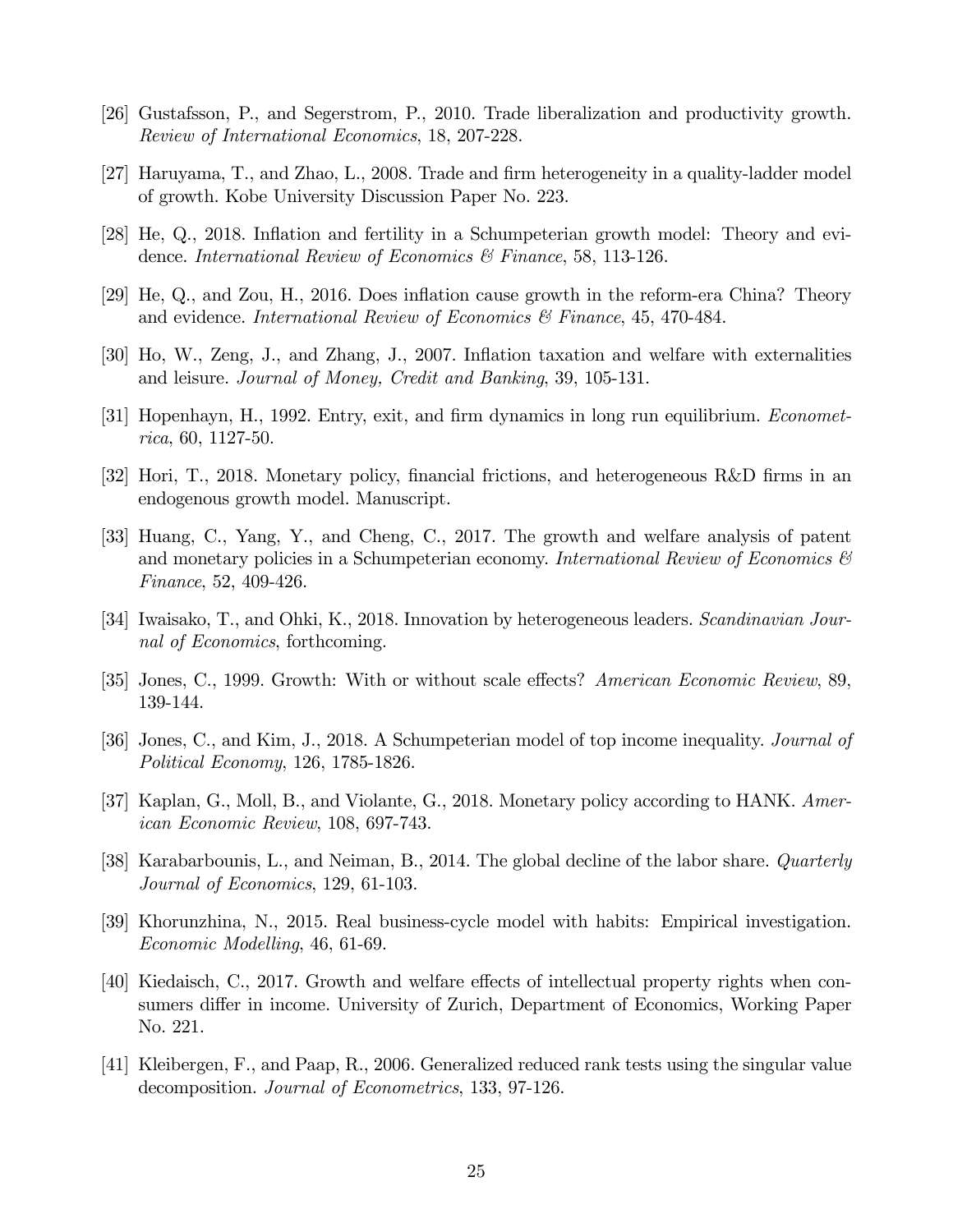[26] Gustafsson, P., and Segerstrom, P., 2010. Trade liberalization and productivity growth. *Review of International Economics*, 18, 207-228.

[27] Haruyama, T., and Zhao, L., 2008. Trade and firm heterogeneity in a quality-ladder model of growth. Kobe University Discussion Paper No. 223.

[28] He, Q., 2018. Inflation and fertility in a Schumpeterian growth model: Theory and evidence. *International Review of Economics & Finance*, 58, 113-126.

[29] He, Q., and Zou, H., 2016. Does inflation cause growth in the reform-era China? Theory and evidence. *International Review of Economics & Finance*, 45, 470-484.

[30] Ho, W., Zeng, J., and Zhang, J., 2007. Inflation taxation and welfare with externalities and leisure. *Journal of Money, Credit and Banking*, 39, 105-131.

[31] Hopenhayn, H., 1992. Entry, exit, and firm dynamics in long run equilibrium. *Econometrica*, 60, 1127-50.

[32] Hori, T., 2018. Monetary policy, financial frictions, and heterogeneous R&D firms in an endogenous growth model. Manuscript.

[33] Huang, C., Yang, Y., and Cheng, C., 2017. The growth and welfare analysis of patent and monetary policies in a Schumpeterian economy. *International Review of Economics & Finance*, 52, 409-426.

[34] Iwaisako, T., and Ohki, K., 2018. Innovation by heterogeneous leaders. *Scandinavian Journal of Economics*, forthcoming.

[35] Jones, C., 1999. Growth: With or without scale effects? *American Economic Review*, 89, 139-144.

[36] Jones, C., and Kim, J., 2018. A Schumpeterian model of top income inequality. *Journal of Political Economy*, 126, 1785-1826.

[37] Kaplan, G., Moll, B., and Violante, G., 2018. Monetary policy according to HANK. *American Economic Review*, 108, 697-743.

[38] Karabarbounis, L., and Neiman, B., 2014. The global decline of the labor share. *Quarterly Journal of Economics*, 129, 61-103.

[39] Khorunzhina, N., 2015. Real business-cycle model with habits: Empirical investigation. *Economic Modelling*, 46, 61-69.

[40] Kiedaisch, C., 2017. Growth and welfare effects of intellectual property rights when consumers differ in income. University of Zurich, Department of Economics, Working Paper No. 221.

[41] Kleibergen, F., and Paap, R., 2006. Generalized reduced rank tests using the singular value decomposition. *Journal of Econometrics*, 133, 97-126.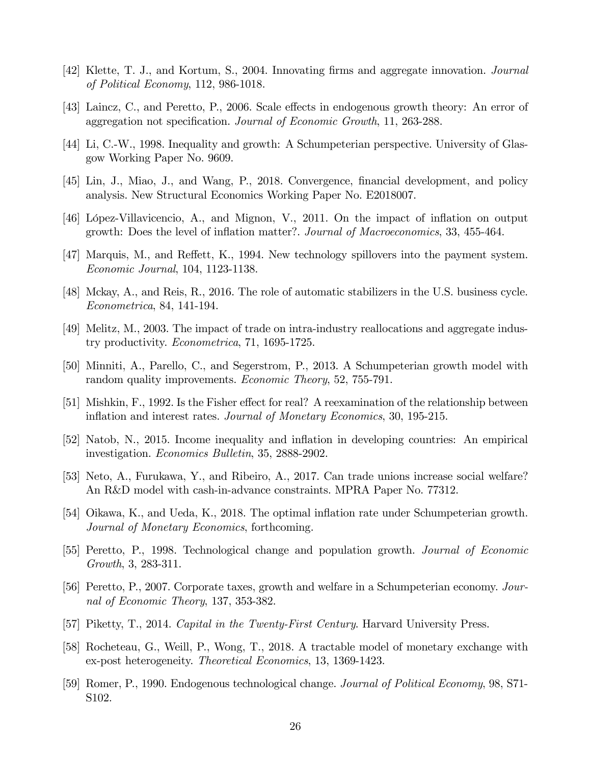[42] Klette, T. J., and Kortum, S., 2004. Innovating firms and aggregate innovation. *Journal of Political Economy*, 112, 986-1018.

[43] Laincz, C., and Peretto, P., 2006. Scale effects in endogenous growth theory: An error of aggregation not specification. *Journal of Economic Growth*, 11, 263-288.

[44] Li, C.-W., 1998. Inequality and growth: A Schumpeterian perspective. University of Glasgow Working Paper No. 9609.

[45] Lin, J., Miao, J., and Wang, P., 2018. Convergence, financial development, and policy analysis. New Structural Economics Working Paper No. E2018007.

[46] López-Villavicencio, A., and Mignon, V., 2011. On the impact of inflation on output growth: Does the level of inflation matter?. *Journal of Macroeconomics*, 33, 455-464.

[47] Marquis, M., and Reffett, K., 1994. New technology spillovers into the payment system. *Economic Journal*, 104, 1123-1138.

[48] Mckay, A., and Reis, R., 2016. The role of automatic stabilizers in the U.S. business cycle. *Econometrica*, 84, 141-194.

[49] Melitz, M., 2003. The impact of trade on intra-industry reallocations and aggregate industry productivity. *Econometrica*, 71, 1695-1725.

[50] Minniti, A., Parello, C., and Segerstrom, P., 2013. A Schumpeterian growth model with random quality improvements. *Economic Theory*, 52, 755-791.

[51] Mishkin, F., 1992. Is the Fisher effect for real? A reexamination of the relationship between inflation and interest rates. *Journal of Monetary Economics*, 30, 195-215.

[52] Natob, N., 2015. Income inequality and inflation in developing countries: An empirical investigation. *Economics Bulletin*, 35, 2888-2902.

[53] Neto, A., Furukawa, Y., and Ribeiro, A., 2017. Can trade unions increase social welfare? An R&D model with cash-in-advance constraints. MPRA Paper No. 77312.

[54] Oikawa, K., and Ueda, K., 2018. The optimal inflation rate under Schumpeterian growth. *Journal of Monetary Economics*, forthcoming.

[55] Peretto, P., 1998. Technological change and population growth. *Journal of Economic Growth*, 3, 283-311.

[56] Peretto, P., 2007. Corporate taxes, growth and welfare in a Schumpeterian economy. *Journal of Economic Theory*, 137, 353-382.

[57] Piketty, T., 2014. *Capital in the Twenty-First Century*. Harvard University Press.

[58] Rocheteau, G., Weill, P., Wong, T., 2018. A tractable model of monetary exchange with ex-post heterogeneity. *Theoretical Economics*, 13, 1369-1423.

[59] Romer, P., 1990. Endogenous technological change. *Journal of Political Economy*, 98, S71-S102.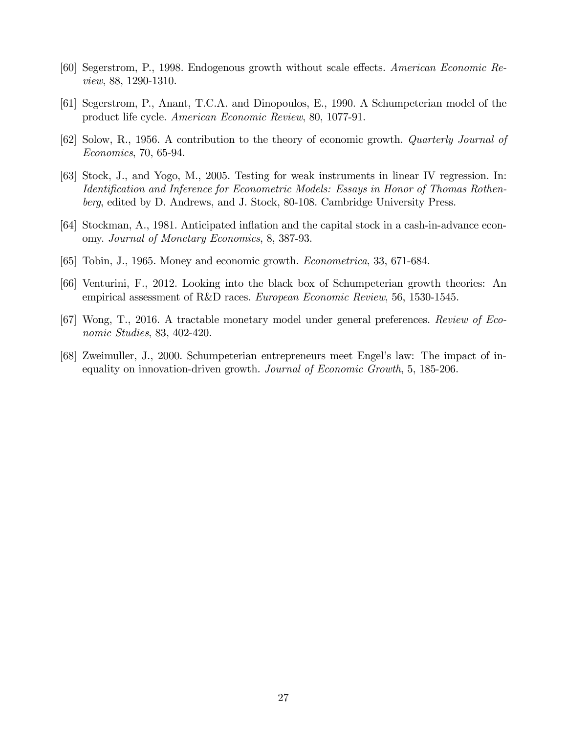[60] Segerstrom, P., 1998. Endogenous growth without scale effects. *American Economic Review*, 88, 1290-1310.

[61] Segerstrom, P., Anant, T.C.A. and Dinopoulos, E., 1990. A Schumpeterian model of the product life cycle. *American Economic Review*, 80, 1077-91.

[62] Solow, R., 1956. A contribution to the theory of economic growth. *Quarterly Journal of Economics*, 70, 65-94.

[63] Stock, J., and Yogo, M., 2005. Testing for weak instruments in linear IV regression. In: *Identification and Inference for Econometric Models: Essays in Honor of Thomas Rothenberg*, edited by D. Andrews, and J. Stock, 80-108. Cambridge University Press.

[64] Stockman, A., 1981. Anticipated inflation and the capital stock in a cash-in-advance economy. *Journal of Monetary Economics*, 8, 387-93.

[65] Tobin, J., 1965. Money and economic growth. *Econometrica*, 33, 671-684.

[66] Venturini, F., 2012. Looking into the black box of Schumpeterian growth theories: An empirical assessment of R&D races. *European Economic Review*, 56, 1530-1545.

[67] Wong, T., 2016. A tractable monetary model under general preferences. *Review of Economic Studies*, 83, 402-420.

[68] Zweimuller, J., 2000. Schumpeterian entrepreneurs meet Engel's law: The impact of inequality on innovation-driven growth. *Journal of Economic Growth*, 5, 185-206.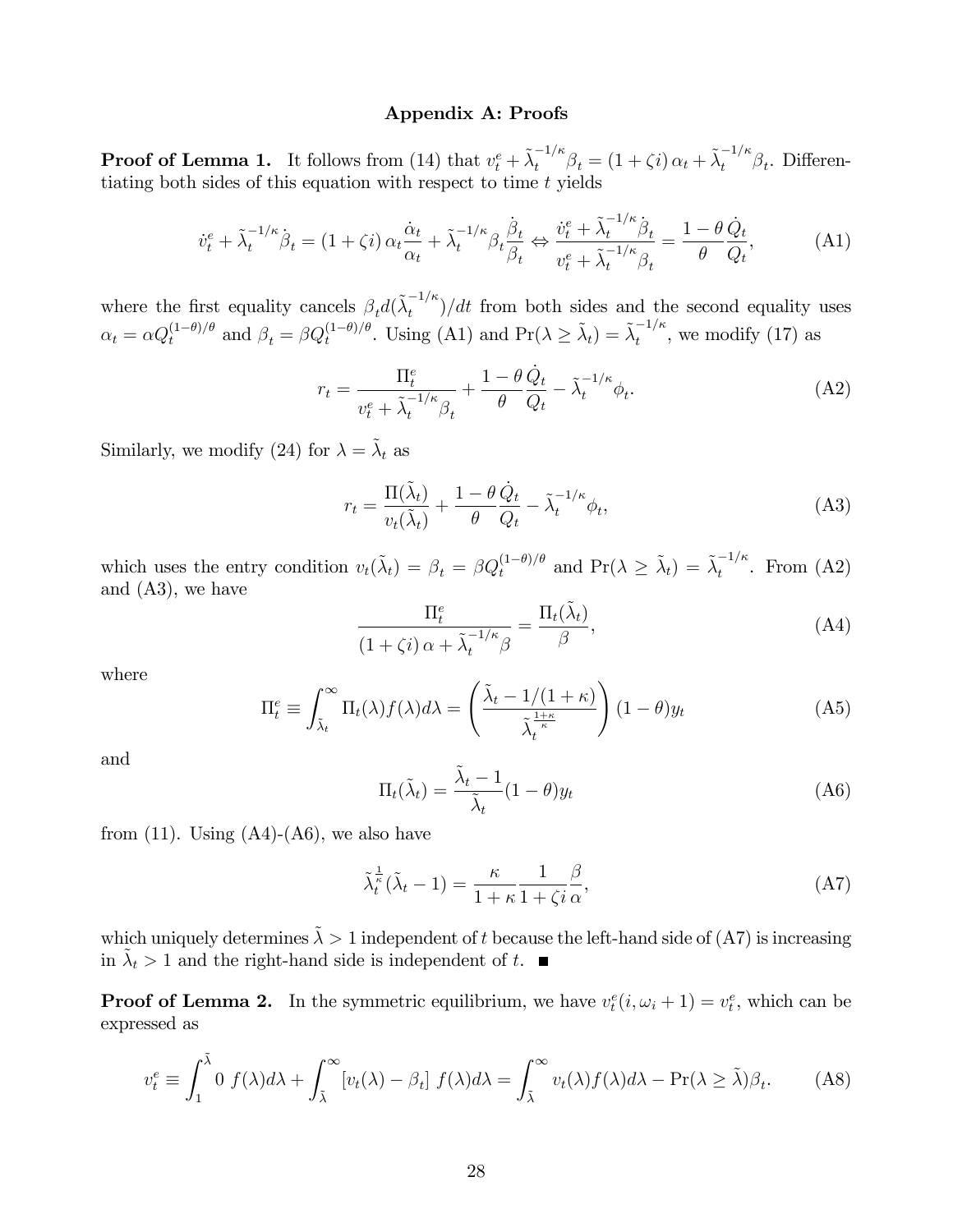## Appendix A: Proofs

**Proof of Lemma 1.** It follows from (14) that $v_t^e + \tilde{\lambda}_t^{-1/\kappa}\beta_t = (1+\zeta i)\,\alpha_t + \tilde{\lambda}_t^{-1/\kappa}\beta_t$. Differentiating both sides of this equation with respect to time $t$ yields

$$\dot{v}_t^e + \tilde{\lambda}_t^{-1/\kappa}\dot{\beta}_t = (1+\zeta i)\,\alpha_t \frac{\dot{\alpha}_t}{\alpha_t} + \tilde{\lambda}_t^{-1/\kappa}\beta_t \frac{\dot{\beta}_t}{\beta_t} \Leftrightarrow \frac{\dot{v}_t^e + \tilde{\lambda}_t^{-1/\kappa}\dot{\beta}_t}{v_t^e + \tilde{\lambda}_t^{-1/\kappa}\beta_t} = \frac{1-\theta}{\theta}\frac{\dot{Q}_t}{Q_t}, \tag{A1}$$

where the first equality cancels $\beta_t d(\tilde{\lambda}_t^{-1/\kappa})/dt$ from both sides and the second equality uses $\alpha_t = \alpha Q_t^{(1-\theta)/\theta}$ and $\beta_t = \beta Q_t^{(1-\theta)/\theta}$. Using (A1) and $\Pr(\lambda \geq \tilde{\lambda}_t) = \tilde{\lambda}_t^{-1/\kappa}$, we modify (17) as

$$r_t = \frac{\Pi_t^e}{v_t^e + \tilde{\lambda}_t^{-1/\kappa}\beta_t} + \frac{1-\theta}{\theta}\frac{\dot{Q}_t}{Q_t} - \tilde{\lambda}_t^{-1/\kappa}\phi_t. \tag{A2}$$

Similarly, we modify (24) for $\lambda = \tilde{\lambda}_t$ as

$$r_t = \frac{\Pi(\tilde{\lambda}_t)}{v_t(\tilde{\lambda}_t)} + \frac{1-\theta}{\theta}\frac{\dot{Q}_t}{Q_t} - \tilde{\lambda}_t^{-1/\kappa}\phi_t, \tag{A3}$$

which uses the entry condition $v_t(\tilde{\lambda}_t) = \beta_t = \beta Q_t^{(1-\theta)/\theta}$ and $\Pr(\lambda \geq \tilde{\lambda}_t) = \tilde{\lambda}_t^{-1/\kappa}$. From (A2) and (A3), we have

$$\frac{\Pi_t^e}{(1+\zeta i)\,\alpha + \tilde{\lambda}_t^{-1/\kappa}\beta} = \frac{\Pi_t(\tilde{\lambda}_t)}{\beta}, \tag{A4}$$

where

$$\Pi_t^e \equiv \int_{\tilde{\lambda}_t}^{\infty} \Pi_t(\lambda) f(\lambda) d\lambda = \left(\frac{\tilde{\lambda}_t - 1/(1+\kappa)}{\tilde{\lambda}_t^{\frac{1+\kappa}{\kappa}}}\right)(1-\theta) y_t \tag{A5}$$

and

$$\Pi_t(\tilde{\lambda}_t) = \frac{\tilde{\lambda}_t - 1}{\tilde{\lambda}_t}(1-\theta) y_t \tag{A6}$$

from (11). Using (A4)-(A6), we also have

$$\tilde{\lambda}_t^{\frac{1}{\kappa}}(\tilde{\lambda}_t - 1) = \frac{\kappa}{1+\kappa}\frac{1}{1+\zeta i}\frac{\beta}{\alpha}, \tag{A7}$$

which uniquely determines $\tilde{\lambda} > 1$ independent of $t$ because the left-hand side of (A7) is increasing in $\tilde{\lambda}_t > 1$ and the right-hand side is independent of $t$. ■

**Proof of Lemma 2.** In the symmetric equilibrium, we have $v_t^e(i, \omega_i + 1) = v_t^e$, which can be expressed as

$$v_t^e \equiv \int_1^{\tilde{\lambda}} 0 \; f(\lambda) d\lambda + \int_{\tilde{\lambda}}^{\infty} \left[v_t(\lambda) - \beta_t\right] f(\lambda) d\lambda = \int_{\tilde{\lambda}}^{\infty} v_t(\lambda) f(\lambda) d\lambda - \Pr(\lambda \geq \tilde{\lambda})\beta_t. \tag{A8}$$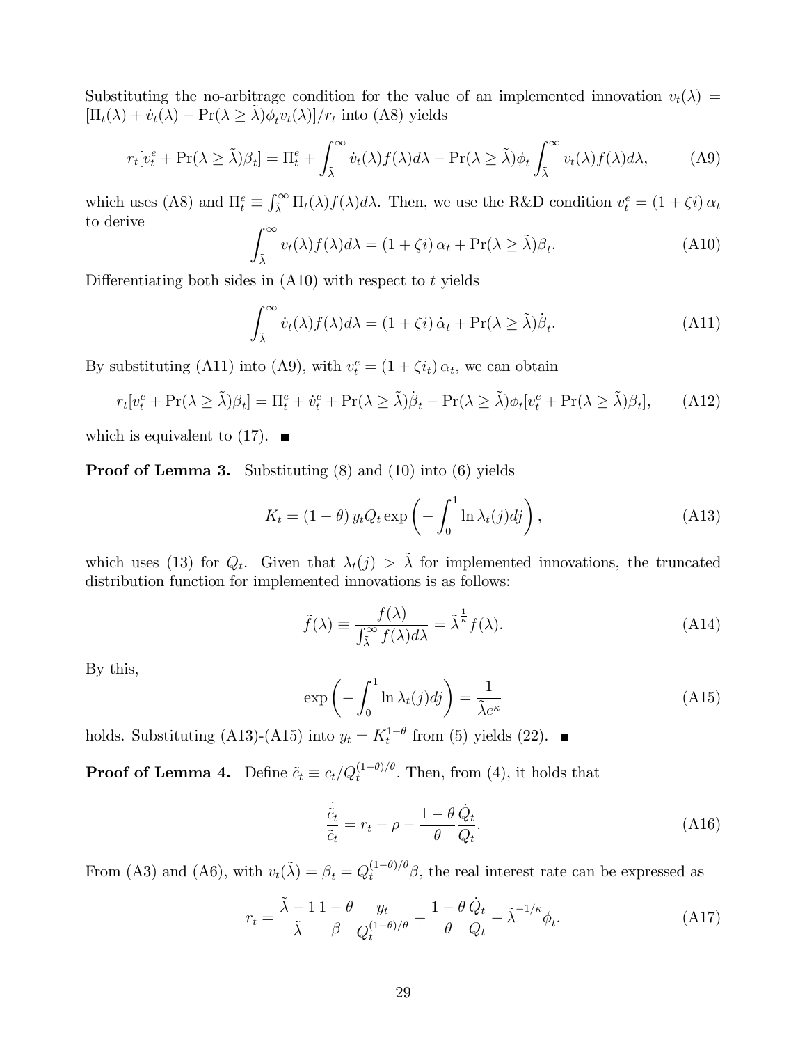Substituting the no-arbitrage condition for the value of an implemented innovation $v_t(\lambda) = [\Pi_t(\lambda) + \dot{v}_t(\lambda) - \Pr(\lambda \geq \tilde{\lambda})\phi_t v_t(\lambda)]/r_t$ into (A8) yields

$$r_t[v_t^e + \Pr(\lambda \geq \tilde{\lambda})\beta_t] = \Pi_t^e + \int_{\tilde{\lambda}}^{\infty} \dot{v}_t(\lambda) f(\lambda) d\lambda - \Pr(\lambda \geq \tilde{\lambda})\phi_t \int_{\tilde{\lambda}}^{\infty} v_t(\lambda) f(\lambda) d\lambda, \tag{A9}$$

which uses (A8) and $\Pi_t^e \equiv \int_{\tilde{\lambda}}^{\infty} \Pi_t(\lambda) f(\lambda) d\lambda$. Then, we use the R&D condition $v_t^e = (1 + \zeta i)\, \alpha_t$ to derive

$$\int_{\tilde{\lambda}}^{\infty} v_t(\lambda) f(\lambda) d\lambda = (1 + \zeta i)\, \alpha_t + \Pr(\lambda \geq \tilde{\lambda})\beta_t. \tag{A10}$$

Differentiating both sides in (A10) with respect to $t$ yields

$$\int_{\tilde{\lambda}}^{\infty} \dot{v}_t(\lambda) f(\lambda) d\lambda = (1 + \zeta i)\, \dot{\alpha}_t + \Pr(\lambda \geq \tilde{\lambda})\dot{\beta}_t. \tag{A11}$$

By substituting (A11) into (A9), with $v_t^e = (1 + \zeta i_t)\, \alpha_t$, we can obtain

$$r_t[v_t^e + \Pr(\lambda \geq \tilde{\lambda})\beta_t] = \Pi_t^e + \dot{v}_t^e + \Pr(\lambda \geq \tilde{\lambda})\dot{\beta}_t - \Pr(\lambda \geq \tilde{\lambda})\phi_t[v_t^e + \Pr(\lambda \geq \tilde{\lambda})\beta_t], \tag{A12}$$

which is equivalent to (17). ■

**Proof of Lemma 3.** Substituting (8) and (10) into (6) yields

$$K_t = (1 - \theta)\, y_t Q_t \exp\left( - \int_0^1 \ln \lambda_t(j) dj \right), \tag{A13}$$

which uses (13) for $Q_t$. Given that $\lambda_t(j) > \tilde{\lambda}$ for implemented innovations, the truncated distribution function for implemented innovations is as follows:

$$\tilde{f}(\lambda) \equiv \frac{f(\lambda)}{\int_{\tilde{\lambda}}^{\infty} f(\lambda) d\lambda} = \tilde{\lambda}^{\frac{1}{\kappa}} f(\lambda). \tag{A14}$$

By this,

$$\exp\left( - \int_0^1 \ln \lambda_t(j) dj \right) = \frac{1}{\tilde{\lambda} e^{\kappa}} \tag{A15}$$

holds. Substituting (A13)-(A15) into $y_t = K_t^{1-\theta}$ from (5) yields (22). ■

**Proof of Lemma 4.** Define $\tilde{c}_t \equiv c_t / Q_t^{(1-\theta)/\theta}$. Then, from (4), it holds that

$$\frac{\dot{\tilde{c}}_t}{\tilde{c}_t} = r_t - \rho - \frac{1 - \theta}{\theta} \frac{\dot{Q}_t}{Q_t}. \tag{A16}$$

From (A3) and (A6), with $v_t(\tilde{\lambda}) = \beta_t = Q_t^{(1-\theta)/\theta} \beta$, the real interest rate can be expressed as

$$r_t = \frac{\tilde{\lambda} - 1}{\tilde{\lambda}} \frac{1 - \theta}{\beta} \frac{y_t}{Q_t^{(1-\theta)/\theta}} + \frac{1 - \theta}{\theta} \frac{\dot{Q}_t}{Q_t} - \tilde{\lambda}^{-1/\kappa} \phi_t. \tag{A17}$$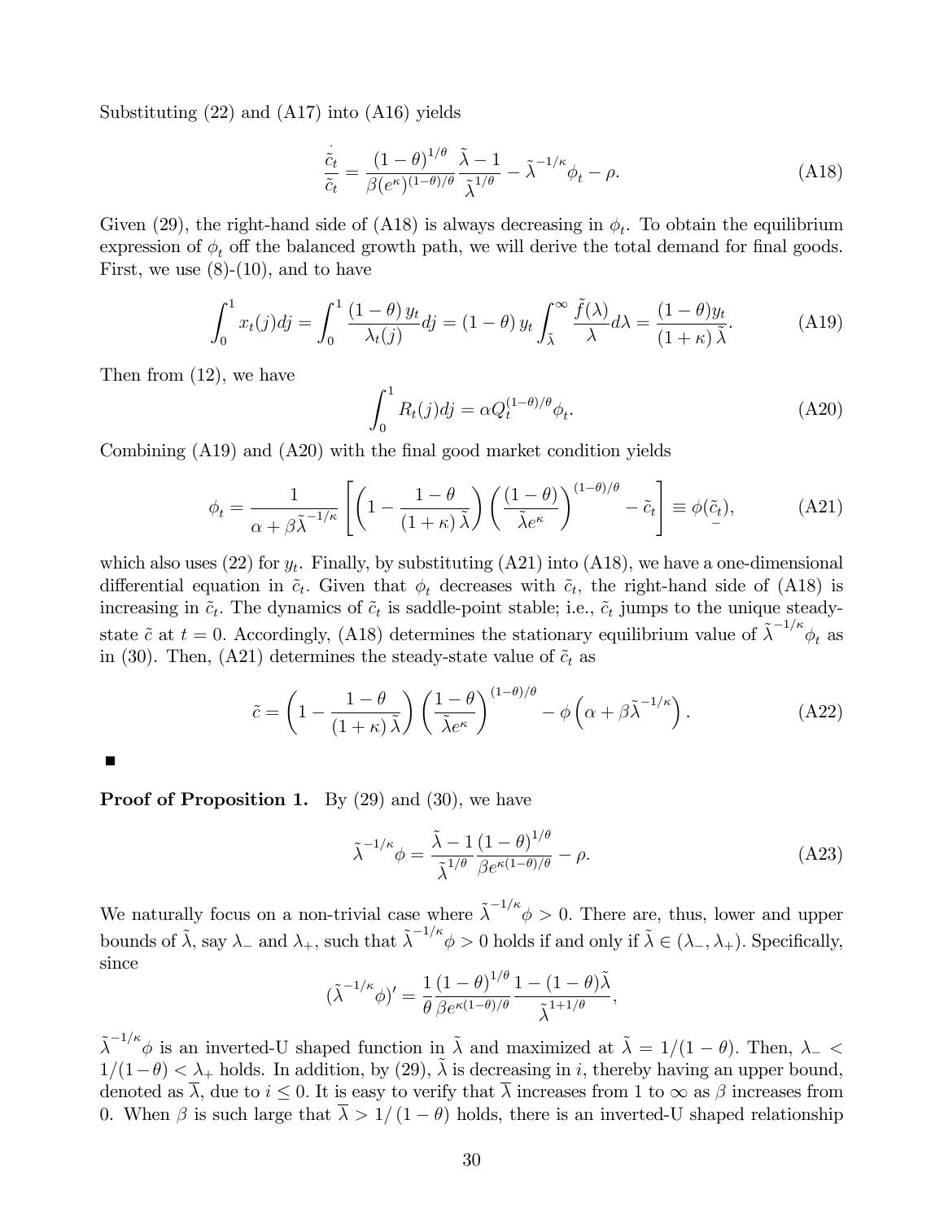Substituting (22) and (A17) into (A16) yields

$$\frac{\dot{\tilde{c}}_t}{\tilde{c}_t} = \frac{(1-\theta)^{1/\theta}}{\beta(e^{\kappa})^{(1-\theta)/\theta}} \frac{\tilde{\lambda}-1}{\tilde{\lambda}^{1/\theta}} - \tilde{\lambda}^{-1/\kappa}\phi_t - \rho. \tag{A18}$$

Given (29), the right-hand side of (A18) is always decreasing in $\phi_t$. To obtain the equilibrium expression of $\phi_t$ off the balanced growth path, we will derive the total demand for final goods. First, we use (8)-(10), and to have

$$\int_0^1 x_t(j)dj = \int_0^1 \frac{(1-\theta)\, y_t}{\lambda_t(j)}dj = (1-\theta)\, y_t \int_{\tilde{\lambda}}^{\infty} \frac{\tilde{f}(\lambda)}{\lambda}d\lambda = \frac{(1-\theta)y_t}{(1+\kappa)\,\tilde{\lambda}}. \tag{A19}$$

Then from (12), we have

$$\int_0^1 R_t(j)dj = \alpha Q_t^{(1-\theta)/\theta}\phi_t. \tag{A20}$$

Combining (A19) and (A20) with the final good market condition yields

$$\phi_t = \frac{1}{\alpha + \beta\tilde{\lambda}^{-1/\kappa}}\left[\left(1 - \frac{1-\theta}{(1+\kappa)\,\tilde{\lambda}}\right)\left(\frac{(1-\theta)}{\tilde{\lambda}e^{\kappa}}\right)^{(1-\theta)/\theta} - \tilde{c}_t\right] \equiv \underset{-}{\phi}(\tilde{c}_t), \tag{A21}$$

which also uses (22) for $y_t$. Finally, by substituting (A21) into (A18), we have a one-dimensional differential equation in $\tilde{c}_t$. Given that $\phi_t$ decreases with $\tilde{c}_t$, the right-hand side of (A18) is increasing in $\tilde{c}_t$. The dynamics of $\tilde{c}_t$ is saddle-point stable; i.e., $\tilde{c}_t$ jumps to the unique steady-state $\tilde{c}$ at $t = 0$. Accordingly, (A18) determines the stationary equilibrium value of $\tilde{\lambda}^{-1/\kappa}\phi_t$ as in (30). Then, (A21) determines the steady-state value of $\tilde{c}_t$ as

$$\tilde{c} = \left(1 - \frac{1-\theta}{(1+\kappa)\,\tilde{\lambda}}\right)\left(\frac{1-\theta}{\tilde{\lambda}e^{\kappa}}\right)^{(1-\theta)/\theta} - \phi\left(\alpha + \beta\tilde{\lambda}^{-1/\kappa}\right). \tag{A22}$$

■

**Proof of Proposition 1.** By (29) and (30), we have

$$\tilde{\lambda}^{-1/\kappa}\phi = \frac{\tilde{\lambda}-1}{\tilde{\lambda}^{1/\theta}}\frac{(1-\theta)^{1/\theta}}{\beta e^{\kappa(1-\theta)/\theta}} - \rho. \tag{A23}$$

We naturally focus on a non-trivial case where $\tilde{\lambda}^{-1/\kappa}\phi > 0$. There are, thus, lower and upper bounds of $\tilde{\lambda}$, say $\lambda_-$ and $\lambda_+$, such that $\tilde{\lambda}^{-1/\kappa}\phi > 0$ holds if and only if $\tilde{\lambda} \in (\lambda_-, \lambda_+)$. Specifically, since

$$(\tilde{\lambda}^{-1/\kappa}\phi)' = \frac{1}{\theta}\frac{(1-\theta)^{1/\theta}}{\beta e^{\kappa(1-\theta)/\theta}}\frac{1-(1-\theta)\tilde{\lambda}}{\tilde{\lambda}^{1+1/\theta}},$$

$\tilde{\lambda}^{-1/\kappa}\phi$ is an inverted-U shaped function in $\tilde{\lambda}$ and maximized at $\tilde{\lambda} = 1/(1-\theta)$. Then, $\lambda_- < 1/(1-\theta) < \lambda_+$ holds. In addition, by (29), $\tilde{\lambda}$ is decreasing in $i$, thereby having an upper bound, denoted as $\overline{\lambda}$, due to $i \leq 0$. It is easy to verify that $\overline{\lambda}$ increases from 1 to $\infty$ as $\beta$ increases from 0. When $\beta$ is such large that $\overline{\lambda} > 1/(1-\theta)$ holds, there is an inverted-U shaped relationship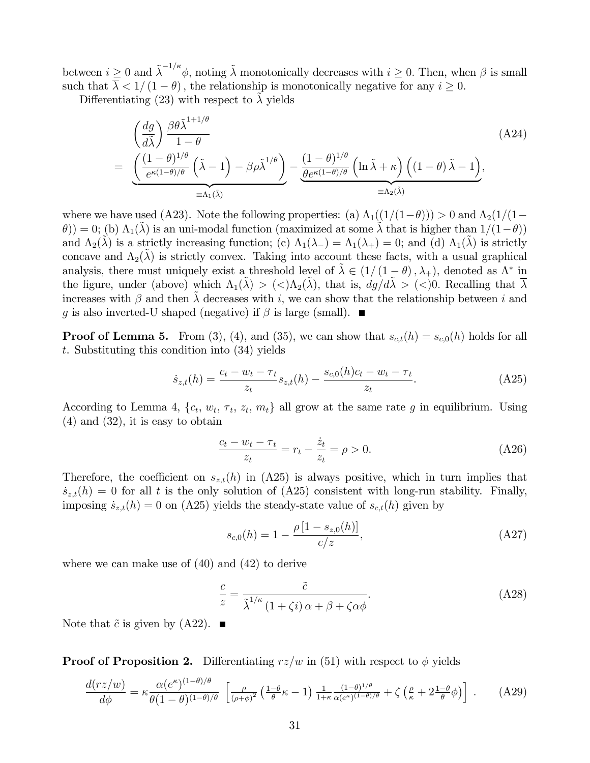between $i \geq 0$ and $\tilde{\lambda}^{-1/\kappa}\phi$, noting $\tilde{\lambda}$ monotonically decreases with $i \geq 0$. Then, when $\beta$ is small such that $\overline{\lambda} < 1/(1-\theta)$, the relationship is monotonically negative for any $i \geq 0$.

Differentiating (23) with respect to $\tilde{\lambda}$ yields

$$
\begin{aligned}
&\left(\frac{dg}{d\tilde{\lambda}}\right)\frac{\beta\theta\tilde{\lambda}^{1+1/\theta}}{1-\theta} \\
= &\underbrace{\left(\frac{(1-\theta)^{1/\theta}}{e^{\kappa(1-\theta)/\theta}}\left(\tilde{\lambda}-1\right)-\beta\rho\tilde{\lambda}^{1/\theta}\right)}_{\equiv\Lambda_1(\tilde{\lambda})}-\underbrace{\frac{(1-\theta)^{1/\theta}}{\theta e^{\kappa(1-\theta)/\theta}}\left(\ln\tilde{\lambda}+\kappa\right)\left((1-\theta)\tilde{\lambda}-1\right)}_{\equiv\Lambda_2(\tilde{\lambda})},
\end{aligned}
\tag{A24}
$$

where we have used (A23). Note the following properties: (a) $\Lambda_1((1/(1-\theta))) > 0$ and $\Lambda_2(1/(1-\theta)) = 0$; (b) $\Lambda_1(\tilde{\lambda})$ is an uni-modal function (maximized at some $\tilde{\lambda}$ that is higher than $1/(1-\theta)$) and $\Lambda_2(\tilde{\lambda})$ is a strictly increasing function; (c) $\Lambda_1(\lambda_-) = \Lambda_1(\lambda_+) = 0$; and (d) $\Lambda_1(\tilde{\lambda})$ is strictly concave and $\Lambda_2(\tilde{\lambda})$ is strictly convex. Taking into account these facts, with a usual graphical analysis, there must uniquely exist a threshold level of $\tilde{\lambda} \in (1/(1-\theta), \lambda_+)$, denoted as $\Lambda^*$ in the figure, under (above) which $\Lambda_1(\tilde{\lambda}) > (<)\Lambda_2(\tilde{\lambda})$, that is, $dg/d\tilde{\lambda} > (<)0$. Recalling that $\overline{\lambda}$ increases with $\beta$ and then $\tilde{\lambda}$ decreases with $i$, we can show that the relationship between $i$ and $g$ is also inverted-U shaped (negative) if $\beta$ is large (small). ∎

**Proof of Lemma 5.** From (3), (4), and (35), we can show that $s_{c,t}(h) = s_{c,0}(h)$ holds for all $t$. Substituting this condition into (34) yields

$$
\dot{s}_{z,t}(h) = \frac{c_t - w_t - \tau_t}{z_t}s_{z,t}(h) - \frac{s_{c,0}(h)c_t - w_t - \tau_t}{z_t}. \tag{A25}
$$

According to Lemma 4, $\{c_t, w_t, \tau_t, z_t, m_t\}$ all grow at the same rate $g$ in equilibrium. Using (4) and (32), it is easy to obtain

$$
\frac{c_t - w_t - \tau_t}{z_t} = r_t - \frac{\dot{z}_t}{z_t} = \rho > 0. \tag{A26}
$$

Therefore, the coefficient on $s_{z,t}(h)$ in (A25) is always positive, which in turn implies that $\dot{s}_{z,t}(h) = 0$ for all $t$ is the only solution of (A25) consistent with long-run stability. Finally, imposing $\dot{s}_{z,t}(h) = 0$ on (A25) yields the steady-state value of $s_{c,t}(h)$ given by

$$
s_{c,0}(h) = 1 - \frac{\rho\left[1 - s_{z,0}(h)\right]}{c/z}, \tag{A27}
$$

where we can make use of (40) and (42) to derive

$$
\frac{c}{z} = \frac{\tilde{c}}{\tilde{\lambda}^{1/\kappa}(1+\zeta i)\alpha + \beta + \zeta\alpha\phi}. \tag{A28}
$$

Note that $\tilde{c}$ is given by (A22). ∎

**Proof of Proposition 2.** Differentiating $rz/w$ in (51) with respect to $\phi$ yields

$$
\frac{d(rz/w)}{d\phi} = \kappa\frac{\alpha(e^{\kappa})^{(1-\theta)/\theta}}{\theta(1-\theta)^{(1-\theta)/\theta}}\left[\tfrac{\rho}{(\rho+\phi)^2}\left(\tfrac{1-\theta}{\theta}\kappa - 1\right)\tfrac{1}{1+\kappa}\tfrac{(1-\theta)^{1/\theta}}{\alpha(e^{\kappa})^{(1-\theta)/\theta}} + \zeta\left(\tfrac{\rho}{\kappa} + 2\tfrac{1-\theta}{\theta}\phi\right)\right]. \tag{A29}
$$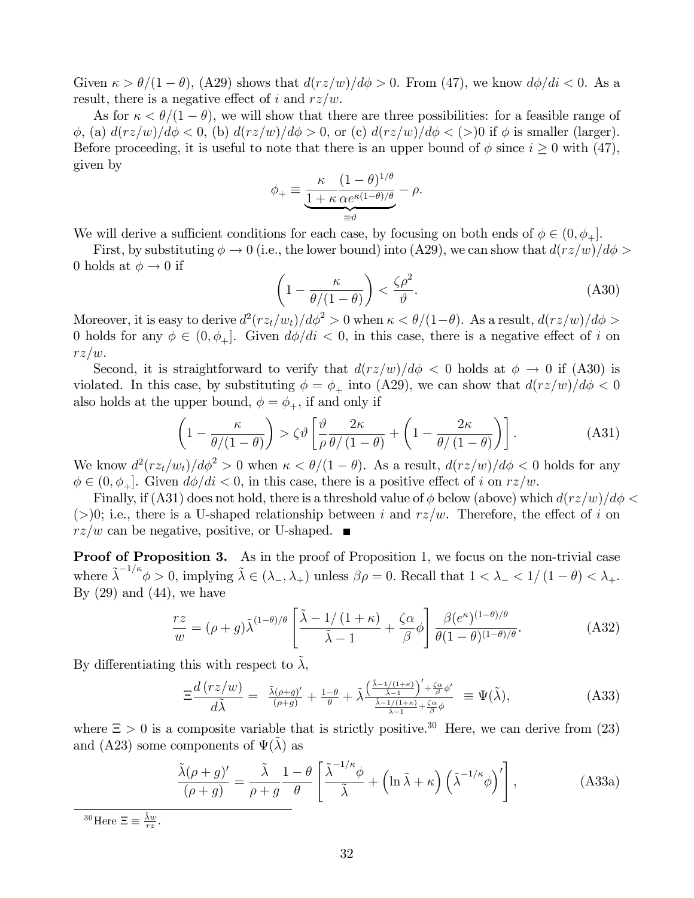Given $\kappa > \theta/(1-\theta)$, (A29) shows that $d(rz/w)/d\phi > 0$. From (47), we know $d\phi/di < 0$. As a result, there is a negative effect of $i$ and $rz/w$.

As for $\kappa < \theta/(1-\theta)$, we will show that there are three possibilities: for a feasible range of $\phi$, (a) $d(rz/w)/d\phi < 0$, (b) $d(rz/w)/d\phi > 0$, or (c) $d(rz/w)/d\phi < (>)0$ if $\phi$ is smaller (larger). Before proceeding, it is useful to note that there is an upper bound of $\phi$ since $i \geq 0$ with (47), given by

$$\phi_{+} \equiv \underbrace{\frac{\kappa}{1+\kappa} \frac{(1-\theta)^{1/\theta}}{\alpha e^{\kappa(1-\theta)/\theta}}}_{\equiv \vartheta} - \rho.$$

We will derive a sufficient conditions for each case, by focusing on both ends of $\phi \in (0, \phi_{+}]$.

First, by substituting $\phi \to 0$ (i.e., the lower bound) into (A29), we can show that $d(rz/w)/d\phi > 0$ holds at $\phi \to 0$ if

$$\left(1 - \frac{\kappa}{\theta/(1-\theta)}\right) < \frac{\zeta \rho^2}{\vartheta}. \tag{A30}$$

Moreover, it is easy to derive $d^2(rz_t/w_t)/d\phi^2 > 0$ when $\kappa < \theta/(1-\theta)$. As a result, $d(rz/w)/d\phi > 0$ holds for any $\phi \in (0, \phi_{+}]$. Given $d\phi/di < 0$, in this case, there is a negative effect of $i$ on $rz/w$.

Second, it is straightforward to verify that $d(rz/w)/d\phi < 0$ holds at $\phi \to 0$ if (A30) is violated. In this case, by substituting $\phi = \phi_{+}$ into (A29), we can show that $d(rz/w)/d\phi < 0$ also holds at the upper bound, $\phi = \phi_{+}$, if and only if

$$\left(1 - \frac{\kappa}{\theta/(1-\theta)}\right) > \zeta \vartheta \left[\frac{\vartheta}{\rho} \frac{2\kappa}{\theta/(1-\theta)} + \left(1 - \frac{2\kappa}{\theta/(1-\theta)}\right)\right]. \tag{A31}$$

We know $d^2(rz_t/w_t)/d\phi^2 > 0$ when $\kappa < \theta/(1-\theta)$. As a result, $d(rz/w)/d\phi < 0$ holds for any $\phi \in (0, \phi_{+}]$. Given $d\phi/di < 0$, in this case, there is a positive effect of $i$ on $rz/w$.

Finally, if (A31) does not hold, there is a threshold value of $\phi$ below (above) which $d(rz/w)/d\phi < (>)0$; i.e., there is a U-shaped relationship between $i$ and $rz/w$. Therefore, the effect of $i$ on $rz/w$ can be negative, positive, or U-shaped. ■

**Proof of Proposition 3.** As in the proof of Proposition 1, we focus on the non-trivial case where $\tilde{\lambda}^{-1/\kappa}\phi > 0$, implying $\tilde{\lambda} \in (\lambda_{-}, \lambda_{+})$ unless $\beta\rho = 0$. Recall that $1 < \lambda_{-} < 1/(1-\theta) < \lambda_{+}$. By (29) and (44), we have

$$\frac{rz}{w} = (\rho + g)\tilde{\lambda}^{(1-\theta)/\theta} \left[\frac{\tilde{\lambda} - 1/(1+\kappa)}{\tilde{\lambda} - 1} + \frac{\zeta\alpha}{\beta}\phi\right] \frac{\beta (e^{\kappa})^{(1-\theta)/\theta}}{\theta(1-\theta)^{(1-\theta)/\theta}}. \tag{A32}$$

By differentiating this with respect to $\tilde{\lambda}$,

$$\Xi \frac{d(rz/w)}{d\tilde{\lambda}} = \frac{\tilde{\lambda}(\rho+g)'}{(\rho+g)} + \frac{1-\theta}{\theta} + \tilde{\lambda} \frac{\left(\frac{\tilde{\lambda}-1/(1+\kappa)}{\tilde{\lambda}-1}\right)' + \frac{\zeta\alpha}{\beta}\phi'}{\frac{\tilde{\lambda}-1/(1+\kappa)}{\tilde{\lambda}-1} + \frac{\zeta\alpha}{\beta}\phi} \equiv \Psi(\tilde{\lambda}), \tag{A33}$$

where $\Xi > 0$ is a composite variable that is strictly positive.[30] Here, we can derive from (23) and (A23) some components of $\Psi(\tilde{\lambda})$ as

$$\frac{\tilde{\lambda}(\rho+g)'}{(\rho+g)} = \frac{\tilde{\lambda}}{\rho+g} \frac{1-\theta}{\theta} \left[\frac{\tilde{\lambda}^{-1/\kappa}\phi}{\tilde{\lambda}} + \left(\ln\tilde{\lambda} + \kappa\right)\left(\tilde{\lambda}^{-1/\kappa}\phi\right)'\right], \tag{A33a}$$

[30] Here $\Xi \equiv \frac{\tilde{\lambda}w}{rz}$.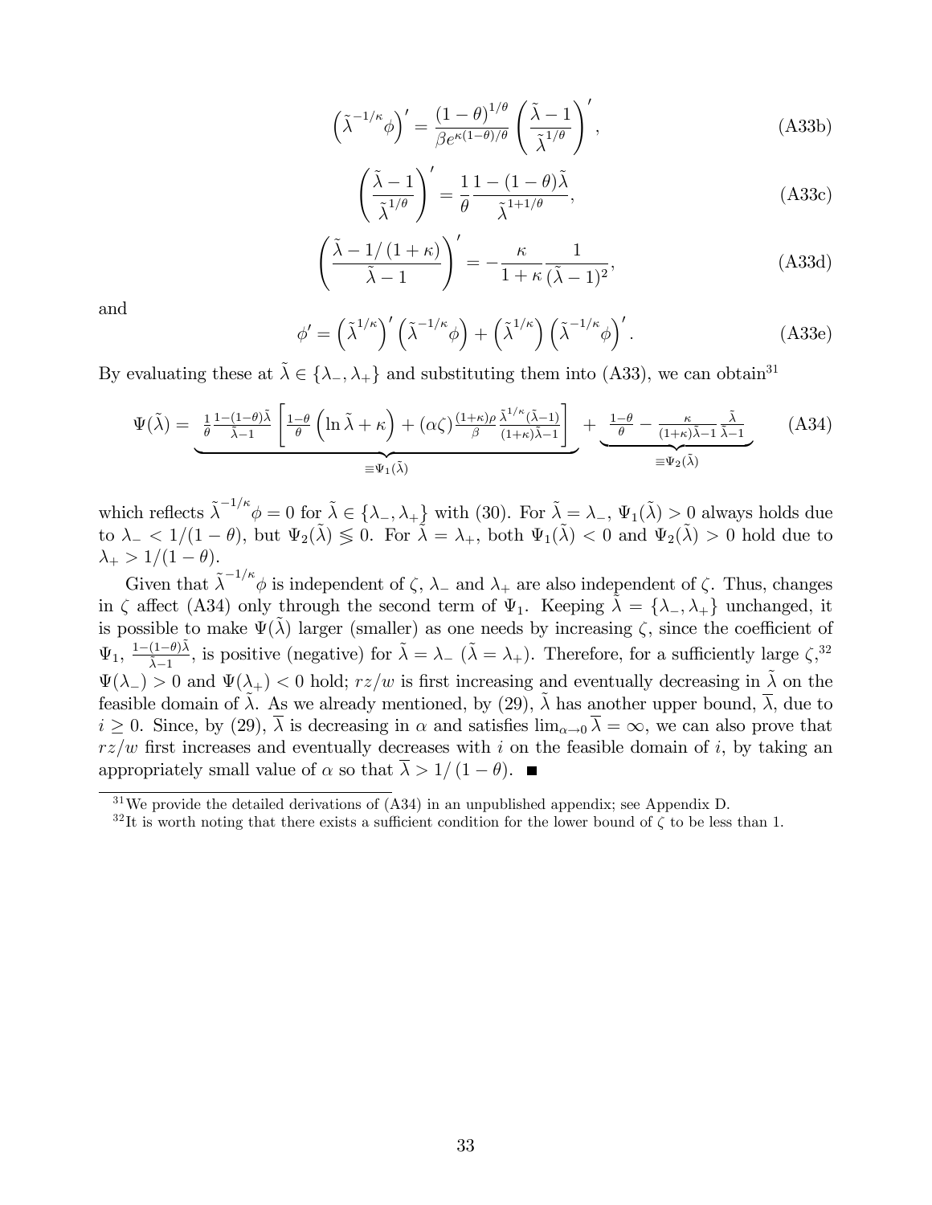$$\left(\tilde{\lambda}^{-1/\kappa}\phi\right)' = \frac{(1-\theta)^{1/\theta}}{\beta e^{\kappa(1-\theta)/\theta}}\left(\frac{\tilde{\lambda}-1}{\tilde{\lambda}^{1/\theta}}\right)', \tag{A33b}$$

$$\left(\frac{\tilde{\lambda}-1}{\tilde{\lambda}^{1/\theta}}\right)' = \frac{1}{\theta}\frac{1-(1-\theta)\tilde{\lambda}}{\tilde{\lambda}^{1+1/\theta}}, \tag{A33c}$$

$$\left(\frac{\tilde{\lambda}-1/(1+\kappa)}{\tilde{\lambda}-1}\right)' = -\frac{\kappa}{1+\kappa}\frac{1}{(\tilde{\lambda}-1)^2}, \tag{A33d}$$

and

$$\phi' = \left(\tilde{\lambda}^{1/\kappa}\right)'\left(\tilde{\lambda}^{-1/\kappa}\phi\right) + \left(\tilde{\lambda}^{1/\kappa}\right)\left(\tilde{\lambda}^{-1/\kappa}\phi\right)'. \tag{A33e}$$

By evaluating these at $\tilde{\lambda} \in \{\lambda_-, \lambda_+\}$ and substituting them into (A33), we can obtain[31]

$$\Psi(\tilde{\lambda}) = \underbrace{\frac{1}{\theta}\frac{1-(1-\theta)\tilde{\lambda}}{\tilde{\lambda}-1}\left[\frac{1-\theta}{\theta}\left(\ln\tilde{\lambda}+\kappa\right) + (\alpha\zeta)\frac{(1+\kappa)\rho}{\beta}\frac{\tilde{\lambda}^{1/\kappa}(\tilde{\lambda}-1)}{(1+\kappa)\tilde{\lambda}-1}\right]}_{\equiv\Psi_1(\tilde{\lambda})} + \underbrace{\frac{1-\theta}{\theta} - \frac{\kappa}{(1+\kappa)\tilde{\lambda}-1}\frac{\tilde{\lambda}}{\tilde{\lambda}-1}}_{\equiv\Psi_2(\tilde{\lambda})} \tag{A34}$$

which reflects $\tilde{\lambda}^{-1/\kappa}\phi = 0$ for $\tilde{\lambda} \in \{\lambda_-, \lambda_+\}$ with (30). For $\tilde{\lambda} = \lambda_-$, $\Psi_1(\tilde{\lambda}) > 0$ always holds due to $\lambda_- < 1/(1-\theta)$, but $\Psi_2(\tilde{\lambda}) \lesseqgtr 0$. For $\tilde{\lambda} = \lambda_+$, both $\Psi_1(\tilde{\lambda}) < 0$ and $\Psi_2(\tilde{\lambda}) > 0$ hold due to $\lambda_+ > 1/(1-\theta)$.

Given that $\tilde{\lambda}^{-1/\kappa}\phi$ is independent of $\zeta$, $\lambda_-$ and $\lambda_+$ are also independent of $\zeta$. Thus, changes in $\zeta$ affect (A34) only through the second term of $\Psi_1$. Keeping $\tilde{\lambda} = \{\lambda_-, \lambda_+\}$ unchanged, it is possible to make $\Psi(\tilde{\lambda})$ larger (smaller) as one needs by increasing $\zeta$, since the coefficient of $\Psi_1$, $\frac{1-(1-\theta)\tilde{\lambda}}{\tilde{\lambda}-1}$, is positive (negative) for $\tilde{\lambda} = \lambda_-$ ($\tilde{\lambda} = \lambda_+$). Therefore, for a sufficiently large $\zeta$,[32] $\Psi(\lambda_-) > 0$ and $\Psi(\lambda_+) < 0$ hold; $rz/w$ is first increasing and eventually decreasing in $\tilde{\lambda}$ on the feasible domain of $\tilde{\lambda}$. As we already mentioned, by (29), $\tilde{\lambda}$ has another upper bound, $\overline{\lambda}$, due to $i \geq 0$. Since, by (29), $\overline{\lambda}$ is decreasing in $\alpha$ and satisfies $\lim_{\alpha\to 0}\overline{\lambda} = \infty$, we can also prove that $rz/w$ first increases and eventually decreases with $i$ on the feasible domain of $i$, by taking an appropriately small value of $\alpha$ so that $\overline{\lambda} > 1/(1-\theta)$. ■

---

[31] We provide the detailed derivations of (A34) in an unpublished appendix; see Appendix D.

[32] It is worth noting that there exists a sufficient condition for the lower bound of $\zeta$ to be less than 1.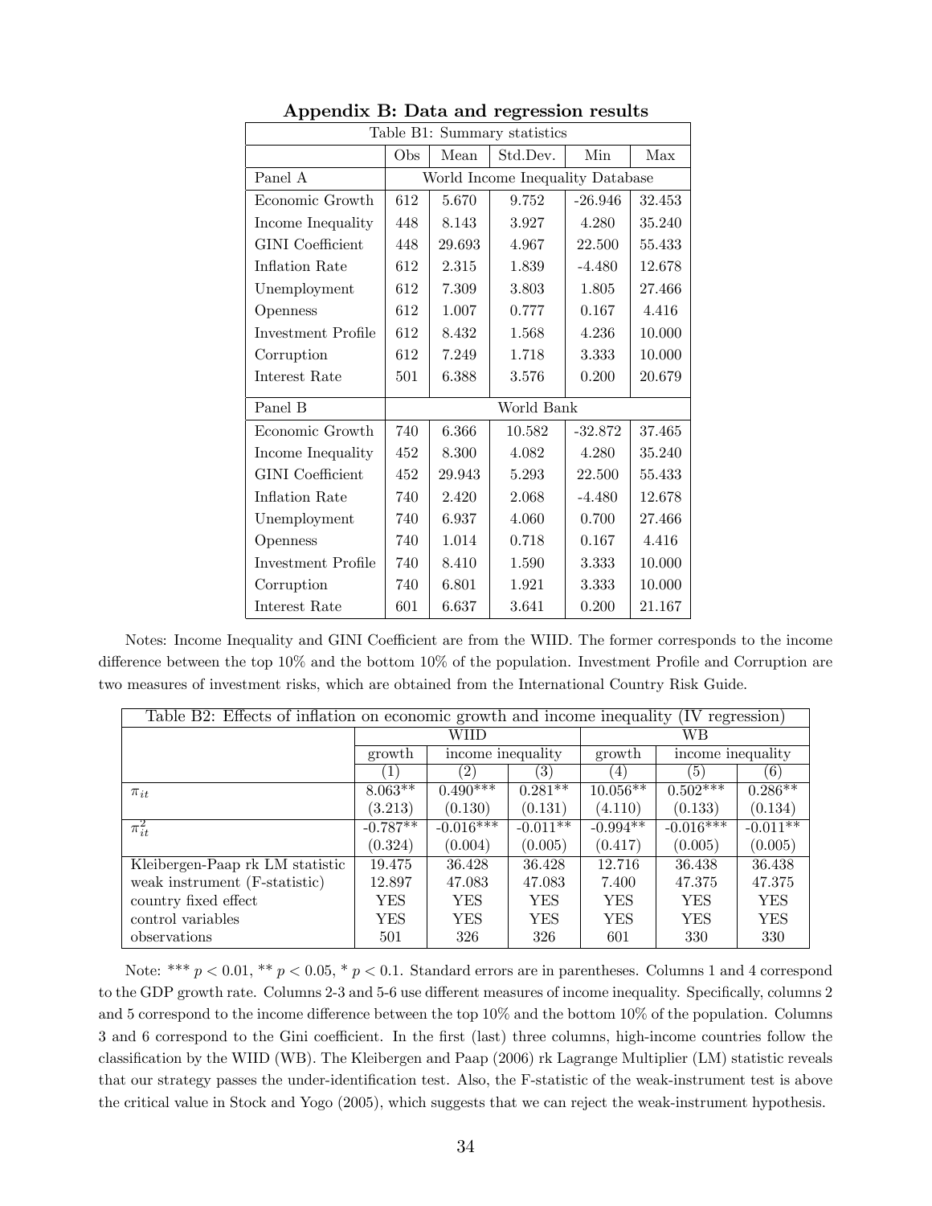## Appendix B: Data and regression results

| Table B1: Summary statistics | | | | | |
|---|---|---|---|---|---|
| | Obs | Mean | Std.Dev. | Min | Max |
| Panel A | World Income Inequality Database | | | | |
| Economic Growth | 612 | 5.670 | 9.752 | -26.946 | 32.453 |
| Income Inequality | 448 | 8.143 | 3.927 | 4.280 | 35.240 |
| GINI Coefficient | 448 | 29.693 | 4.967 | 22.500 | 55.433 |
| Inflation Rate | 612 | 2.315 | 1.839 | -4.480 | 12.678 |
| Unemployment | 612 | 7.309 | 3.803 | 1.805 | 27.466 |
| Openness | 612 | 1.007 | 0.777 | 0.167 | 4.416 |
| Investment Profile | 612 | 8.432 | 1.568 | 4.236 | 10.000 |
| Corruption | 612 | 7.249 | 1.718 | 3.333 | 10.000 |
| Interest Rate | 501 | 6.388 | 3.576 | 0.200 | 20.679 |
| Panel B | World Bank | | | | |
| Economic Growth | 740 | 6.366 | 10.582 | -32.872 | 37.465 |
| Income Inequality | 452 | 8.300 | 4.082 | 4.280 | 35.240 |
| GINI Coefficient | 452 | 29.943 | 5.293 | 22.500 | 55.433 |
| Inflation Rate | 740 | 2.420 | 2.068 | -4.480 | 12.678 |
| Unemployment | 740 | 6.937 | 4.060 | 0.700 | 27.466 |
| Openness | 740 | 1.014 | 0.718 | 0.167 | 4.416 |
| Investment Profile | 740 | 8.410 | 1.590 | 3.333 | 10.000 |
| Corruption | 740 | 6.801 | 1.921 | 3.333 | 10.000 |
| Interest Rate | 601 | 6.637 | 3.641 | 0.200 | 21.167 |

Notes: Income Inequality and GINI Coefficient are from the WIID. The former corresponds to the income difference between the top 10% and the bottom 10% of the population. Investment Profile and Corruption are two measures of investment risks, which are obtained from the International Country Risk Guide.

| Table B2: Effects of inflation on economic growth and income inequality (IV regression) | | | | | | |
|---|---|---|---|---|---|---|
| | WIID | | | WB | | |
| | growth | income inequality | | growth | income inequality | |
| | (1) | (2) | (3) | (4) | (5) | (6) |
| $\pi_{it}$ | 8.063** | 0.490*** | 0.281** | 10.056** | 0.502*** | 0.286** |
| | (3.213) | (0.130) | (0.131) | (4.110) | (0.133) | (0.134) |
| $\pi_{it}^2$ | -0.787** | -0.016*** | -0.011** | -0.994** | -0.016*** | -0.011** |
| | (0.324) | (0.004) | (0.005) | (0.417) | (0.005) | (0.005) |
| Kleibergen-Paap rk LM statistic | 19.475 | 36.428 | 36.428 | 12.716 | 36.438 | 36.438 |
| weak instrument (F-statistic) | 12.897 | 47.083 | 47.083 | 7.400 | 47.375 | 47.375 |
| country fixed effect | YES | YES | YES | YES | YES | YES |
| control variables | YES | YES | YES | YES | YES | YES |
| observations | 501 | 326 | 326 | 601 | 330 | 330 |

Note: *** $p < 0.01$, ** $p < 0.05$, * $p < 0.1$. Standard errors are in parentheses. Columns 1 and 4 correspond to the GDP growth rate. Columns 2-3 and 5-6 use different measures of income inequality. Specifically, columns 2 and 5 correspond to the income difference between the top 10% and the bottom 10% of the population. Columns 3 and 6 correspond to the Gini coefficient. In the first (last) three columns, high-income countries follow the classification by the WIID (WB). The Kleibergen and Paap (2006) rk Lagrange Multiplier (LM) statistic reveals that our strategy passes the under-identification test. Also, the F-statistic of the weak-instrument test is above the critical value in Stock and Yogo (2005), which suggests that we can reject the weak-instrument hypothesis.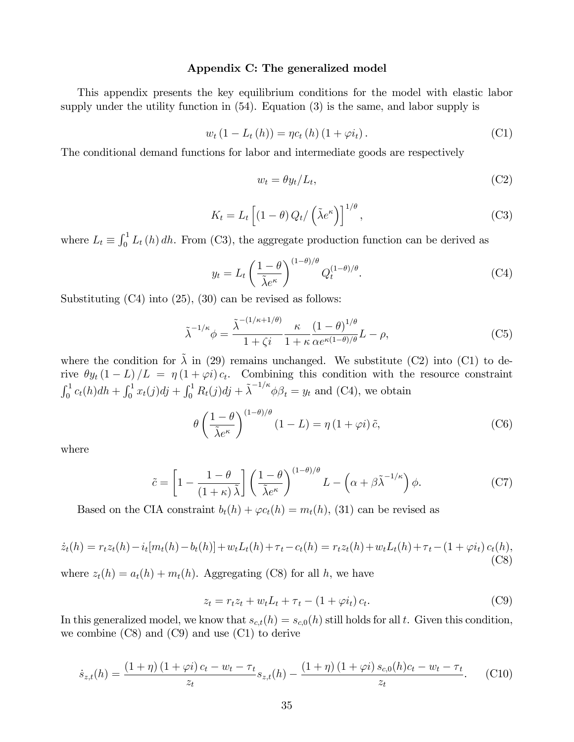### Appendix C: The generalized model

This appendix presents the key equilibrium conditions for the model with elastic labor supply under the utility function in (54). Equation (3) is the same, and labor supply is

$$w_t (1 - L_t (h)) = \eta c_t (h) (1 + \varphi i_t). \tag{C1}$$

The conditional demand functions for labor and intermediate goods are respectively

$$w_t = \theta y_t / L_t, \tag{C2}$$

$$K_t = L_t \left[ (1 - \theta) Q_t / \left( \tilde{\lambda} e^{\kappa} \right) \right]^{1/\theta}, \tag{C3}$$

where $L_t \equiv \int_0^1 L_t (h) \, dh$. From (C3), the aggregate production function can be derived as

$$y_t = L_t \left( \frac{1 - \theta}{\tilde{\lambda} e^{\kappa}} \right)^{(1-\theta)/\theta} Q_t^{(1-\theta)/\theta}. \tag{C4}$$

Substituting (C4) into (25), (30) can be revised as follows:

$$\tilde{\lambda}^{-1/\kappa} \phi = \frac{\tilde{\lambda}^{-(1/\kappa + 1/\theta)}}{1 + \zeta i} \frac{\kappa}{1 + \kappa} \frac{(1 - \theta)^{1/\theta}}{\alpha e^{\kappa(1-\theta)/\theta}} L - \rho, \tag{C5}$$

where the condition for $\tilde{\lambda}$ in (29) remains unchanged. We substitute (C2) into (C1) to derive $\theta y_t (1 - L) / L = \eta (1 + \varphi i) c_t$. Combining this condition with the resource constraint $\int_0^1 c_t(h) dh + \int_0^1 x_t(j) dj + \int_0^1 R_t(j) dj + \tilde{\lambda}^{-1/\kappa} \phi \beta_t = y_t$ and (C4), we obtain

$$\theta \left( \frac{1 - \theta}{\tilde{\lambda} e^{\kappa}} \right)^{(1-\theta)/\theta} (1 - L) = \eta (1 + \varphi i) \tilde{c}, \tag{C6}$$

where

$$\tilde{c} = \left[ 1 - \frac{1 - \theta}{(1 + \kappa) \tilde{\lambda}} \right] \left( \frac{1 - \theta}{\tilde{\lambda} e^{\kappa}} \right)^{(1-\theta)/\theta} L - \left( \alpha + \beta \tilde{\lambda}^{-1/\kappa} \right) \phi. \tag{C7}$$

Based on the CIA constraint $b_t(h) + \varphi c_t(h) = m_t(h)$, (31) can be revised as

$$\dot{z}_t(h) = r_t z_t(h) - i_t[m_t(h) - b_t(h)] + w_t L_t(h) + \tau_t - c_t(h) = r_t z_t(h) + w_t L_t(h) + \tau_t - (1 + \varphi i_t) c_t(h), \tag{C8}$$

where $z_t(h) = a_t(h) + m_t(h)$. Aggregating (C8) for all $h$, we have

$$z_t = r_t z_t + w_t L_t + \tau_t - (1 + \varphi i_t) c_t. \tag{C9}$$

In this generalized model, we know that $s_{c,t}(h) = s_{c,0}(h)$ still holds for all $t$. Given this condition, we combine (C8) and (C9) and use (C1) to derive

$$\dot{s}_{z,t}(h) = \frac{(1 + \eta)(1 + \varphi i) c_t - w_t - \tau_t}{z_t} s_{z,t}(h) - \frac{(1 + \eta)(1 + \varphi i) s_{c,0}(h) c_t - w_t - \tau_t}{z_t}. \tag{C10}$$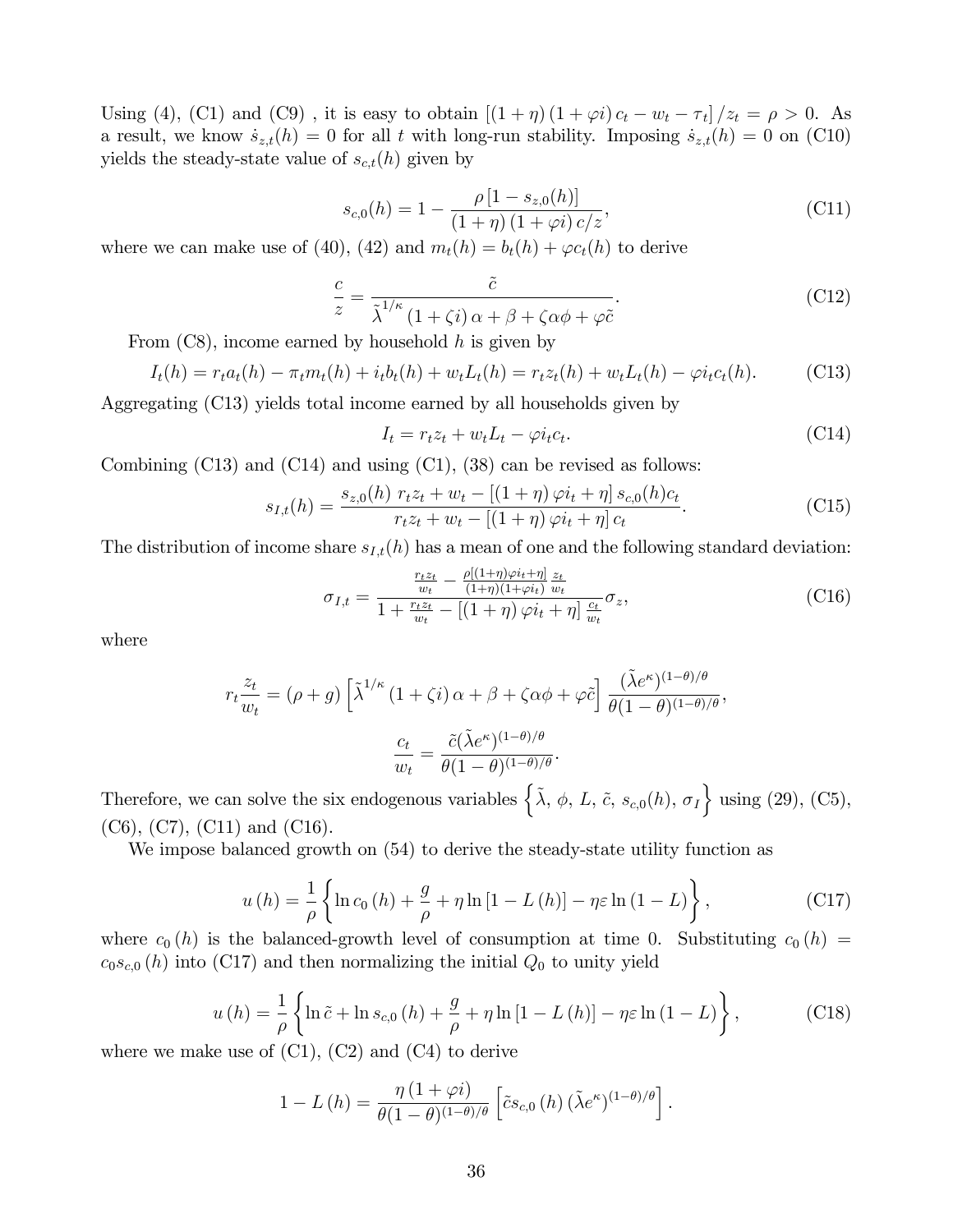Using (4), (C1) and (C9) , it is easy to obtain $[(1+\eta)(1+\varphi i) c_t - w_t - \tau_t]/z_t = \rho > 0$. As a result, we know $\dot{s}_{z,t}(h) = 0$ for all $t$ with long-run stability. Imposing $\dot{s}_{z,t}(h) = 0$ on (C10) yields the steady-state value of $s_{c,t}(h)$ given by

$$s_{c,0}(h) = 1 - \frac{\rho [1 - s_{z,0}(h)]}{(1+\eta)(1+\varphi i) c/z}, \tag{C11}$$

where we can make use of (40), (42) and $m_t(h) = b_t(h) + \varphi c_t(h)$ to derive

$$\frac{c}{z} = \frac{\tilde{c}}{\tilde{\lambda}^{1/\kappa}(1+\zeta i)\alpha + \beta + \zeta\alpha\phi + \varphi\tilde{c}}. \tag{C12}$$

From (C8), income earned by household $h$ is given by

$$I_t(h) = r_t a_t(h) - \pi_t m_t(h) + i_t b_t(h) + w_t L_t(h) = r_t z_t(h) + w_t L_t(h) - \varphi i_t c_t(h). \tag{C13}$$

Aggregating (C13) yields total income earned by all households given by

$$I_t = r_t z_t + w_t L_t - \varphi i_t c_t. \tag{C14}$$

Combining (C13) and (C14) and using (C1), (38) can be revised as follows:

$$s_{I,t}(h) = \frac{s_{z,0}(h)\ r_t z_t + w_t - [(1+\eta)\varphi i_t + \eta] s_{c,0}(h) c_t}{r_t z_t + w_t - [(1+\eta)\varphi i_t + \eta] c_t}. \tag{C15}$$

The distribution of income share $s_{I,t}(h)$ has a mean of one and the following standard deviation:

$$\sigma_{I,t} = \frac{\frac{r_t z_t}{w_t} - \frac{\rho[(1+\eta)\varphi i_t + \eta]}{(1+\eta)(1+\varphi i_t)}\frac{z_t}{w_t}}{1 + \frac{r_t z_t}{w_t} - [(1+\eta)\varphi i_t + \eta]\frac{c_t}{w_t}} \sigma_z, \tag{C16}$$

where

$$r_t \frac{z_t}{w_t} = (\rho + g)\left[\tilde{\lambda}^{1/\kappa}(1+\zeta i)\alpha + \beta + \zeta\alpha\phi + \varphi\tilde{c}\right] \frac{(\tilde{\lambda}e^{\kappa})^{(1-\theta)/\theta}}{\theta(1-\theta)^{(1-\theta)/\theta}},$$

$$\frac{c_t}{w_t} = \frac{\tilde{c}(\tilde{\lambda}e^{\kappa})^{(1-\theta)/\theta}}{\theta(1-\theta)^{(1-\theta)/\theta}}.$$

Therefore, we can solve the six endogenous variables $\left\{\tilde{\lambda},\ \phi,\ L,\ \tilde{c},\ s_{c,0}(h),\ \sigma_I\right\}$ using (29), (C5), (C6), (C7), (C11) and (C16).

We impose balanced growth on (54) to derive the steady-state utility function as

$$u(h) = \frac{1}{\rho}\left\{\ln c_0(h) + \frac{g}{\rho} + \eta \ln[1 - L(h)] - \eta\varepsilon \ln(1 - L)\right\}, \tag{C17}$$

where $c_0(h)$ is the balanced-growth level of consumption at time 0. Substituting $c_0(h) = c_0 s_{c,0}(h)$ into (C17) and then normalizing the initial $Q_0$ to unity yield

$$u(h) = \frac{1}{\rho}\left\{\ln \tilde{c} + \ln s_{c,0}(h) + \frac{g}{\rho} + \eta \ln[1 - L(h)] - \eta\varepsilon \ln(1 - L)\right\}, \tag{C18}$$

where we make use of (C1), (C2) and (C4) to derive

$$1 - L(h) = \frac{\eta(1+\varphi i)}{\theta(1-\theta)^{(1-\theta)/\theta}}\left[\tilde{c} s_{c,0}(h)(\tilde{\lambda}e^{\kappa})^{(1-\theta)/\theta}\right].$$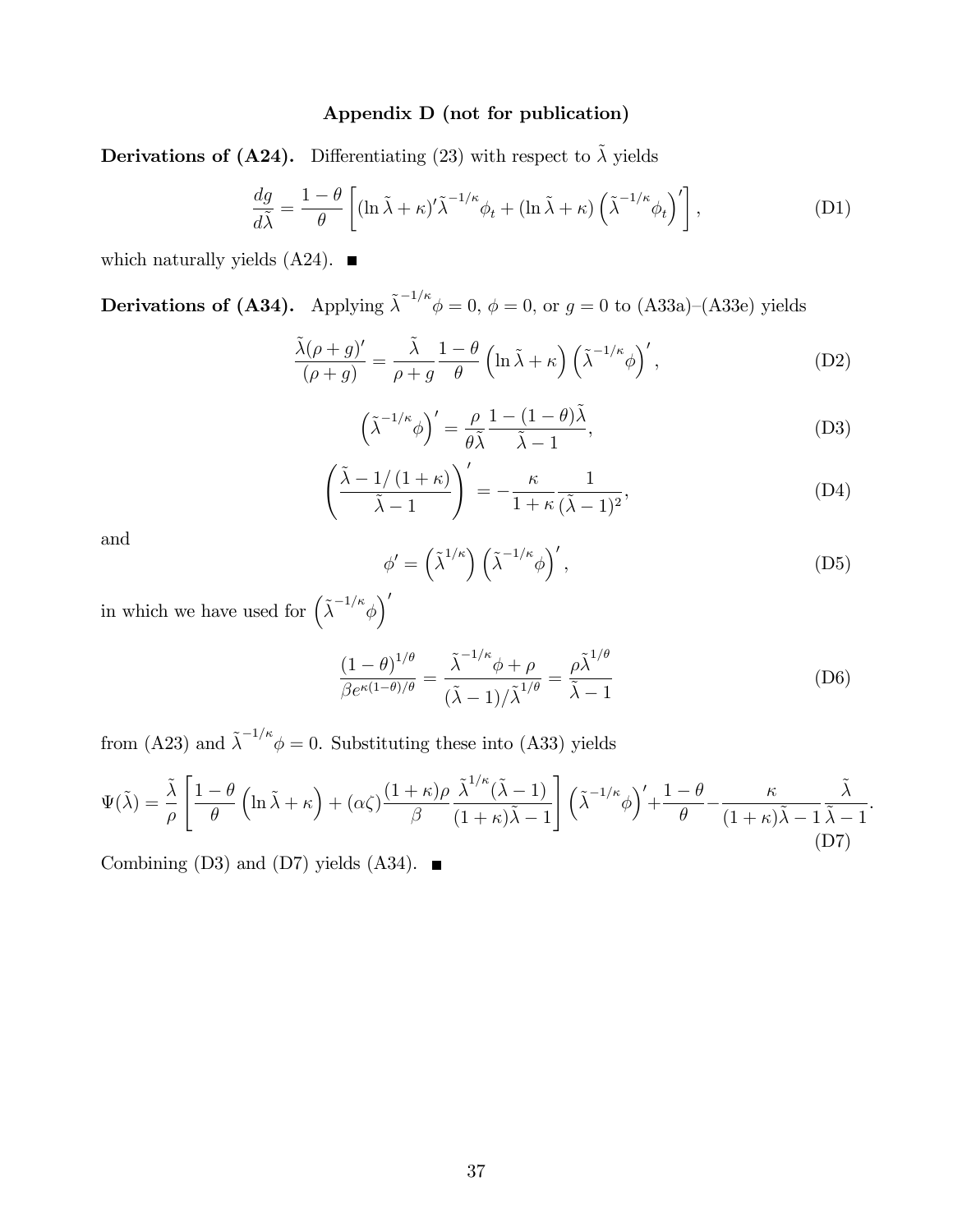## Appendix D (not for publication)

**Derivations of (A24).** Differentiating (23) with respect to $\tilde{\lambda}$ yields

$$\frac{dg}{d\tilde{\lambda}} = \frac{1-\theta}{\theta}\left[(\ln\tilde{\lambda}+\kappa)'\tilde{\lambda}^{-1/\kappa}\phi_t + (\ln\tilde{\lambda}+\kappa)\left(\tilde{\lambda}^{-1/\kappa}\phi_t\right)'\right], \tag{D1}$$

which naturally yields (A24). ■

**Derivations of (A34).** Applying $\tilde{\lambda}^{-1/\kappa}\phi = 0$, $\phi = 0$, or $g = 0$ to (A33a)–(A33e) yields

$$\frac{\tilde{\lambda}(\rho+g)'}{(\rho+g)} = \frac{\tilde{\lambda}}{\rho+g}\frac{1-\theta}{\theta}\left(\ln\tilde{\lambda}+\kappa\right)\left(\tilde{\lambda}^{-1/\kappa}\phi\right)', \tag{D2}$$

$$\left(\tilde{\lambda}^{-1/\kappa}\phi\right)' = \frac{\rho}{\theta\tilde{\lambda}}\frac{1-(1-\theta)\tilde{\lambda}}{\tilde{\lambda}-1}, \tag{D3}$$

$$\left(\frac{\tilde{\lambda}-1/(1+\kappa)}{\tilde{\lambda}-1}\right)' = -\frac{\kappa}{1+\kappa}\frac{1}{(\tilde{\lambda}-1)^2}, \tag{D4}$$

and

$$\phi' = \left(\tilde{\lambda}^{1/\kappa}\right)\left(\tilde{\lambda}^{-1/\kappa}\phi\right)', \tag{D5}$$

in which we have used for $\left(\tilde{\lambda}^{-1/\kappa}\phi\right)'$

$$\frac{(1-\theta)^{1/\theta}}{\beta e^{\kappa(1-\theta)/\theta}} = \frac{\tilde{\lambda}^{-1/\kappa}\phi+\rho}{(\tilde{\lambda}-1)/\tilde{\lambda}^{1/\theta}} = \frac{\rho\tilde{\lambda}^{1/\theta}}{\tilde{\lambda}-1} \tag{D6}$$

from (A23) and $\tilde{\lambda}^{-1/\kappa}\phi = 0$. Substituting these into (A33) yields

$$\Psi(\tilde{\lambda}) = \frac{\tilde{\lambda}}{\rho}\left[\frac{1-\theta}{\theta}\left(\ln\tilde{\lambda}+\kappa\right) + (\alpha\zeta)\frac{(1+\kappa)\rho}{\beta}\frac{\tilde{\lambda}^{1/\kappa}(\tilde{\lambda}-1)}{(1+\kappa)\tilde{\lambda}-1}\right]\left(\tilde{\lambda}^{-1/\kappa}\phi\right)' + \frac{1-\theta}{\theta} - \frac{\kappa}{(1+\kappa)\tilde{\lambda}-1}\frac{\tilde{\lambda}}{\tilde{\lambda}-1}. \tag{D7}$$

Combining (D3) and (D7) yields (A34). ■